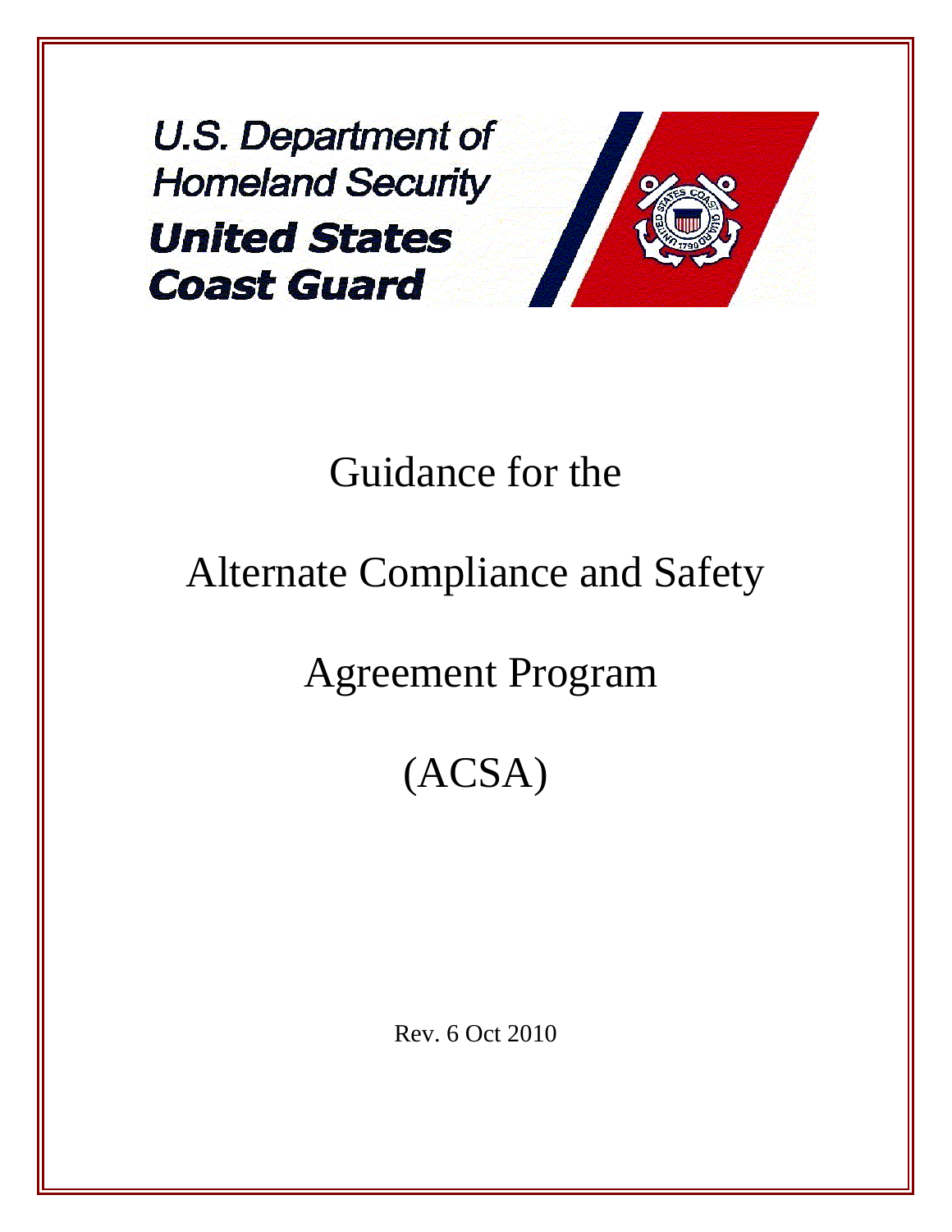U.S. Department of Homeland Security

United States Coast Guard

# Guidance for the Alternate Compliance and Safety Agreement Program (ACSA)

Rev. 6 Oct 2010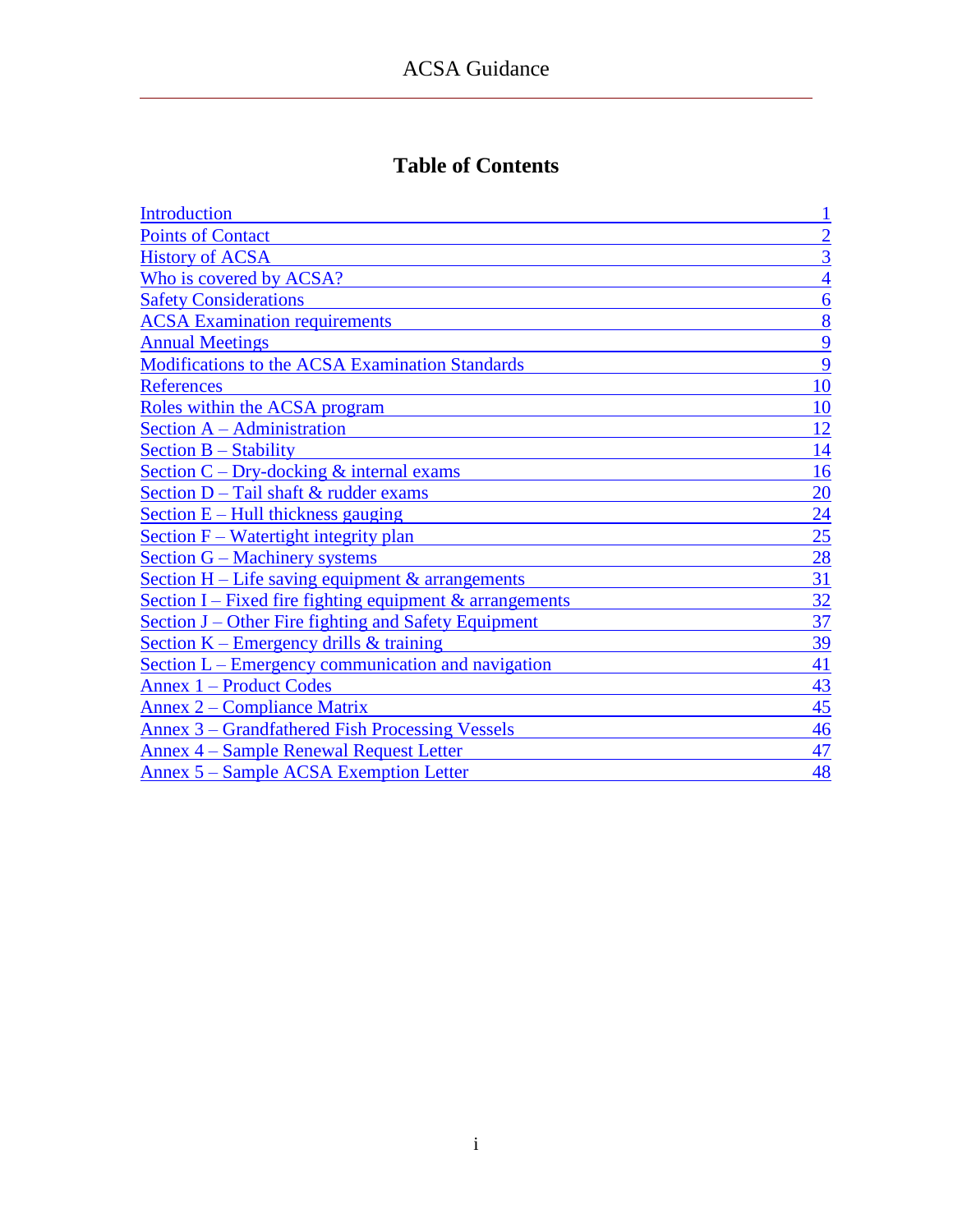# Table of Contents

| | |
|---|---|
| Introduction | 1 |
| Points of Contact | 2 |
| History of ACSA | 3 |
| Who is covered by ACSA? | 4 |
| Safety Considerations | 6 |
| ACSA Examination requirements | 8 |
| Annual Meetings | 9 |
| Modifications to the ACSA Examination Standards | 9 |
| References | 10 |
| Roles within the ACSA program | 10 |
| Section A – Administration | 12 |
| Section B – Stability | 14 |
| Section C – Dry-docking & internal exams | 16 |
| Section D – Tail shaft & rudder exams | 20 |
| Section E – Hull thickness gauging | 24 |
| Section F – Watertight integrity plan | 25 |
| Section G – Machinery systems | 28 |
| Section H – Life saving equipment & arrangements | 31 |
| Section I – Fixed fire fighting equipment & arrangements | 32 |
| Section J – Other Fire fighting and Safety Equipment | 37 |
| Section K – Emergency drills & training | 39 |
| Section L – Emergency communication and navigation | 41 |
| Annex 1 – Product Codes | 43 |
| Annex 2 – Compliance Matrix | 45 |
| Annex 3 – Grandfathered Fish Processing Vessels | 46 |
| Annex 4 – Sample Renewal Request Letter | 47 |
| Annex 5 – Sample ACSA Exemption Letter | 48 |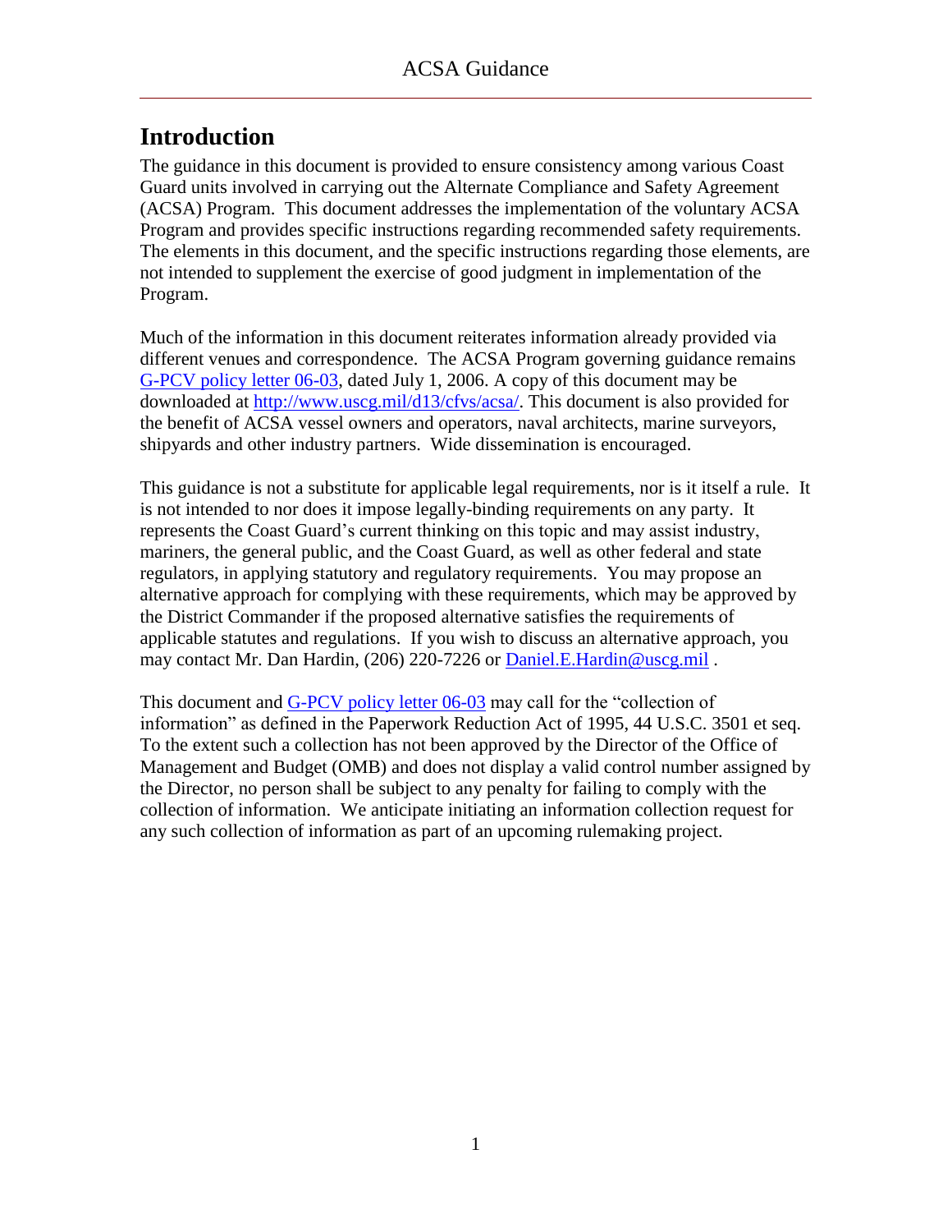# Introduction

The guidance in this document is provided to ensure consistency among various Coast Guard units involved in carrying out the Alternate Compliance and Safety Agreement (ACSA) Program. This document addresses the implementation of the voluntary ACSA Program and provides specific instructions regarding recommended safety requirements. The elements in this document, and the specific instructions regarding those elements, are not intended to supplement the exercise of good judgment in implementation of the Program.

Much of the information in this document reiterates information already provided via different venues and correspondence. The ACSA Program governing guidance remains [G-PCV policy letter 06-03](), dated July 1, 2006. A copy of this document may be downloaded at [http://www.uscg.mil/d13/cfvs/acsa/](http://www.uscg.mil/d13/cfvs/acsa/). This document is also provided for the benefit of ACSA vessel owners and operators, naval architects, marine surveyors, shipyards and other industry partners. Wide dissemination is encouraged.

This guidance is not a substitute for applicable legal requirements, nor is it itself a rule. It is not intended to nor does it impose legally-binding requirements on any party. It represents the Coast Guard's current thinking on this topic and may assist industry, mariners, the general public, and the Coast Guard, as well as other federal and state regulators, in applying statutory and regulatory requirements. You may propose an alternative approach for complying with these requirements, which may be approved by the District Commander if the proposed alternative satisfies the requirements of applicable statutes and regulations. If you wish to discuss an alternative approach, you may contact Mr. Dan Hardin, (206) 220-7226 or [Daniel.E.Hardin@uscg.mil](mailto:Daniel.E.Hardin@uscg.mil) .

This document and [G-PCV policy letter 06-03]() may call for the "collection of information" as defined in the Paperwork Reduction Act of 1995, 44 U.S.C. 3501 et seq. To the extent such a collection has not been approved by the Director of the Office of Management and Budget (OMB) and does not display a valid control number assigned by the Director, no person shall be subject to any penalty for failing to comply with the collection of information. We anticipate initiating an information collection request for any such collection of information as part of an upcoming rulemaking project.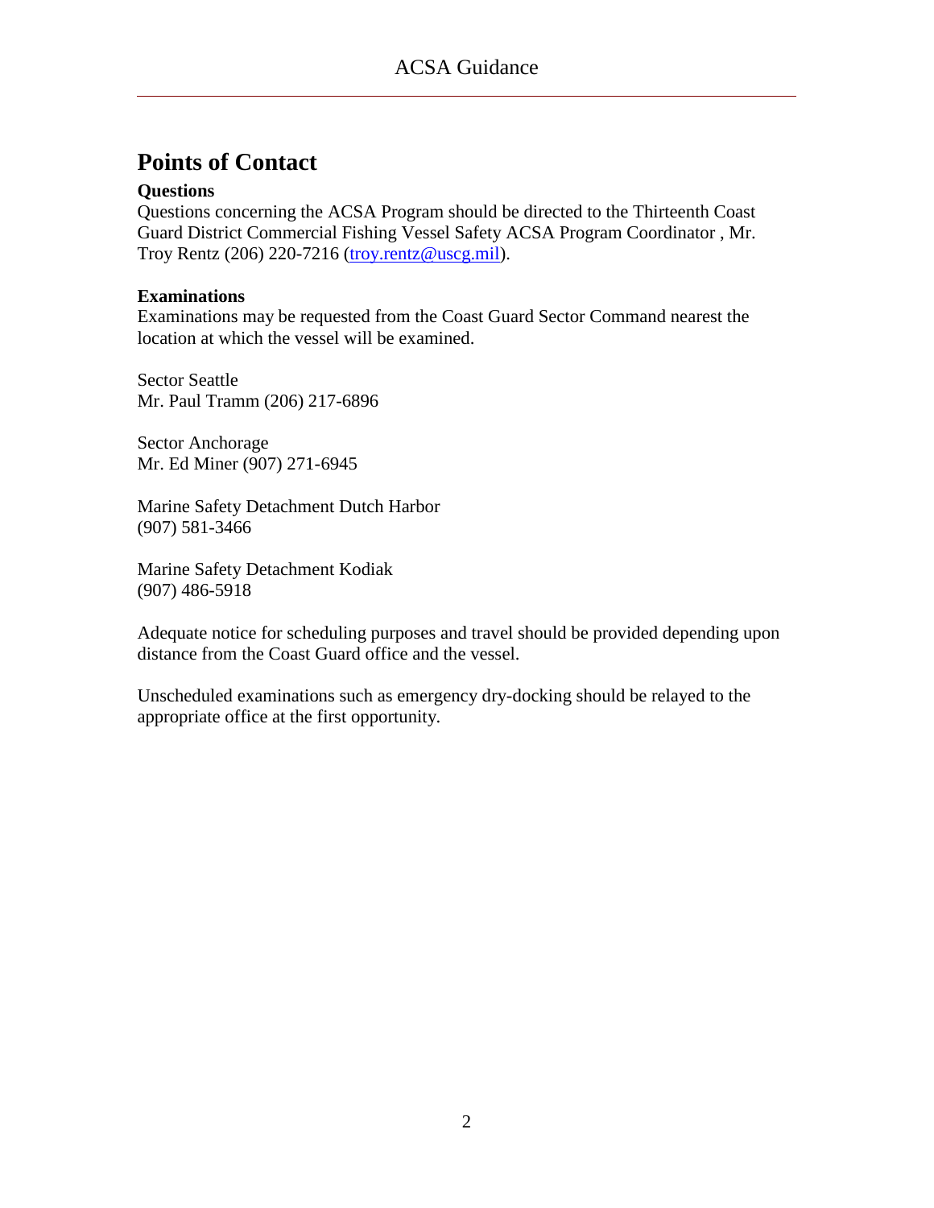## Points of Contact

**Questions**

Questions concerning the ACSA Program should be directed to the Thirteenth Coast Guard District Commercial Fishing Vessel Safety ACSA Program Coordinator , Mr. Troy Rentz (206) 220-7216 (troy.rentz@uscg.mil).

**Examinations**

Examinations may be requested from the Coast Guard Sector Command nearest the location at which the vessel will be examined.

Sector Seattle
Mr. Paul Tramm (206) 217-6896

Sector Anchorage
Mr. Ed Miner (907) 271-6945

Marine Safety Detachment Dutch Harbor
(907) 581-3466

Marine Safety Detachment Kodiak
(907) 486-5918

Adequate notice for scheduling purposes and travel should be provided depending upon distance from the Coast Guard office and the vessel.

Unscheduled examinations such as emergency dry-docking should be relayed to the appropriate office at the first opportunity.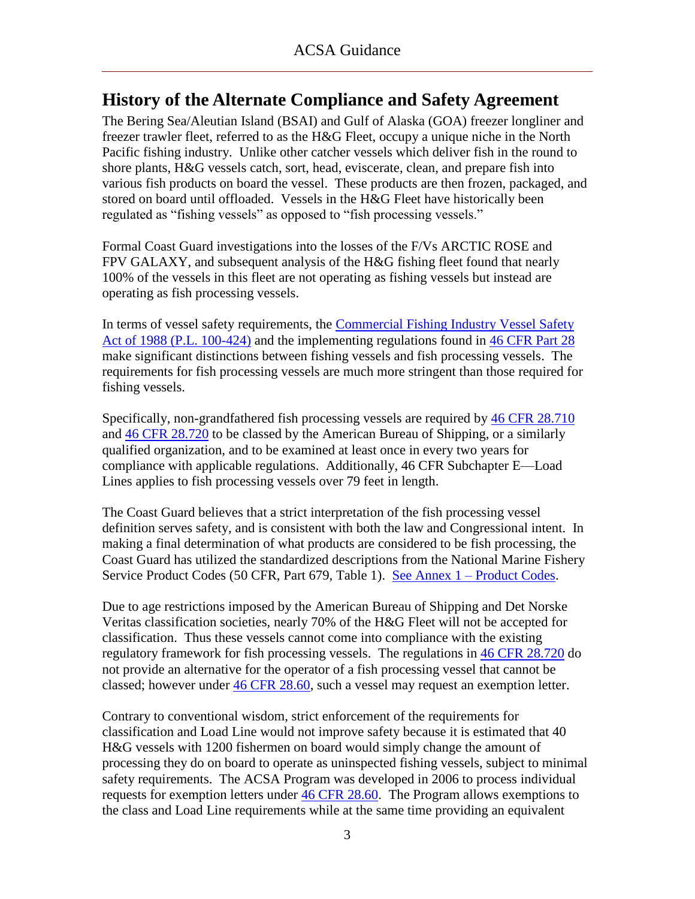# History of the Alternate Compliance and Safety Agreement

The Bering Sea/Aleutian Island (BSAI) and Gulf of Alaska (GOA) freezer longliner and freezer trawler fleet, referred to as the H&G Fleet, occupy a unique niche in the North Pacific fishing industry. Unlike other catcher vessels which deliver fish in the round to shore plants, H&G vessels catch, sort, head, eviscerate, clean, and prepare fish into various fish products on board the vessel. These products are then frozen, packaged, and stored on board until offloaded. Vessels in the H&G Fleet have historically been regulated as "fishing vessels" as opposed to "fish processing vessels."

Formal Coast Guard investigations into the losses of the F/Vs ARCTIC ROSE and FPV GALAXY, and subsequent analysis of the H&G fishing fleet found that nearly 100% of the vessels in this fleet are not operating as fishing vessels but instead are operating as fish processing vessels.

In terms of vessel safety requirements, the Commercial Fishing Industry Vessel Safety Act of 1988 (P.L. 100-424) and the implementing regulations found in 46 CFR Part 28 make significant distinctions between fishing vessels and fish processing vessels. The requirements for fish processing vessels are much more stringent than those required for fishing vessels.

Specifically, non-grandfathered fish processing vessels are required by 46 CFR 28.710 and 46 CFR 28.720 to be classed by the American Bureau of Shipping, or a similarly qualified organization, and to be examined at least once in every two years for compliance with applicable regulations. Additionally, 46 CFR Subchapter E—Load Lines applies to fish processing vessels over 79 feet in length.

The Coast Guard believes that a strict interpretation of the fish processing vessel definition serves safety, and is consistent with both the law and Congressional intent. In making a final determination of what products are considered to be fish processing, the Coast Guard has utilized the standardized descriptions from the National Marine Fishery Service Product Codes (50 CFR, Part 679, Table 1). See Annex 1 – Product Codes.

Due to age restrictions imposed by the American Bureau of Shipping and Det Norske Veritas classification societies, nearly 70% of the H&G Fleet will not be accepted for classification. Thus these vessels cannot come into compliance with the existing regulatory framework for fish processing vessels. The regulations in 46 CFR 28.720 do not provide an alternative for the operator of a fish processing vessel that cannot be classed; however under 46 CFR 28.60, such a vessel may request an exemption letter.

Contrary to conventional wisdom, strict enforcement of the requirements for classification and Load Line would not improve safety because it is estimated that 40 H&G vessels with 1200 fishermen on board would simply change the amount of processing they do on board to operate as uninspected fishing vessels, subject to minimal safety requirements. The ACSA Program was developed in 2006 to process individual requests for exemption letters under 46 CFR 28.60. The Program allows exemptions to the class and Load Line requirements while at the same time providing an equivalent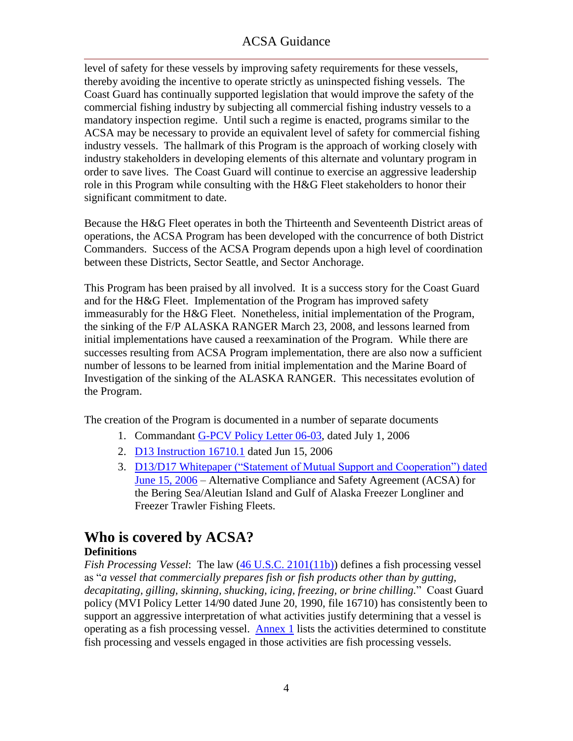level of safety for these vessels by improving safety requirements for these vessels, thereby avoiding the incentive to operate strictly as uninspected fishing vessels. The Coast Guard has continually supported legislation that would improve the safety of the commercial fishing industry by subjecting all commercial fishing industry vessels to a mandatory inspection regime. Until such a regime is enacted, programs similar to the ACSA may be necessary to provide an equivalent level of safety for commercial fishing industry vessels. The hallmark of this Program is the approach of working closely with industry stakeholders in developing elements of this alternate and voluntary program in order to save lives. The Coast Guard will continue to exercise an aggressive leadership role in this Program while consulting with the H&G Fleet stakeholders to honor their significant commitment to date.

Because the H&G Fleet operates in both the Thirteenth and Seventeenth District areas of operations, the ACSA Program has been developed with the concurrence of both District Commanders. Success of the ACSA Program depends upon a high level of coordination between these Districts, Sector Seattle, and Sector Anchorage.

This Program has been praised by all involved. It is a success story for the Coast Guard and for the H&G Fleet. Implementation of the Program has improved safety immeasurably for the H&G Fleet. Nonetheless, initial implementation of the Program, the sinking of the F/P ALASKA RANGER March 23, 2008, and lessons learned from initial implementations have caused a reexamination of the Program. While there are successes resulting from ACSA Program implementation, there are also now a sufficient number of lessons to be learned from initial implementation and the Marine Board of Investigation of the sinking of the ALASKA RANGER. This necessitates evolution of the Program.

The creation of the Program is documented in a number of separate documents

1. Commandant G-PCV Policy Letter 06-03, dated July 1, 2006
2. D13 Instruction 16710.1 dated Jun 15, 2006
3. D13/D17 Whitepaper ("Statement of Mutual Support and Cooperation") dated June 15, 2006 – Alternative Compliance and Safety Agreement (ACSA) for the Bering Sea/Aleutian Island and Gulf of Alaska Freezer Longliner and Freezer Trawler Fishing Fleets.

## Who is covered by ACSA?

**Definitions**

*Fish Processing Vessel*: The law (46 U.S.C. 2101(11b)) defines a fish processing vessel as "*a vessel that commercially prepares fish or fish products other than by gutting, decapitating, gilling, skinning, shucking, icing, freezing, or brine chilling.*" Coast Guard policy (MVI Policy Letter 14/90 dated June 20, 1990, file 16710) has consistently been to support an aggressive interpretation of what activities justify determining that a vessel is operating as a fish processing vessel. Annex 1 lists the activities determined to constitute fish processing and vessels engaged in those activities are fish processing vessels.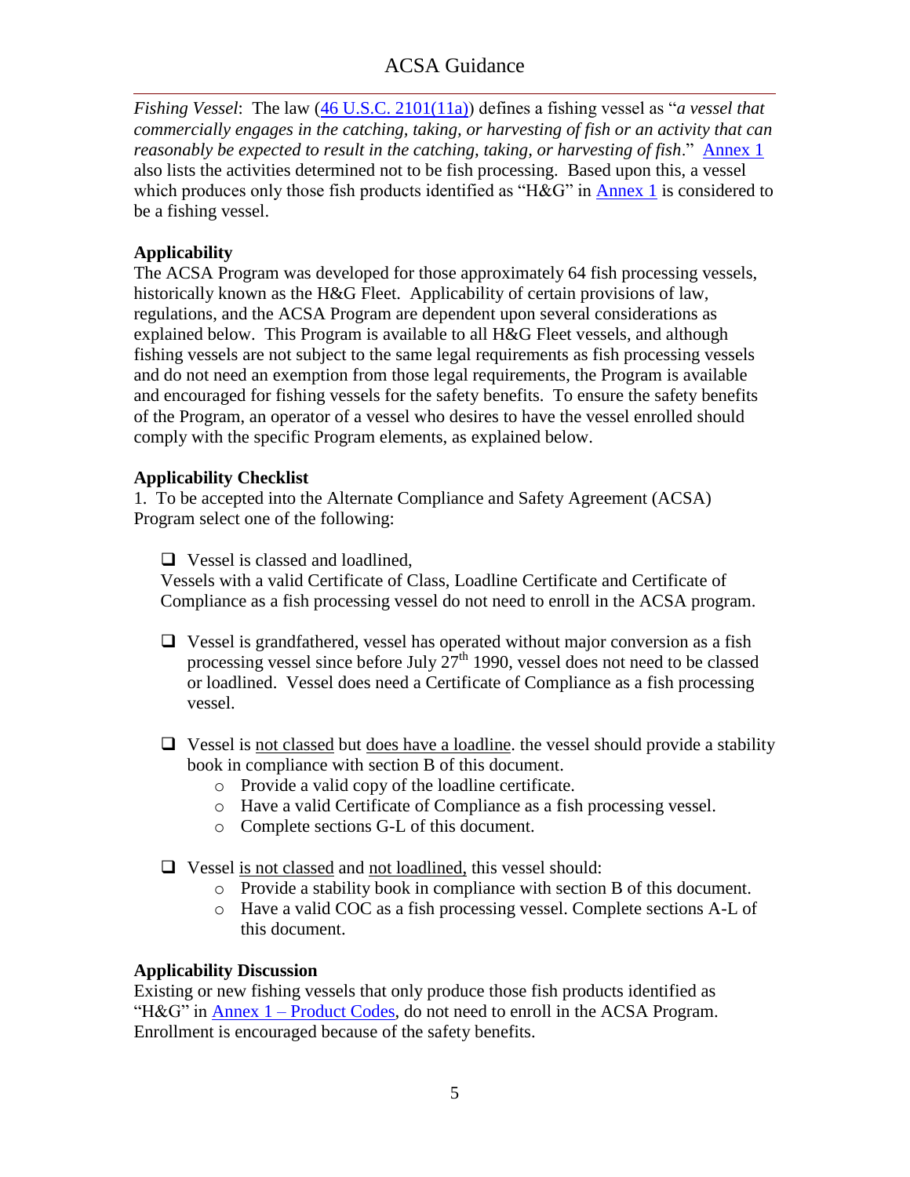*Fishing Vessel*: The law (46 U.S.C. 2101(11a)) defines a fishing vessel as "*a vessel that commercially engages in the catching, taking, or harvesting of fish or an activity that can reasonably be expected to result in the catching, taking, or harvesting of fish*." Annex 1 also lists the activities determined not to be fish processing. Based upon this, a vessel which produces only those fish products identified as "H&G" in Annex 1 is considered to be a fishing vessel.

**Applicability**

The ACSA Program was developed for those approximately 64 fish processing vessels, historically known as the H&G Fleet. Applicability of certain provisions of law, regulations, and the ACSA Program are dependent upon several considerations as explained below. This Program is available to all H&G Fleet vessels, and although fishing vessels are not subject to the same legal requirements as fish processing vessels and do not need an exemption from those legal requirements, the Program is available and encouraged for fishing vessels for the safety benefits. To ensure the safety benefits of the Program, an operator of a vessel who desires to have the vessel enrolled should comply with the specific Program elements, as explained below.

**Applicability Checklist**

1. To be accepted into the Alternate Compliance and Safety Agreement (ACSA) Program select one of the following:

- ❑ Vessel is classed and loadlined,
  Vessels with a valid Certificate of Class, Loadline Certificate and Certificate of Compliance as a fish processing vessel do not need to enroll in the ACSA program.

- ❑ Vessel is grandfathered, vessel has operated without major conversion as a fish processing vessel since before July 27th 1990, vessel does not need to be classed or loadlined. Vessel does need a Certificate of Compliance as a fish processing vessel.

- ❑ Vessel is <u>not classed</u> but <u>does have a loadline</u>. the vessel should provide a stability book in compliance with section B of this document.
  - Provide a valid copy of the loadline certificate.
  - Have a valid Certificate of Compliance as a fish processing vessel.
  - Complete sections G-L of this document.

- ❑ Vessel <u>is not classed</u> and <u>not loadlined,</u> this vessel should:
  - Provide a stability book in compliance with section B of this document.
  - Have a valid COC as a fish processing vessel. Complete sections A-L of this document.

**Applicability Discussion**

Existing or new fishing vessels that only produce those fish products identified as "H&G" in Annex 1 – Product Codes, do not need to enroll in the ACSA Program. Enrollment is encouraged because of the safety benefits.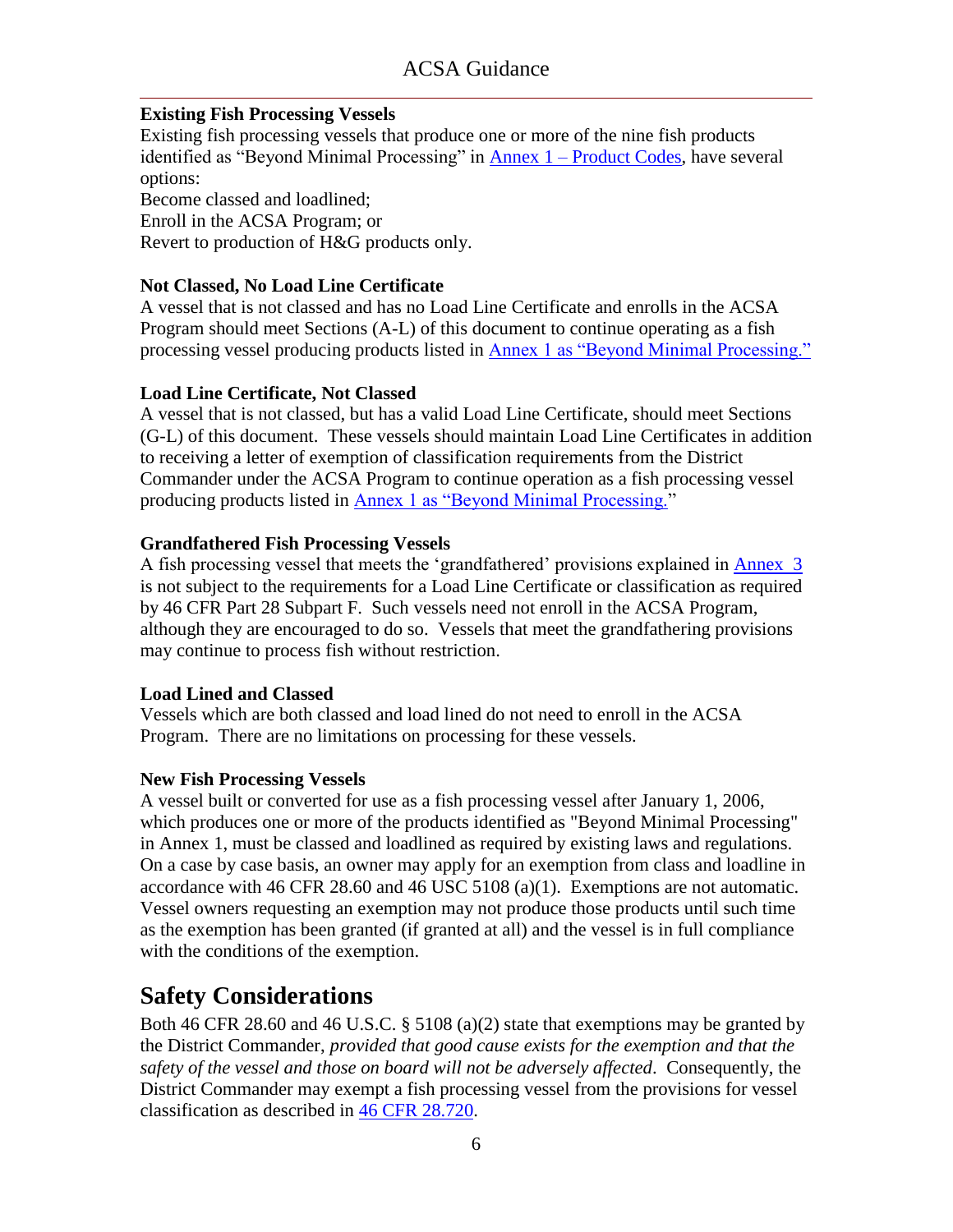### Existing Fish Processing Vessels

Existing fish processing vessels that produce one or more of the nine fish products identified as "Beyond Minimal Processing" in Annex 1 – Product Codes, have several options:

Become classed and loadlined;
Enroll in the ACSA Program; or
Revert to production of H&G products only.

### Not Classed, No Load Line Certificate

A vessel that is not classed and has no Load Line Certificate and enrolls in the ACSA Program should meet Sections (A-L) of this document to continue operating as a fish processing vessel producing products listed in Annex 1 as "Beyond Minimal Processing."

### Load Line Certificate, Not Classed

A vessel that is not classed, but has a valid Load Line Certificate, should meet Sections (G-L) of this document. These vessels should maintain Load Line Certificates in addition to receiving a letter of exemption of classification requirements from the District Commander under the ACSA Program to continue operation as a fish processing vessel producing products listed in Annex 1 as "Beyond Minimal Processing."

### Grandfathered Fish Processing Vessels

A fish processing vessel that meets the 'grandfathered' provisions explained in Annex 3 is not subject to the requirements for a Load Line Certificate or classification as required by 46 CFR Part 28 Subpart F. Such vessels need not enroll in the ACSA Program, although they are encouraged to do so. Vessels that meet the grandfathering provisions may continue to process fish without restriction.

### Load Lined and Classed

Vessels which are both classed and load lined do not need to enroll in the ACSA Program. There are no limitations on processing for these vessels.

### New Fish Processing Vessels

A vessel built or converted for use as a fish processing vessel after January 1, 2006, which produces one or more of the products identified as "Beyond Minimal Processing" in Annex 1, must be classed and loadlined as required by existing laws and regulations. On a case by case basis, an owner may apply for an exemption from class and loadline in accordance with 46 CFR 28.60 and 46 USC 5108 (a)(1). Exemptions are not automatic. Vessel owners requesting an exemption may not produce those products until such time as the exemption has been granted (if granted at all) and the vessel is in full compliance with the conditions of the exemption.

## Safety Considerations

Both 46 CFR 28.60 and 46 U.S.C. § 5108 (a)(2) state that exemptions may be granted by the District Commander, *provided that good cause exists for the exemption and that the safety of the vessel and those on board will not be adversely affected*. Consequently, the District Commander may exempt a fish processing vessel from the provisions for vessel classification as described in 46 CFR 28.720.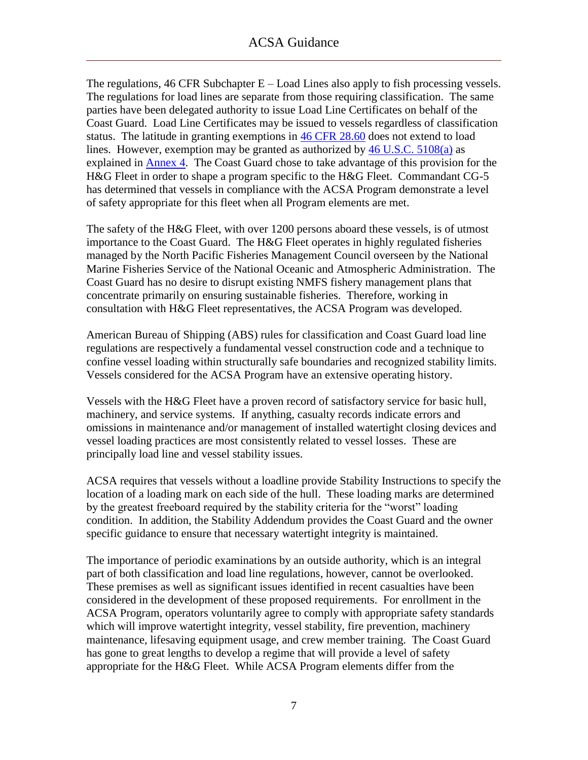The regulations, 46 CFR Subchapter E – Load Lines also apply to fish processing vessels. The regulations for load lines are separate from those requiring classification. The same parties have been delegated authority to issue Load Line Certificates on behalf of the Coast Guard. Load Line Certificates may be issued to vessels regardless of classification status. The latitude in granting exemptions in 46 CFR 28.60 does not extend to load lines. However, exemption may be granted as authorized by 46 U.S.C. 5108(a) as explained in Annex 4. The Coast Guard chose to take advantage of this provision for the H&G Fleet in order to shape a program specific to the H&G Fleet. Commandant CG-5 has determined that vessels in compliance with the ACSA Program demonstrate a level of safety appropriate for this fleet when all Program elements are met.

The safety of the H&G Fleet, with over 1200 persons aboard these vessels, is of utmost importance to the Coast Guard. The H&G Fleet operates in highly regulated fisheries managed by the North Pacific Fisheries Management Council overseen by the National Marine Fisheries Service of the National Oceanic and Atmospheric Administration. The Coast Guard has no desire to disrupt existing NMFS fishery management plans that concentrate primarily on ensuring sustainable fisheries. Therefore, working in consultation with H&G Fleet representatives, the ACSA Program was developed.

American Bureau of Shipping (ABS) rules for classification and Coast Guard load line regulations are respectively a fundamental vessel construction code and a technique to confine vessel loading within structurally safe boundaries and recognized stability limits. Vessels considered for the ACSA Program have an extensive operating history.

Vessels with the H&G Fleet have a proven record of satisfactory service for basic hull, machinery, and service systems. If anything, casualty records indicate errors and omissions in maintenance and/or management of installed watertight closing devices and vessel loading practices are most consistently related to vessel losses. These are principally load line and vessel stability issues.

ACSA requires that vessels without a loadline provide Stability Instructions to specify the location of a loading mark on each side of the hull. These loading marks are determined by the greatest freeboard required by the stability criteria for the "worst" loading condition. In addition, the Stability Addendum provides the Coast Guard and the owner specific guidance to ensure that necessary watertight integrity is maintained.

The importance of periodic examinations by an outside authority, which is an integral part of both classification and load line regulations, however, cannot be overlooked. These premises as well as significant issues identified in recent casualties have been considered in the development of these proposed requirements. For enrollment in the ACSA Program, operators voluntarily agree to comply with appropriate safety standards which will improve watertight integrity, vessel stability, fire prevention, machinery maintenance, lifesaving equipment usage, and crew member training. The Coast Guard has gone to great lengths to develop a regime that will provide a level of safety appropriate for the H&G Fleet. While ACSA Program elements differ from the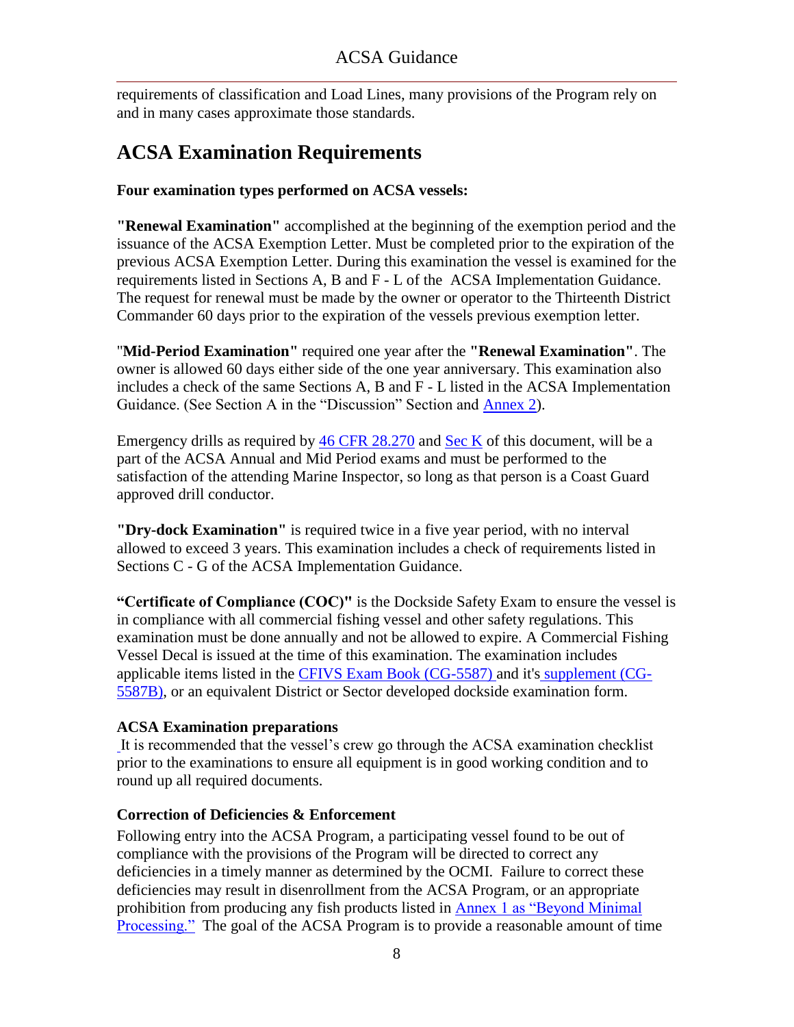requirements of classification and Load Lines, many provisions of the Program rely on and in many cases approximate those standards.

## ACSA Examination Requirements

**Four examination types performed on ACSA vessels:**

**"Renewal Examination"** accomplished at the beginning of the exemption period and the issuance of the ACSA Exemption Letter. Must be completed prior to the expiration of the previous ACSA Exemption Letter. During this examination the vessel is examined for the requirements listed in Sections A, B and F - L of the ACSA Implementation Guidance. The request for renewal must be made by the owner or operator to the Thirteenth District Commander 60 days prior to the expiration of the vessels previous exemption letter.

"**Mid-Period Examination"** required one year after the **"Renewal Examination"**. The owner is allowed 60 days either side of the one year anniversary. This examination also includes a check of the same Sections A, B and F - L listed in the ACSA Implementation Guidance. (See Section A in the "Discussion" Section and Annex 2).

Emergency drills as required by 46 CFR 28.270 and Sec K of this document, will be a part of the ACSA Annual and Mid Period exams and must be performed to the satisfaction of the attending Marine Inspector, so long as that person is a Coast Guard approved drill conductor.

**"Dry-dock Examination"** is required twice in a five year period, with no interval allowed to exceed 3 years. This examination includes a check of requirements listed in Sections C - G of the ACSA Implementation Guidance.

**"Certificate of Compliance (COC)"** is the Dockside Safety Exam to ensure the vessel is in compliance with all commercial fishing vessel and other safety regulations. This examination must be done annually and not be allowed to expire. A Commercial Fishing Vessel Decal is issued at the time of this examination. The examination includes applicable items listed in the CFIVS Exam Book (CG-5587) and it's supplement (CG-5587B), or an equivalent District or Sector developed dockside examination form.

**ACSA Examination preparations**

It is recommended that the vessel's crew go through the ACSA examination checklist prior to the examinations to ensure all equipment is in good working condition and to round up all required documents.

**Correction of Deficiencies & Enforcement**

Following entry into the ACSA Program, a participating vessel found to be out of compliance with the provisions of the Program will be directed to correct any deficiencies in a timely manner as determined by the OCMI. Failure to correct these deficiencies may result in disenrollment from the ACSA Program, or an appropriate prohibition from producing any fish products listed in Annex 1 as "Beyond Minimal Processing." The goal of the ACSA Program is to provide a reasonable amount of time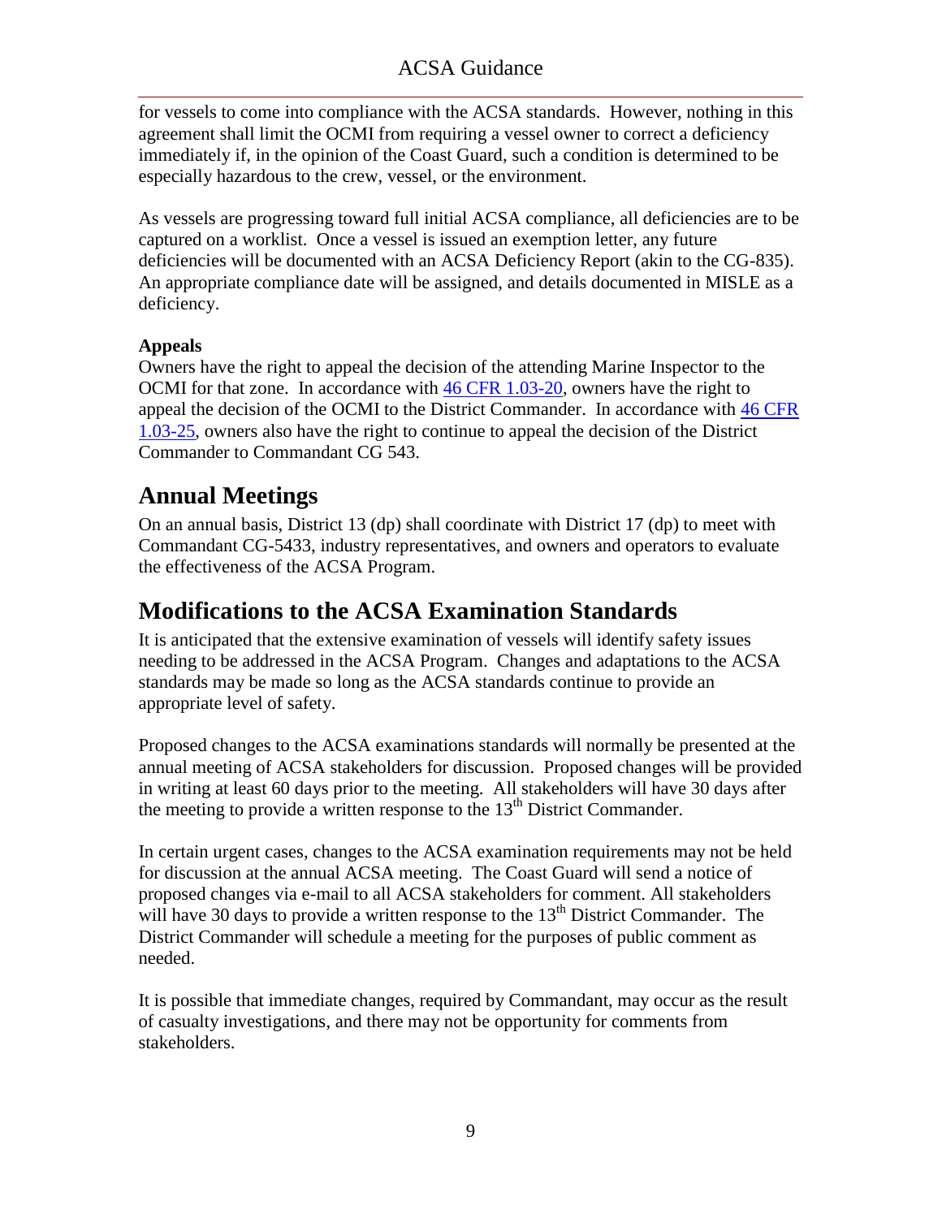for vessels to come into compliance with the ACSA standards. However, nothing in this agreement shall limit the OCMI from requiring a vessel owner to correct a deficiency immediately if, in the opinion of the Coast Guard, such a condition is determined to be especially hazardous to the crew, vessel, or the environment.

As vessels are progressing toward full initial ACSA compliance, all deficiencies are to be captured on a worklist. Once a vessel is issued an exemption letter, any future deficiencies will be documented with an ACSA Deficiency Report (akin to the CG-835). An appropriate compliance date will be assigned, and details documented in MISLE as a deficiency.

**Appeals**

Owners have the right to appeal the decision of the attending Marine Inspector to the OCMI for that zone. In accordance with 46 CFR 1.03-20, owners have the right to appeal the decision of the OCMI to the District Commander. In accordance with 46 CFR 1.03-25, owners also have the right to continue to appeal the decision of the District Commander to Commandant CG 543.

## Annual Meetings

On an annual basis, District 13 (dp) shall coordinate with District 17 (dp) to meet with Commandant CG-5433, industry representatives, and owners and operators to evaluate the effectiveness of the ACSA Program.

## Modifications to the ACSA Examination Standards

It is anticipated that the extensive examination of vessels will identify safety issues needing to be addressed in the ACSA Program. Changes and adaptations to the ACSA standards may be made so long as the ACSA standards continue to provide an appropriate level of safety.

Proposed changes to the ACSA examinations standards will normally be presented at the annual meeting of ACSA stakeholders for discussion. Proposed changes will be provided in writing at least 60 days prior to the meeting. All stakeholders will have 30 days after the meeting to provide a written response to the 13th District Commander.

In certain urgent cases, changes to the ACSA examination requirements may not be held for discussion at the annual ACSA meeting. The Coast Guard will send a notice of proposed changes via e-mail to all ACSA stakeholders for comment. All stakeholders will have 30 days to provide a written response to the 13th District Commander. The District Commander will schedule a meeting for the purposes of public comment as needed.

It is possible that immediate changes, required by Commandant, may occur as the result of casualty investigations, and there may not be opportunity for comments from stakeholders.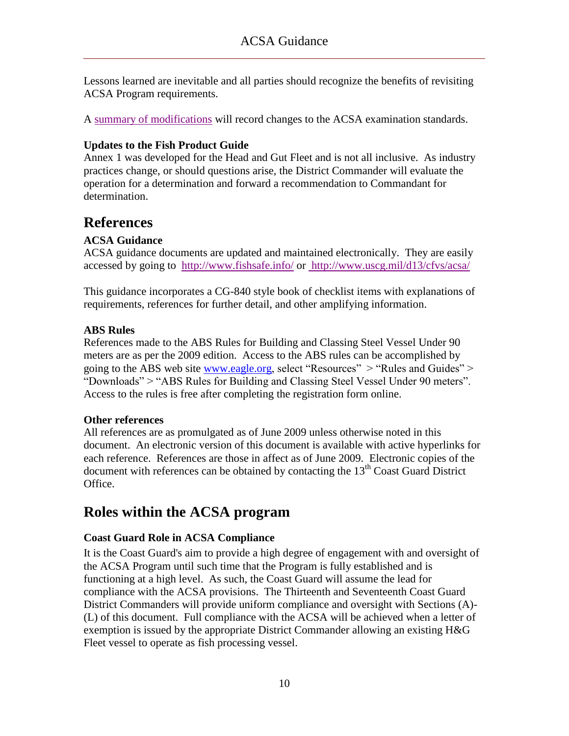Lessons learned are inevitable and all parties should recognize the benefits of revisiting ACSA Program requirements.

A summary of modifications will record changes to the ACSA examination standards.

**Updates to the Fish Product Guide**

Annex 1 was developed for the Head and Gut Fleet and is not all inclusive. As industry practices change, or should questions arise, the District Commander will evaluate the operation for a determination and forward a recommendation to Commandant for determination.

## References

**ACSA Guidance**

ACSA guidance documents are updated and maintained electronically. They are easily accessed by going to http://www.fishsafe.info/ or http://www.uscg.mil/d13/cfvs/acsa/

This guidance incorporates a CG-840 style book of checklist items with explanations of requirements, references for further detail, and other amplifying information.

**ABS Rules**

References made to the ABS Rules for Building and Classing Steel Vessel Under 90 meters are as per the 2009 edition. Access to the ABS rules can be accomplished by going to the ABS web site www.eagle.org, select "Resources" > "Rules and Guides" > "Downloads" > "ABS Rules for Building and Classing Steel Vessel Under 90 meters". Access to the rules is free after completing the registration form online.

**Other references**

All references are as promulgated as of June 2009 unless otherwise noted in this document. An electronic version of this document is available with active hyperlinks for each reference. References are those in affect as of June 2009. Electronic copies of the document with references can be obtained by contacting the 13th Coast Guard District Office.

## Roles within the ACSA program

**Coast Guard Role in ACSA Compliance**

It is the Coast Guard's aim to provide a high degree of engagement with and oversight of the ACSA Program until such time that the Program is fully established and is functioning at a high level. As such, the Coast Guard will assume the lead for compliance with the ACSA provisions. The Thirteenth and Seventeenth Coast Guard District Commanders will provide uniform compliance and oversight with Sections (A)-(L) of this document. Full compliance with the ACSA will be achieved when a letter of exemption is issued by the appropriate District Commander allowing an existing H&G Fleet vessel to operate as fish processing vessel.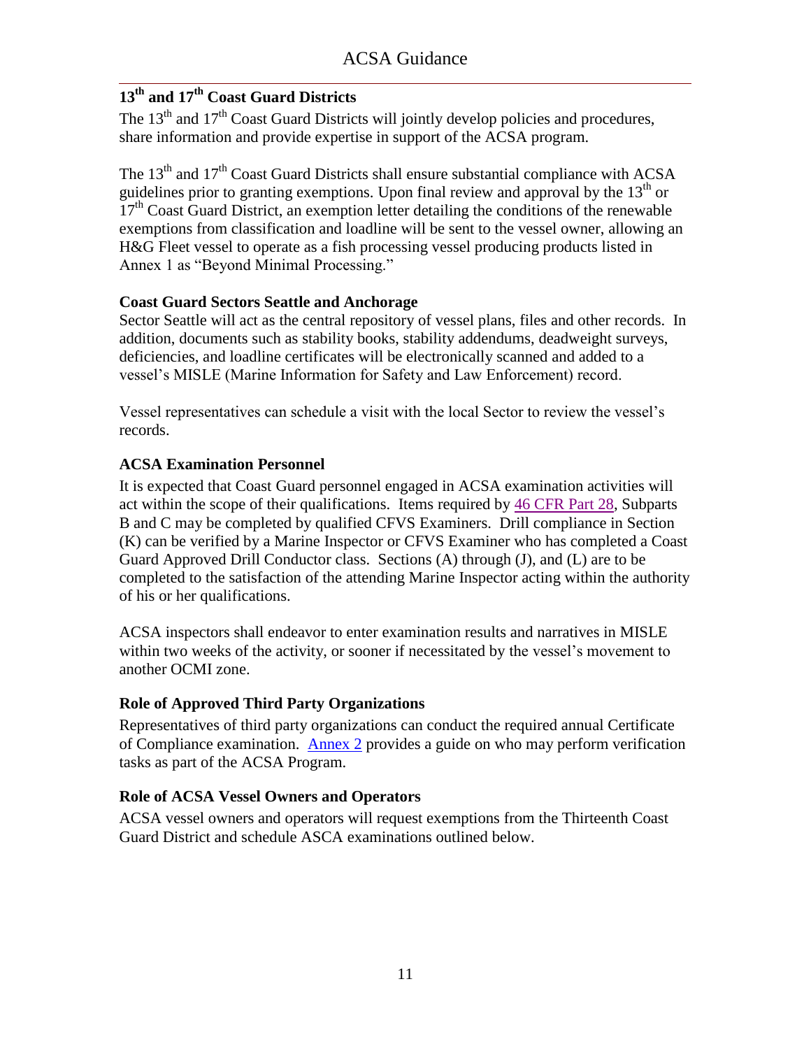## 13th and 17th Coast Guard Districts

The 13th and 17th Coast Guard Districts will jointly develop policies and procedures, share information and provide expertise in support of the ACSA program.

The 13th and 17th Coast Guard Districts shall ensure substantial compliance with ACSA guidelines prior to granting exemptions. Upon final review and approval by the 13th or 17th Coast Guard District, an exemption letter detailing the conditions of the renewable exemptions from classification and loadline will be sent to the vessel owner, allowing an H&G Fleet vessel to operate as a fish processing vessel producing products listed in Annex 1 as "Beyond Minimal Processing."

### Coast Guard Sectors Seattle and Anchorage

Sector Seattle will act as the central repository of vessel plans, files and other records. In addition, documents such as stability books, stability addendums, deadweight surveys, deficiencies, and loadline certificates will be electronically scanned and added to a vessel's MISLE (Marine Information for Safety and Law Enforcement) record.

Vessel representatives can schedule a visit with the local Sector to review the vessel's records.

### ACSA Examination Personnel

It is expected that Coast Guard personnel engaged in ACSA examination activities will act within the scope of their qualifications. Items required by 46 CFR Part 28, Subparts B and C may be completed by qualified CFVS Examiners. Drill compliance in Section (K) can be verified by a Marine Inspector or CFVS Examiner who has completed a Coast Guard Approved Drill Conductor class. Sections (A) through (J), and (L) are to be completed to the satisfaction of the attending Marine Inspector acting within the authority of his or her qualifications.

ACSA inspectors shall endeavor to enter examination results and narratives in MISLE within two weeks of the activity, or sooner if necessitated by the vessel's movement to another OCMI zone.

### Role of Approved Third Party Organizations

Representatives of third party organizations can conduct the required annual Certificate of Compliance examination. Annex 2 provides a guide on who may perform verification tasks as part of the ACSA Program.

### Role of ACSA Vessel Owners and Operators

ACSA vessel owners and operators will request exemptions from the Thirteenth Coast Guard District and schedule ASCA examinations outlined below.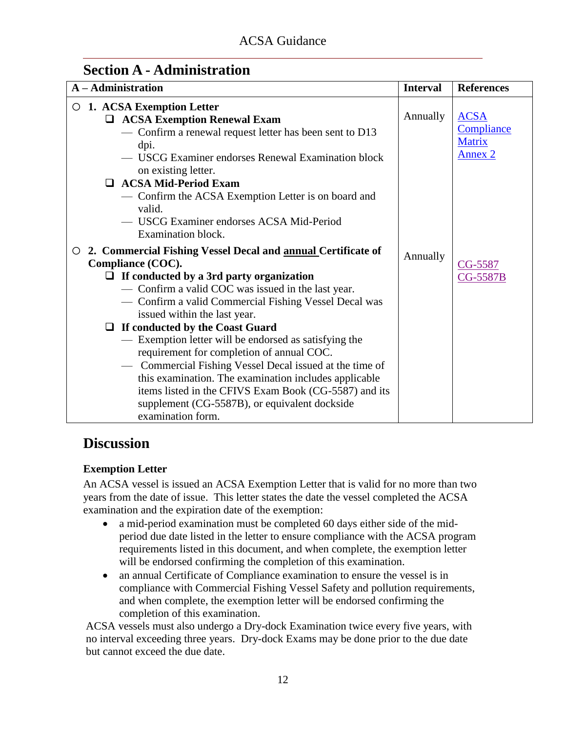## Section A - Administration

| A – Administration | Interval | References |
|---|---|---|
| ○ **1. ACSA Exemption Letter**<br>❑ **ACSA Exemption Renewal Exam**<br>— Confirm a renewal request letter has been sent to D13 dpi.<br>— USCG Examiner endorses Renewal Examination block on existing letter.<br>❑ **ACSA Mid-Period Exam**<br>— Confirm the ACSA Exemption Letter is on board and valid.<br>— USCG Examiner endorses ACSA Mid-Period Examination block. | Annually | ACSA Compliance Matrix Annex 2 |
| ○ **2. Commercial Fishing Vessel Decal and annual Certificate of Compliance (COC).**<br>❑ **If conducted by a 3rd party organization**<br>— Confirm a valid COC was issued in the last year.<br>— Confirm a valid Commercial Fishing Vessel Decal was issued within the last year.<br>❑ **If conducted by the Coast Guard**<br>— Exemption letter will be endorsed as satisfying the requirement for completion of annual COC.<br>— Commercial Fishing Vessel Decal issued at the time of this examination. The examination includes applicable items listed in the CFIVS Exam Book (CG-5587) and its supplement (CG-5587B), or equivalent dockside examination form. | Annually | CG-5587<br>CG-5587B |

## Discussion

**Exemption Letter**

An ACSA vessel is issued an ACSA Exemption Letter that is valid for no more than two years from the date of issue. This letter states the date the vessel completed the ACSA examination and the expiration date of the exemption:

- a mid-period examination must be completed 60 days either side of the mid-period due date listed in the letter to ensure compliance with the ACSA program requirements listed in this document, and when complete, the exemption letter will be endorsed confirming the completion of this examination.
- an annual Certificate of Compliance examination to ensure the vessel is in compliance with Commercial Fishing Vessel Safety and pollution requirements, and when complete, the exemption letter will be endorsed confirming the completion of this examination.

ACSA vessels must also undergo a Dry-dock Examination twice every five years, with no interval exceeding three years. Dry-dock Exams may be done prior to the due date but cannot exceed the due date.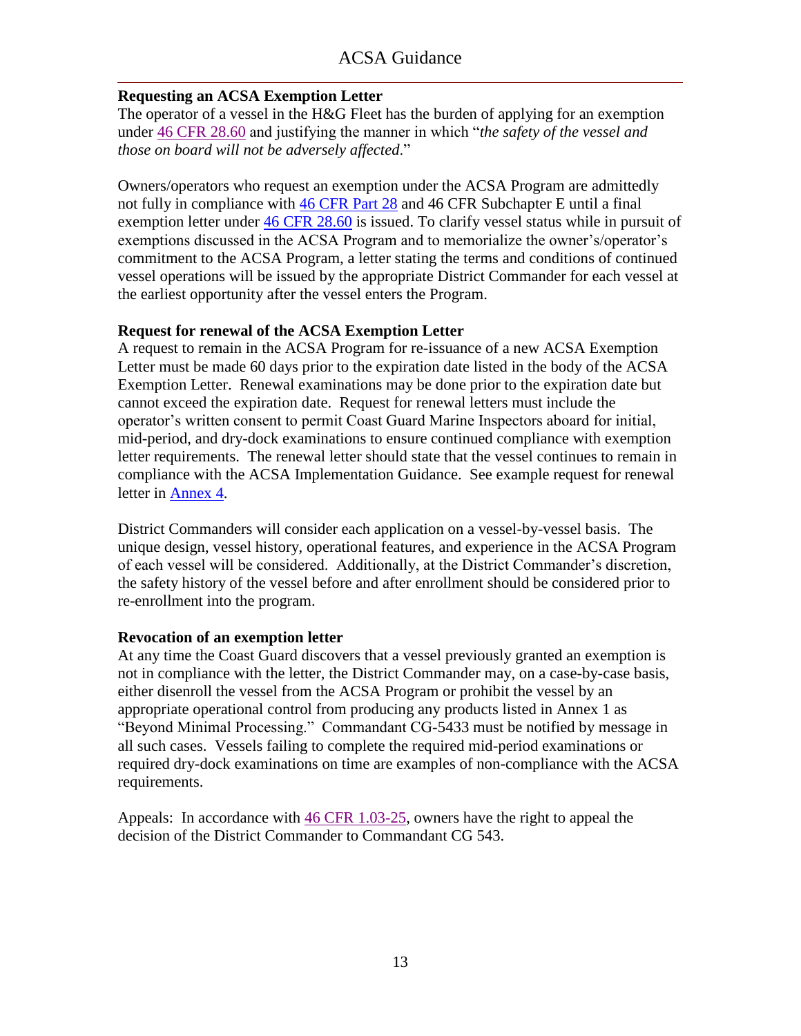**Requesting an ACSA Exemption Letter**

The operator of a vessel in the H&G Fleet has the burden of applying for an exemption under 46 CFR 28.60 and justifying the manner in which "*the safety of the vessel and those on board will not be adversely affected*."

Owners/operators who request an exemption under the ACSA Program are admittedly not fully in compliance with 46 CFR Part 28 and 46 CFR Subchapter E until a final exemption letter under 46 CFR 28.60 is issued. To clarify vessel status while in pursuit of exemptions discussed in the ACSA Program and to memorialize the owner's/operator's commitment to the ACSA Program, a letter stating the terms and conditions of continued vessel operations will be issued by the appropriate District Commander for each vessel at the earliest opportunity after the vessel enters the Program.

**Request for renewal of the ACSA Exemption Letter**

A request to remain in the ACSA Program for re-issuance of a new ACSA Exemption Letter must be made 60 days prior to the expiration date listed in the body of the ACSA Exemption Letter. Renewal examinations may be done prior to the expiration date but cannot exceed the expiration date. Request for renewal letters must include the operator's written consent to permit Coast Guard Marine Inspectors aboard for initial, mid-period, and dry-dock examinations to ensure continued compliance with exemption letter requirements. The renewal letter should state that the vessel continues to remain in compliance with the ACSA Implementation Guidance. See example request for renewal letter in Annex 4.

District Commanders will consider each application on a vessel-by-vessel basis. The unique design, vessel history, operational features, and experience in the ACSA Program of each vessel will be considered. Additionally, at the District Commander's discretion, the safety history of the vessel before and after enrollment should be considered prior to re-enrollment into the program.

**Revocation of an exemption letter**

At any time the Coast Guard discovers that a vessel previously granted an exemption is not in compliance with the letter, the District Commander may, on a case-by-case basis, either disenroll the vessel from the ACSA Program or prohibit the vessel by an appropriate operational control from producing any products listed in Annex 1 as "Beyond Minimal Processing." Commandant CG-5433 must be notified by message in all such cases. Vessels failing to complete the required mid-period examinations or required dry-dock examinations on time are examples of non-compliance with the ACSA requirements.

Appeals: In accordance with 46 CFR 1.03-25, owners have the right to appeal the decision of the District Commander to Commandant CG 543.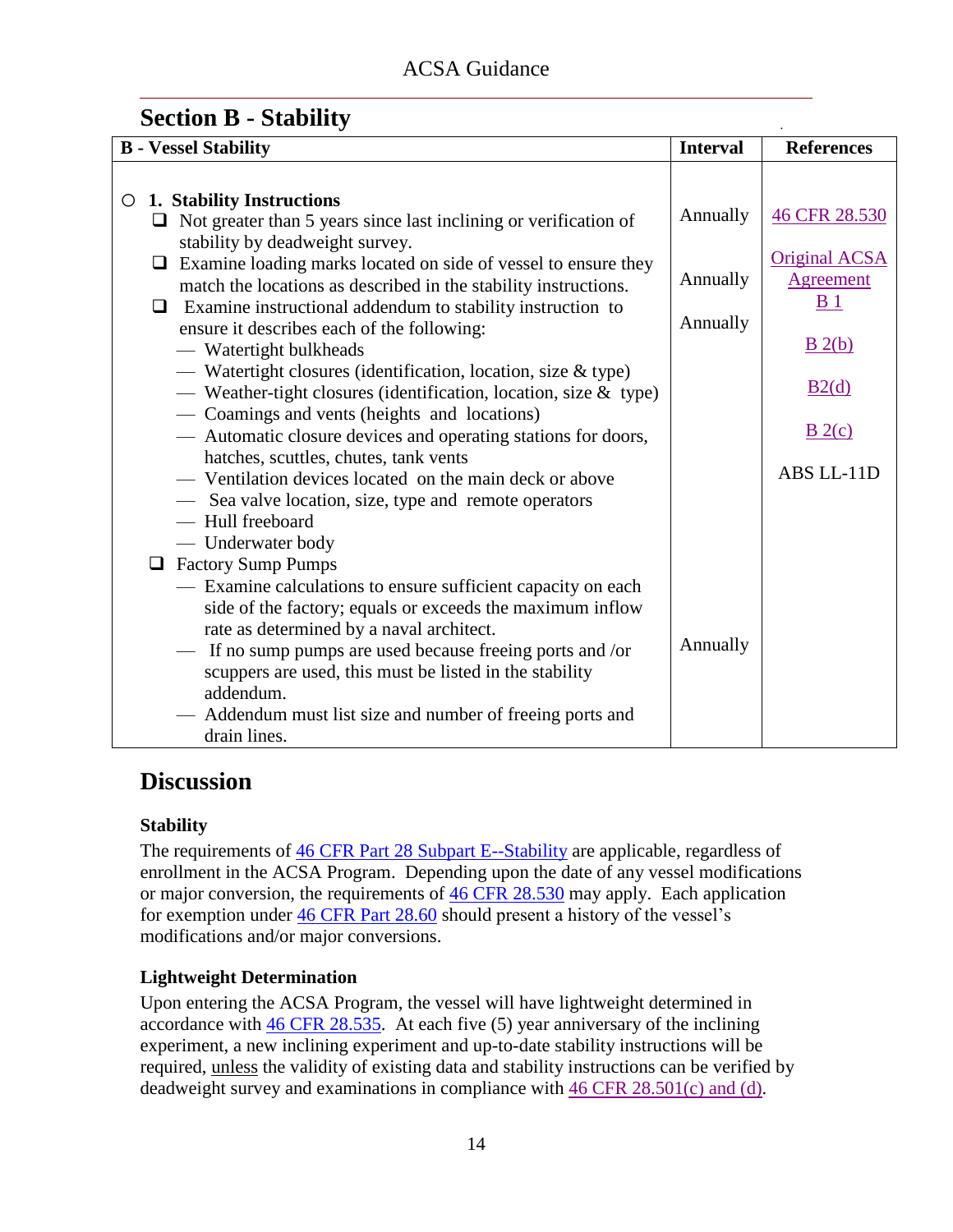## Section B - Stability

| B - Vessel Stability | Interval | References |
|---|---|---|
| ○ **1. Stability Instructions** | | |
| ❑ Not greater than 5 years since last inclining or verification of stability by deadweight survey. | Annually | 46 CFR 28.530 |
| ❑ Examine loading marks located on side of vessel to ensure they match the locations as described in the stability instructions. | Annually | Original ACSA Agreement B 1 |
| ❑ Examine instructional addendum to stability instruction to ensure it describes each of the following:<br>— Watertight bulkheads<br>— Watertight closures (identification, location, size & type)<br>— Weather-tight closures (identification, location, size & type)<br>— Coamings and vents (heights and locations)<br>— Automatic closure devices and operating stations for doors, hatches, scuttles, chutes, tank vents<br>— Ventilation devices located on the main deck or above<br>— Sea valve location, size, type and remote operators<br>— Hull freeboard<br>— Underwater body | Annually | B 2(b)<br><br>B2(d)<br><br>B 2(c)<br><br>ABS LL-11D |
| ❑ Factory Sump Pumps<br>— Examine calculations to ensure sufficient capacity on each side of the factory; equals or exceeds the maximum inflow rate as determined by a naval architect.<br>— If no sump pumps are used because freeing ports and /or scuppers are used, this must be listed in the stability addendum.<br>— Addendum must list size and number of freeing ports and drain lines. | Annually | |

## Discussion

### Stability

The requirements of 46 CFR Part 28 Subpart E--Stability are applicable, regardless of enrollment in the ACSA Program. Depending upon the date of any vessel modifications or major conversion, the requirements of 46 CFR 28.530 may apply. Each application for exemption under 46 CFR Part 28.60 should present a history of the vessel's modifications and/or major conversions.

### Lightweight Determination

Upon entering the ACSA Program, the vessel will have lightweight determined in accordance with 46 CFR 28.535. At each five (5) year anniversary of the inclining experiment, a new inclining experiment and up-to-date stability instructions will be required, unless the validity of existing data and stability instructions can be verified by deadweight survey and examinations in compliance with 46 CFR 28.501(c) and (d).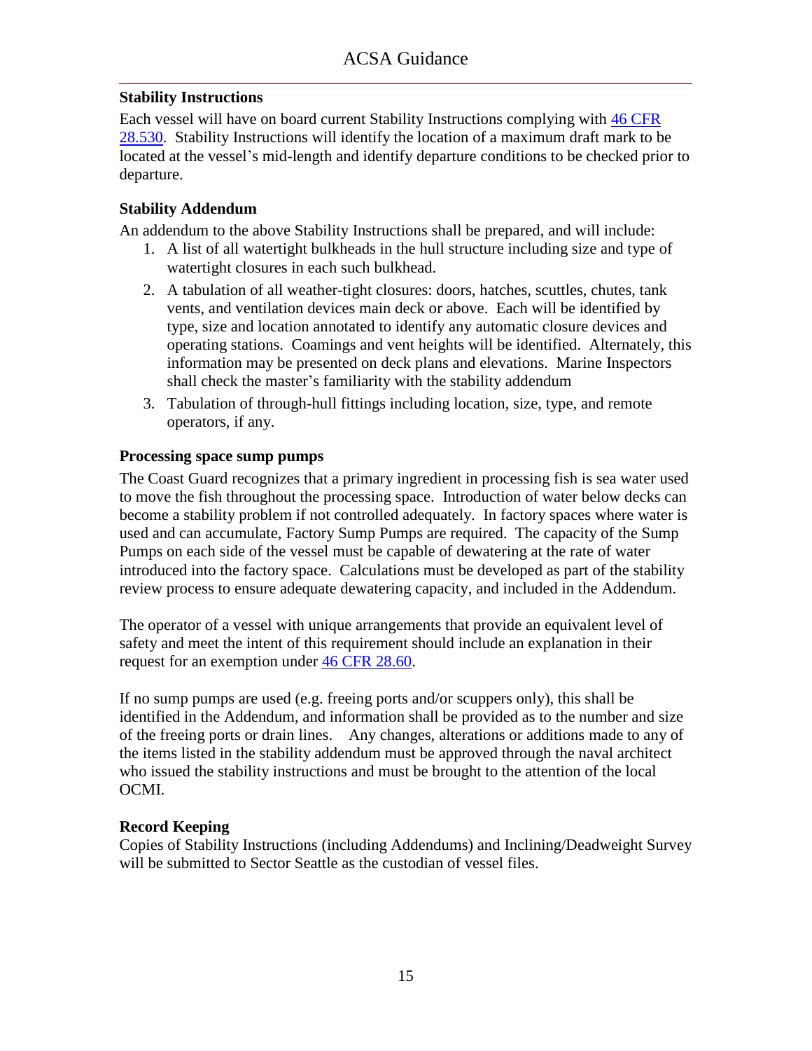### Stability Instructions

Each vessel will have on board current Stability Instructions complying with 46 CFR 28.530. Stability Instructions will identify the location of a maximum draft mark to be located at the vessel's mid-length and identify departure conditions to be checked prior to departure.

### Stability Addendum

An addendum to the above Stability Instructions shall be prepared, and will include:

1. A list of all watertight bulkheads in the hull structure including size and type of watertight closures in each such bulkhead.
2. A tabulation of all weather-tight closures: doors, hatches, scuttles, chutes, tank vents, and ventilation devices main deck or above. Each will be identified by type, size and location annotated to identify any automatic closure devices and operating stations. Coamings and vent heights will be identified. Alternately, this information may be presented on deck plans and elevations. Marine Inspectors shall check the master's familiarity with the stability addendum
3. Tabulation of through-hull fittings including location, size, type, and remote operators, if any.

### Processing space sump pumps

The Coast Guard recognizes that a primary ingredient in processing fish is sea water used to move the fish throughout the processing space. Introduction of water below decks can become a stability problem if not controlled adequately. In factory spaces where water is used and can accumulate, Factory Sump Pumps are required. The capacity of the Sump Pumps on each side of the vessel must be capable of dewatering at the rate of water introduced into the factory space. Calculations must be developed as part of the stability review process to ensure adequate dewatering capacity, and included in the Addendum.

The operator of a vessel with unique arrangements that provide an equivalent level of safety and meet the intent of this requirement should include an explanation in their request for an exemption under 46 CFR 28.60.

If no sump pumps are used (e.g. freeing ports and/or scuppers only), this shall be identified in the Addendum, and information shall be provided as to the number and size of the freeing ports or drain lines. Any changes, alterations or additions made to any of the items listed in the stability addendum must be approved through the naval architect who issued the stability instructions and must be brought to the attention of the local OCMI.

### Record Keeping

Copies of Stability Instructions (including Addendums) and Inclining/Deadweight Survey will be submitted to Sector Seattle as the custodian of vessel files.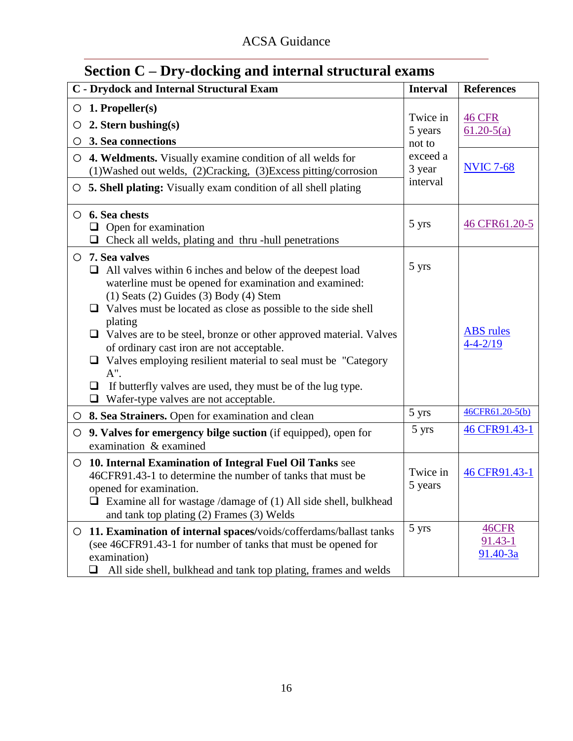## Section C – Dry-docking and internal structural exams

| C - Drydock and Internal Structural Exam | Interval | References |
|---|---|---|
| ○ **1. Propeller(s)**<br>○ **2. Stern bushing(s)**<br>○ **3. Sea connections** | Twice in 5 years not to exceed a 3 year interval | 46 CFR 61.20-5(a) |
| ○ **4. Weldments.** Visually examine condition of all welds for (1)Washed out welds, (2)Cracking, (3)Excess pitting/corrosion | | NVIC 7-68 |
| ○ **5. Shell plating:** Visually exam condition of all shell plating | | |
| ○ **6. Sea chests**<br>❑ Open for examination<br>❑ Check all welds, plating and thru -hull penetrations | 5 yrs | 46 CFR61.20-5 |
| ○ **7. Sea valves**<br>❑ All valves within 6 inches and below of the deepest load waterline must be opened for examination and examined: (1) Seats (2) Guides (3) Body (4) Stem<br>❑ Valves must be located as close as possible to the side shell plating<br>❑ Valves are to be steel, bronze or other approved material. Valves of ordinary cast iron are not acceptable.<br>❑ Valves employing resilient material to seal must be "Category A".<br>❑ If butterfly valves are used, they must be of the lug type.<br>❑ Wafer-type valves are not acceptable. | 5 yrs | ABS rules 4-4-2/19 |
| ○ **8. Sea Strainers.** Open for examination and clean | 5 yrs | 46CFR61.20-5(b) |
| ○ **9. Valves for emergency bilge suction** (if equipped), open for examination & examined | 5 yrs | 46 CFR91.43-1 |
| ○ **10. Internal Examination of Integral Fuel Oil Tanks** see 46CFR91.43-1 to determine the number of tanks that must be opened for examination.<br>❑ Examine all for wastage /damage of (1) All side shell, bulkhead and tank top plating (2) Frames (3) Welds | Twice in 5 years | 46 CFR91.43-1 |
| ○ **11. Examination of internal spaces/**voids/cofferdams/ballast tanks (see 46CFR91.43-1 for number of tanks that must be opened for examination)<br>❑ All side shell, bulkhead and tank top plating, frames and welds | 5 yrs | 46CFR 91.43-1 91.40-3a |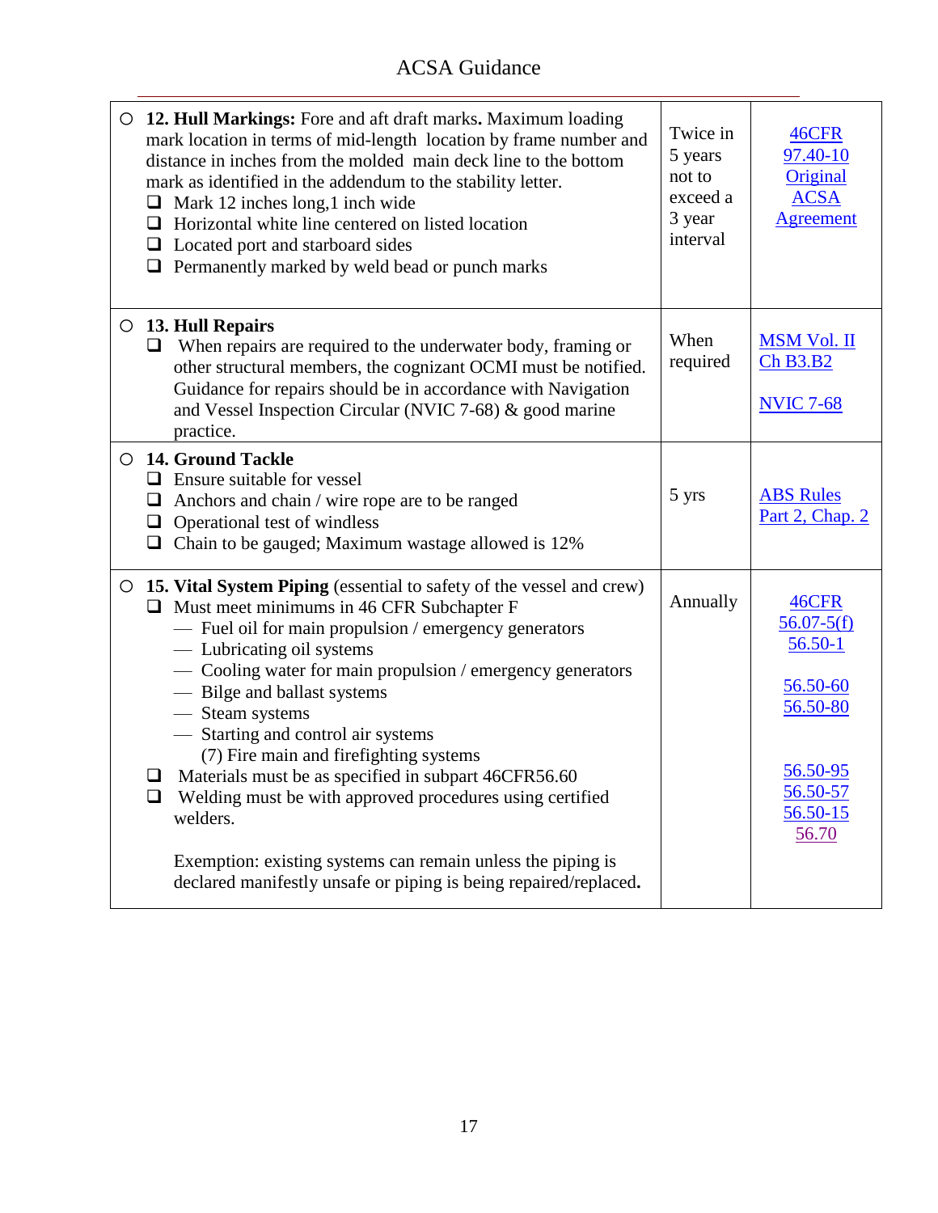| | | |
|---|---|---|
| ○ **12. Hull Markings:** Fore and aft draft marks**.** Maximum loading mark location in terms of mid-length location by frame number and distance in inches from the molded main deck line to the bottom mark as identified in the addendum to the stability letter.<br>❑ Mark 12 inches long,1 inch wide<br>❑ Horizontal white line centered on listed location<br>❑ Located port and starboard sides<br>❑ Permanently marked by weld bead or punch marks | Twice in 5 years not to exceed a 3 year interval | 46CFR 97.40-10 Original ACSA Agreement |
| ○ **13. Hull Repairs**<br>❑ When repairs are required to the underwater body, framing or other structural members, the cognizant OCMI must be notified. Guidance for repairs should be in accordance with Navigation and Vessel Inspection Circular (NVIC 7-68) & good marine practice. | When required | MSM Vol. II Ch B3.B2<br><br>NVIC 7-68 |
| ○ **14. Ground Tackle**<br>❑ Ensure suitable for vessel<br>❑ Anchors and chain / wire rope are to be ranged<br>❑ Operational test of windless<br>❑ Chain to be gauged; Maximum wastage allowed is 12% | 5 yrs | ABS Rules Part 2, Chap. 2 |
| ○ **15. Vital System Piping** (essential to safety of the vessel and crew)<br>❑ Must meet minimums in 46 CFR Subchapter F<br>— Fuel oil for main propulsion / emergency generators<br>— Lubricating oil systems<br>— Cooling water for main propulsion / emergency generators<br>— Bilge and ballast systems<br>— Steam systems<br>— Starting and control air systems<br>(7) Fire main and firefighting systems<br>❑ Materials must be as specified in subpart 46CFR56.60<br>❑ Welding must be with approved procedures using certified welders.<br><br>Exemption: existing systems can remain unless the piping is declared manifestly unsafe or piping is being repaired/replaced**.** | Annually | 46CFR 56.07-5(f) 56.50-1<br><br>56.50-60 56.50-80<br><br>56.50-95 56.50-57 56.50-15 56.70 |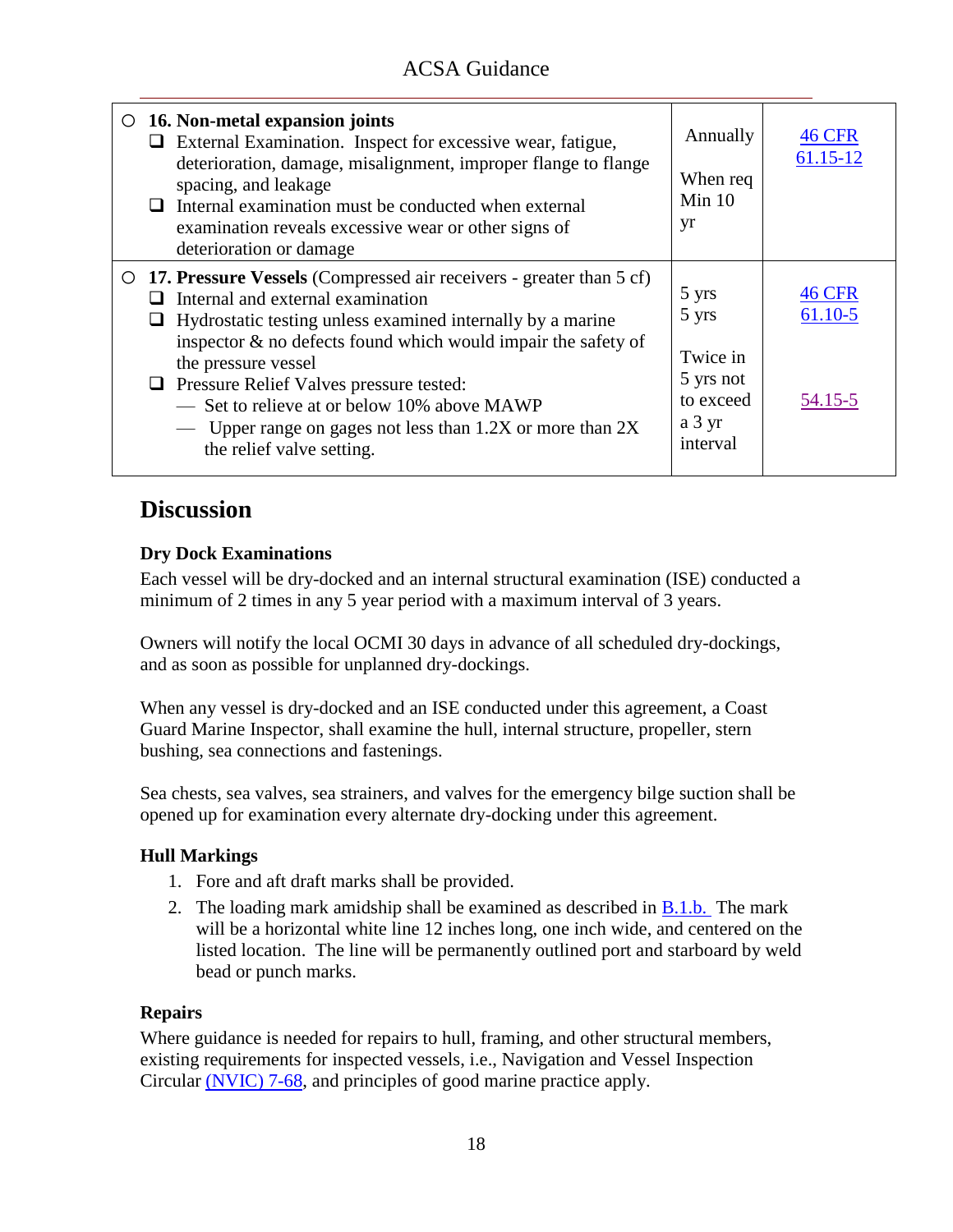| Item | Frequency | Reference |
|---|---|---|
| ○ **16. Non-metal expansion joints**<br>❑ External Examination. Inspect for excessive wear, fatigue, deterioration, damage, misalignment, improper flange to flange spacing, and leakage<br>❑ Internal examination must be conducted when external examination reveals excessive wear or other signs of deterioration or damage | Annually<br><br>When req Min 10 yr | 46 CFR 61.15-12 |
| ○ **17. Pressure Vessels** (Compressed air receivers - greater than 5 cf)<br>❑ Internal and external examination<br>❑ Hydrostatic testing unless examined internally by a marine inspector & no defects found which would impair the safety of the pressure vessel<br>❑ Pressure Relief Valves pressure tested:<br>— Set to relieve at or below 10% above MAWP<br>— Upper range on gages not less than 1.2X or more than 2X the relief valve setting. | 5 yrs<br>5 yrs<br><br>Twice in 5 yrs not to exceed a 3 yr interval | 46 CFR 61.10-5<br><br><br>54.15-5 |

## Discussion

### Dry Dock Examinations

Each vessel will be dry-docked and an internal structural examination (ISE) conducted a minimum of 2 times in any 5 year period with a maximum interval of 3 years.

Owners will notify the local OCMI 30 days in advance of all scheduled dry-dockings, and as soon as possible for unplanned dry-dockings.

When any vessel is dry-docked and an ISE conducted under this agreement, a Coast Guard Marine Inspector, shall examine the hull, internal structure, propeller, stern bushing, sea connections and fastenings.

Sea chests, sea valves, sea strainers, and valves for the emergency bilge suction shall be opened up for examination every alternate dry-docking under this agreement.

### Hull Markings

1. Fore and aft draft marks shall be provided.
2. The loading mark amidship shall be examined as described in B.1.b. The mark will be a horizontal white line 12 inches long, one inch wide, and centered on the listed location. The line will be permanently outlined port and starboard by weld bead or punch marks.

### Repairs

Where guidance is needed for repairs to hull, framing, and other structural members, existing requirements for inspected vessels, i.e., Navigation and Vessel Inspection Circular (NVIC) 7-68, and principles of good marine practice apply.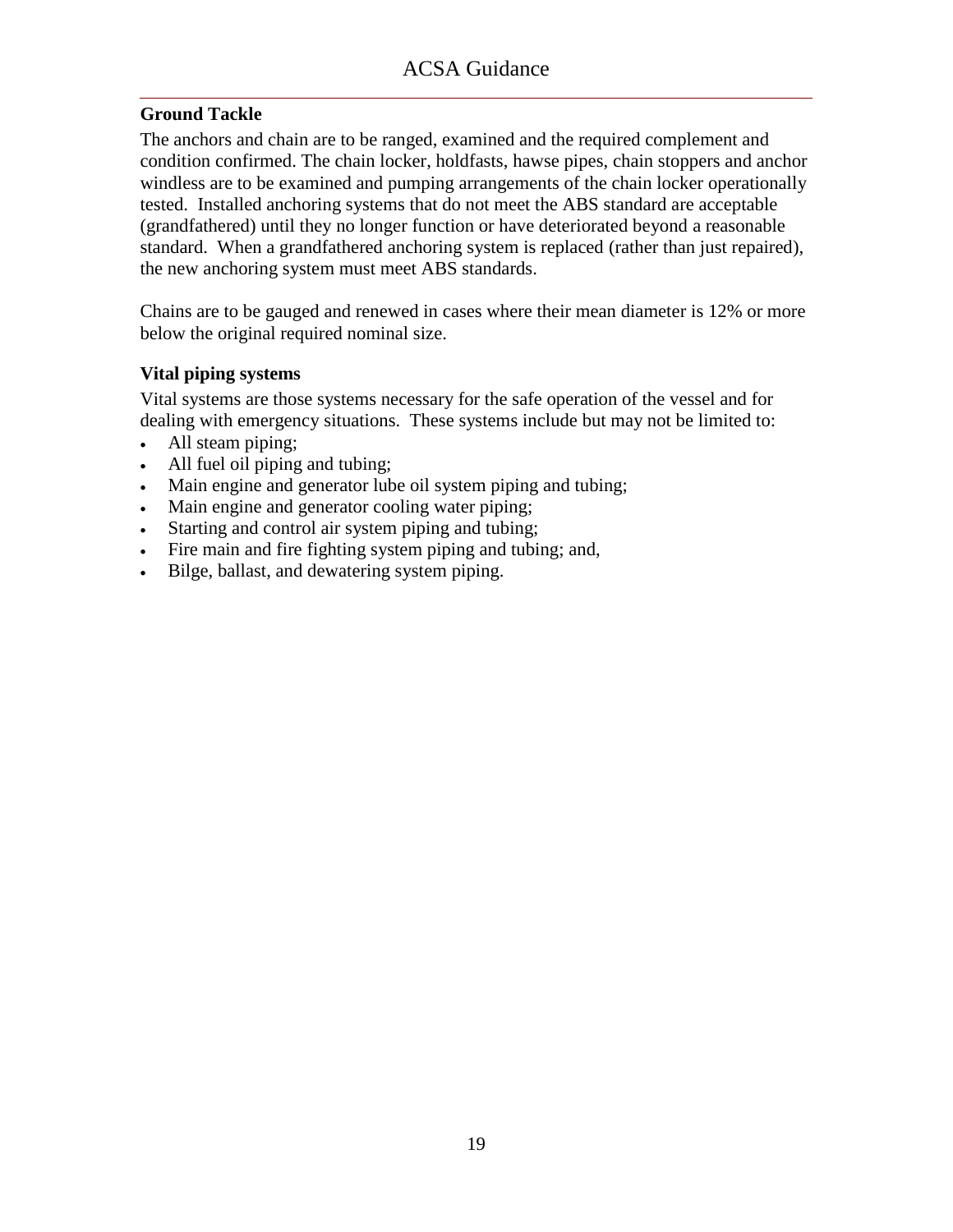## Ground Tackle

The anchors and chain are to be ranged, examined and the required complement and condition confirmed. The chain locker, holdfasts, hawse pipes, chain stoppers and anchor windless are to be examined and pumping arrangements of the chain locker operationally tested. Installed anchoring systems that do not meet the ABS standard are acceptable (grandfathered) until they no longer function or have deteriorated beyond a reasonable standard. When a grandfathered anchoring system is replaced (rather than just repaired), the new anchoring system must meet ABS standards.

Chains are to be gauged and renewed in cases where their mean diameter is 12% or more below the original required nominal size.

## Vital piping systems

Vital systems are those systems necessary for the safe operation of the vessel and for dealing with emergency situations. These systems include but may not be limited to:

- All steam piping;
- All fuel oil piping and tubing;
- Main engine and generator lube oil system piping and tubing;
- Main engine and generator cooling water piping;
- Starting and control air system piping and tubing;
- Fire main and fire fighting system piping and tubing; and,
- Bilge, ballast, and dewatering system piping.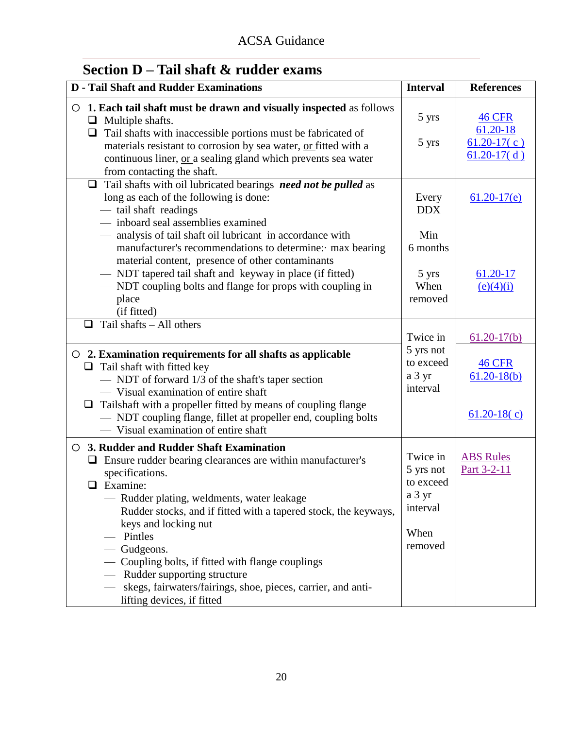## Section D – Tail shaft & rudder exams

| D - Tail Shaft and Rudder Examinations | Interval | References |
|---|---|---|
| ○ **1. Each tail shaft must be drawn and visually inspected** as follows<br>❑ Multiple shafts.<br>❑ Tail shafts with inaccessible portions must be fabricated of materials resistant to corrosion by sea water, or fitted with a continuous liner, or a sealing gland which prevents sea water from contacting the shaft. | 5 yrs<br><br>5 yrs | 46 CFR 61.20-18<br>61.20-17( c )<br>61.20-17( d ) |
| ❑ Tail shafts with oil lubricated bearings ***need not be pulled*** as long as each of the following is done:<br>— tail shaft readings<br>— inboard seal assemblies examined<br>— analysis of tail shaft oil lubricant in accordance with manufacturer's recommendations to determine:· max bearing material content, presence of other contaminants<br>— NDT tapered tail shaft and keyway in place (if fitted)<br>— NDT coupling bolts and flange for props with coupling in place (if fitted) | Every DDX<br><br>Min 6 months<br><br>5 yrs<br>When removed | 61.20-17(e)<br><br>61.20-17 (e)(4)(i) |
| ❑ Tail shafts – All others | Twice in 5 yrs not to exceed a 3 yr interval | 61.20-17(b) |
| ○ **2. Examination requirements for all shafts as applicable**<br>❑ Tail shaft with fitted key<br>— NDT of forward 1/3 of the shaft's taper section<br>— Visual examination of entire shaft<br>❑ Tailshaft with a propeller fitted by means of coupling flange<br>— NDT coupling flange, fillet at propeller end, coupling bolts<br>— Visual examination of entire shaft | | 46 CFR 61.20-18(b)<br><br>61.20-18( c) |
| ○ **3. Rudder and Rudder Shaft Examination**<br>❑ Ensure rudder bearing clearances are within manufacturer's specifications.<br>❑ Examine:<br>— Rudder plating, weldments, water leakage<br>— Rudder stocks, and if fitted with a tapered stock, the keyways, keys and locking nut<br>— Pintles<br>— Gudgeons.<br>— Coupling bolts, if fitted with flange couplings<br>— Rudder supporting structure<br>— skegs, fairwaters/fairings, shoe, pieces, carrier, and anti-lifting devices, if fitted | Twice in 5 yrs not to exceed a 3 yr interval<br><br>When removed | ABS Rules Part 3-2-11 |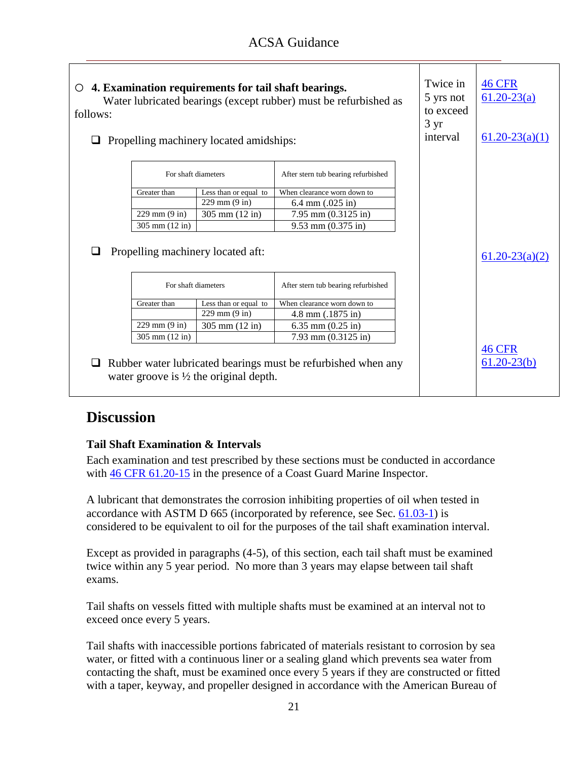| ○ **4. Examination requirements for tail shaft bearings.** Water lubricated bearings (except rubber) must be refurbished as follows: | Twice in 5 yrs not to exceed 3 yr interval | [46 CFR 61.20-23(a)](#) |
|---|---|---|

❑ Propelling machinery located amidships: [61.20-23(a)(1)](#)

| For shaft diameters | | After stern tub bearing refurbished |
|---|---|---|
| Greater than | Less than or equal to | When clearance worn down to |
| | 229 mm (9 in) | 6.4 mm (.025 in) |
| 229 mm (9 in) | 305 mm (12 in) | 7.95 mm (0.3125 in) |
| 305 mm (12 in) | | 9.53 mm (0.375 in) |

❑ Propelling machinery located aft: [61.20-23(a)(2)](#)

| For shaft diameters | | After stern tub bearing refurbished |
|---|---|---|
| Greater than | Less than or equal to | When clearance worn down to |
| | 229 mm (9 in) | 4.8 mm (.1875 in) |
| 229 mm (9 in) | 305 mm (12 in) | 6.35 mm (0.25 in) |
| 305 mm (12 in) | | 7.93 mm (0.3125 in) |

❑ Rubber water lubricated bearings must be refurbished when any water groove is ½ the original depth. [46 CFR 61.20-23(b)](#)

## Discussion

### Tail Shaft Examination & Intervals

Each examination and test prescribed by these sections must be conducted in accordance with [46 CFR 61.20-15](#) in the presence of a Coast Guard Marine Inspector.

A lubricant that demonstrates the corrosion inhibiting properties of oil when tested in accordance with ASTM D 665 (incorporated by reference, see Sec. [61.03-1](#)) is considered to be equivalent to oil for the purposes of the tail shaft examination interval.

Except as provided in paragraphs (4-5), of this section, each tail shaft must be examined twice within any 5 year period. No more than 3 years may elapse between tail shaft exams.

Tail shafts on vessels fitted with multiple shafts must be examined at an interval not to exceed once every 5 years.

Tail shafts with inaccessible portions fabricated of materials resistant to corrosion by sea water, or fitted with a continuous liner or a sealing gland which prevents sea water from contacting the shaft, must be examined once every 5 years if they are constructed or fitted with a taper, keyway, and propeller designed in accordance with the American Bureau of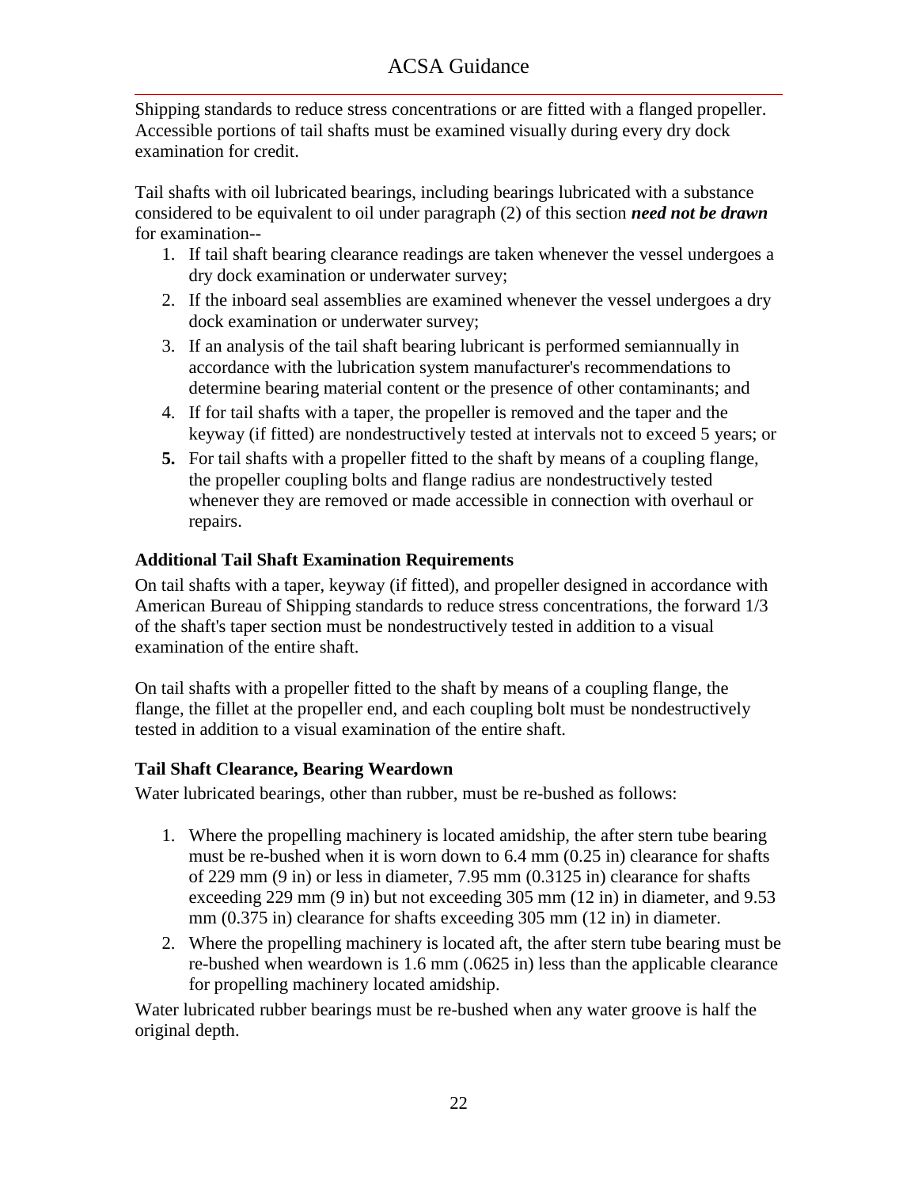Shipping standards to reduce stress concentrations or are fitted with a flanged propeller. Accessible portions of tail shafts must be examined visually during every dry dock examination for credit.

Tail shafts with oil lubricated bearings, including bearings lubricated with a substance considered to be equivalent to oil under paragraph (2) of this section ***need not be drawn*** for examination--

1. If tail shaft bearing clearance readings are taken whenever the vessel undergoes a dry dock examination or underwater survey;
2. If the inboard seal assemblies are examined whenever the vessel undergoes a dry dock examination or underwater survey;
3. If an analysis of the tail shaft bearing lubricant is performed semiannually in accordance with the lubrication system manufacturer's recommendations to determine bearing material content or the presence of other contaminants; and
4. If for tail shafts with a taper, the propeller is removed and the taper and the keyway (if fitted) are nondestructively tested at intervals not to exceed 5 years; or
5. For tail shafts with a propeller fitted to the shaft by means of a coupling flange, the propeller coupling bolts and flange radius are nondestructively tested whenever they are removed or made accessible in connection with overhaul or repairs.

### Additional Tail Shaft Examination Requirements

On tail shafts with a taper, keyway (if fitted), and propeller designed in accordance with American Bureau of Shipping standards to reduce stress concentrations, the forward 1/3 of the shaft's taper section must be nondestructively tested in addition to a visual examination of the entire shaft.

On tail shafts with a propeller fitted to the shaft by means of a coupling flange, the flange, the fillet at the propeller end, and each coupling bolt must be nondestructively tested in addition to a visual examination of the entire shaft.

### Tail Shaft Clearance, Bearing Weardown

Water lubricated bearings, other than rubber, must be re-bushed as follows:

1. Where the propelling machinery is located amidship, the after stern tube bearing must be re-bushed when it is worn down to 6.4 mm (0.25 in) clearance for shafts of 229 mm (9 in) or less in diameter, 7.95 mm (0.3125 in) clearance for shafts exceeding 229 mm (9 in) but not exceeding 305 mm (12 in) in diameter, and 9.53 mm (0.375 in) clearance for shafts exceeding 305 mm (12 in) in diameter.
2. Where the propelling machinery is located aft, the after stern tube bearing must be re-bushed when weardown is 1.6 mm (.0625 in) less than the applicable clearance for propelling machinery located amidship.

Water lubricated rubber bearings must be re-bushed when any water groove is half the original depth.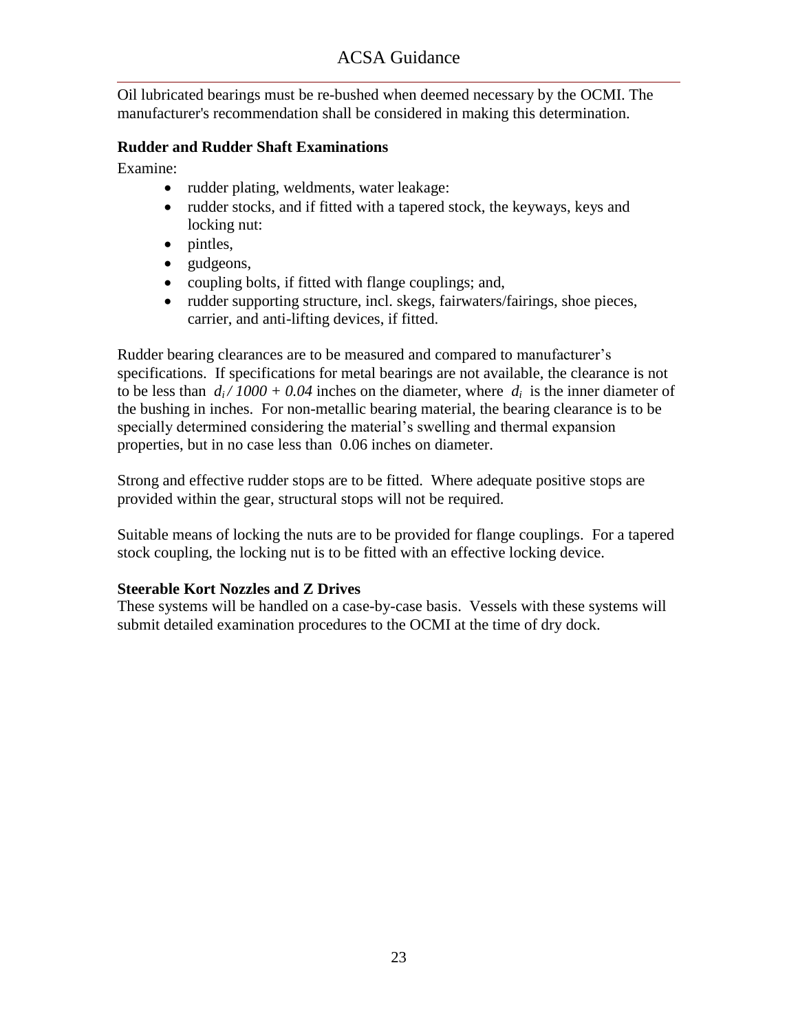Oil lubricated bearings must be re-bushed when deemed necessary by the OCMI. The manufacturer's recommendation shall be considered in making this determination.

### Rudder and Rudder Shaft Examinations

Examine:

- rudder plating, weldments, water leakage:
- rudder stocks, and if fitted with a tapered stock, the keyways, keys and locking nut:
- pintles,
- gudgeons,
- coupling bolts, if fitted with flange couplings; and,
- rudder supporting structure, incl. skegs, fairwaters/fairings, shoe pieces, carrier, and anti-lifting devices, if fitted.

Rudder bearing clearances are to be measured and compared to manufacturer's specifications. If specifications for metal bearings are not available, the clearance is not to be less than $d_i / 1000 + 0.04$ inches on the diameter, where $d_i$ is the inner diameter of the bushing in inches. For non-metallic bearing material, the bearing clearance is to be specially determined considering the material's swelling and thermal expansion properties, but in no case less than 0.06 inches on diameter.

Strong and effective rudder stops are to be fitted. Where adequate positive stops are provided within the gear, structural stops will not be required.

Suitable means of locking the nuts are to be provided for flange couplings. For a tapered stock coupling, the locking nut is to be fitted with an effective locking device.

### Steerable Kort Nozzles and Z Drives

These systems will be handled on a case-by-case basis. Vessels with these systems will submit detailed examination procedures to the OCMI at the time of dry dock.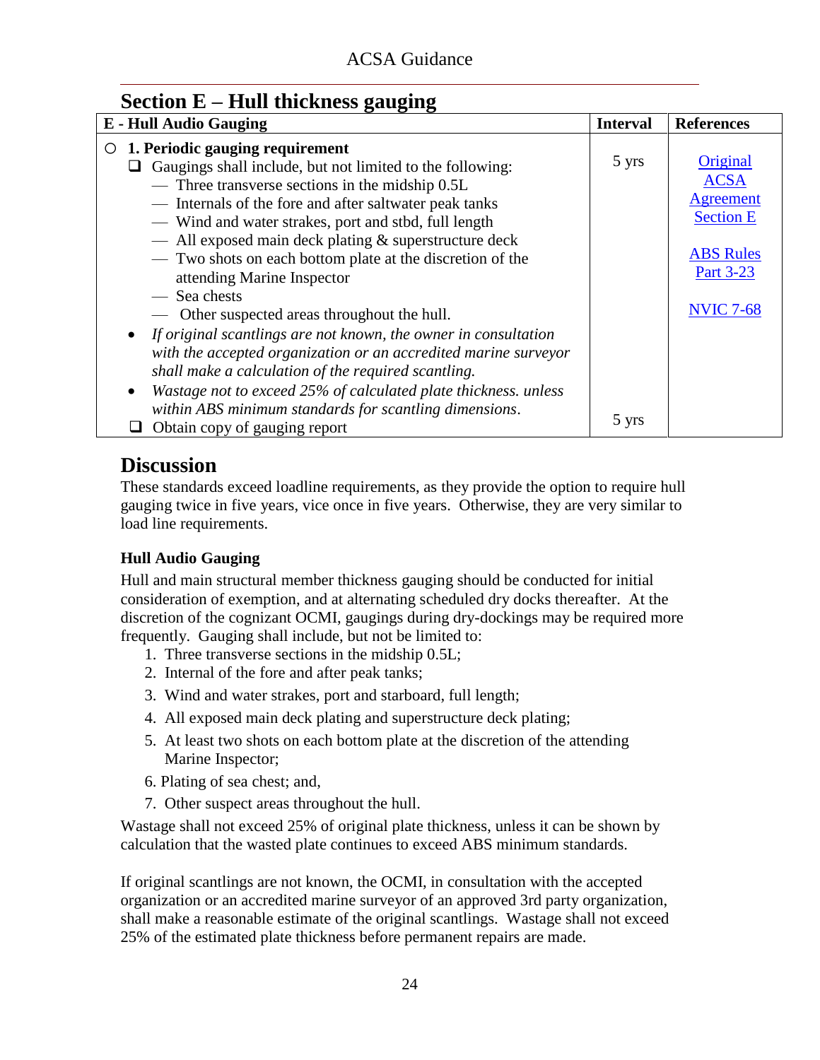## Section E – Hull thickness gauging

| E - Hull Audio Gauging | Interval | References |
|---|---|---|
| ○ **1. Periodic gauging requirement**<br>❑ Gaugings shall include, but not limited to the following:<br>— Three transverse sections in the midship 0.5L<br>— Internals of the fore and after saltwater peak tanks<br>— Wind and water strakes, port and stbd, full length<br>— All exposed main deck plating & superstructure deck<br>— Two shots on each bottom plate at the discretion of the attending Marine Inspector<br>— Sea chests<br>— Other suspected areas throughout the hull.<br>• *If original scantlings are not known, the owner in consultation with the accepted organization or an accredited marine surveyor shall make a calculation of the required scantling.*<br>• *Wastage not to exceed 25% of calculated plate thickness. unless within ABS minimum standards for scantling dimensions.*<br>❑ Obtain copy of gauging report | 5 yrs<br><br>5 yrs | Original ACSA Agreement Section E<br><br>ABS Rules Part 3-23<br><br>NVIC 7-68 |

## Discussion

These standards exceed loadline requirements, as they provide the option to require hull gauging twice in five years, vice once in five years. Otherwise, they are very similar to load line requirements.

### Hull Audio Gauging

Hull and main structural member thickness gauging should be conducted for initial consideration of exemption, and at alternating scheduled dry docks thereafter. At the discretion of the cognizant OCMI, gaugings during dry-dockings may be required more frequently. Gauging shall include, but not be limited to:

1. Three transverse sections in the midship 0.5L;
2. Internal of the fore and after peak tanks;
3. Wind and water strakes, port and starboard, full length;
4. All exposed main deck plating and superstructure deck plating;
5. At least two shots on each bottom plate at the discretion of the attending Marine Inspector;
6. Plating of sea chest; and,
7. Other suspect areas throughout the hull.

Wastage shall not exceed 25% of original plate thickness, unless it can be shown by calculation that the wasted plate continues to exceed ABS minimum standards.

If original scantlings are not known, the OCMI, in consultation with the accepted organization or an accredited marine surveyor of an approved 3rd party organization, shall make a reasonable estimate of the original scantlings. Wastage shall not exceed 25% of the estimated plate thickness before permanent repairs are made.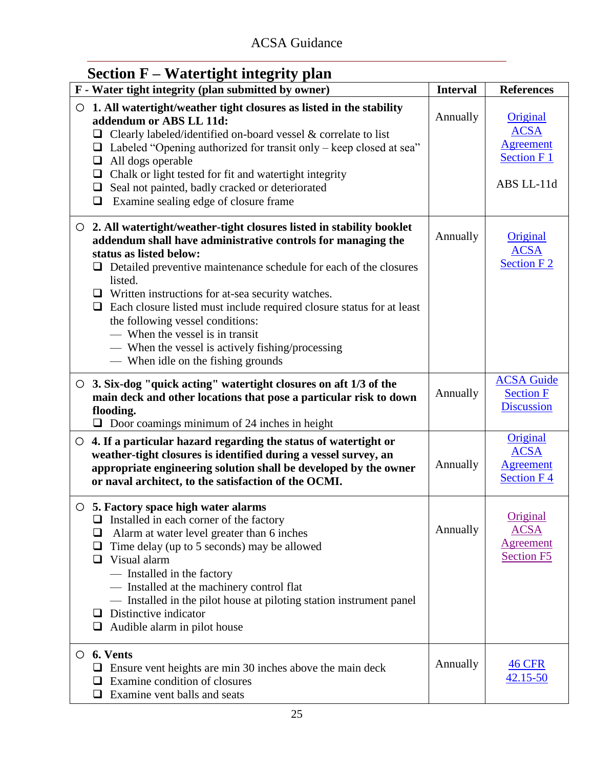## Section F – Watertight integrity plan

| F - Water tight integrity (plan submitted by owner) | Interval | References |
|---|---|---|
| ○ **1. All watertight/weather tight closures as listed in the stability addendum or ABS LL 11d:**<br>❑ Clearly labeled/identified on-board vessel & correlate to list<br>❑ Labeled "Opening authorized for transit only – keep closed at sea"<br>❑ All dogs operable<br>❑ Chalk or light tested for fit and watertight integrity<br>❑ Seal not painted, badly cracked or deteriorated<br>❑ Examine sealing edge of closure frame | Annually | Original ACSA Agreement Section F 1<br><br>ABS LL-11d |
| ○ **2. All watertight/weather-tight closures listed in stability booklet addendum shall have administrative controls for managing the status as listed below:**<br>❑ Detailed preventive maintenance schedule for each of the closures listed.<br>❑ Written instructions for at-sea security watches.<br>❑ Each closure listed must include required closure status for at least the following vessel conditions:<br>— When the vessel is in transit<br>— When the vessel is actively fishing/processing<br>— When idle on the fishing grounds | Annually | Original ACSA Section F 2 |
| ○ **3. Six-dog "quick acting" watertight closures on aft 1/3 of the main deck and other locations that pose a particular risk to down flooding.**<br>❑ Door coamings minimum of 24 inches in height | Annually | ACSA Guide Section F Discussion |
| ○ **4. If a particular hazard regarding the status of watertight or weather-tight closures is identified during a vessel survey, an appropriate engineering solution shall be developed by the owner or naval architect, to the satisfaction of the OCMI.** | Annually | Original ACSA Agreement Section F 4 |
| ○ **5. Factory space high water alarms**<br>❑ Installed in each corner of the factory<br>❑ Alarm at water level greater than 6 inches<br>❑ Time delay (up to 5 seconds) may be allowed<br>❑ Visual alarm<br>— Installed in the factory<br>— Installed at the machinery control flat<br>— Installed in the pilot house at piloting station instrument panel<br>❑ Distinctive indicator<br>❑ Audible alarm in pilot house | Annually | Original ACSA Agreement Section F5 |
| ○ **6. Vents**<br>❑ Ensure vent heights are min 30 inches above the main deck<br>❑ Examine condition of closures<br>❑ Examine vent balls and seats | Annually | 46 CFR 42.15-50 |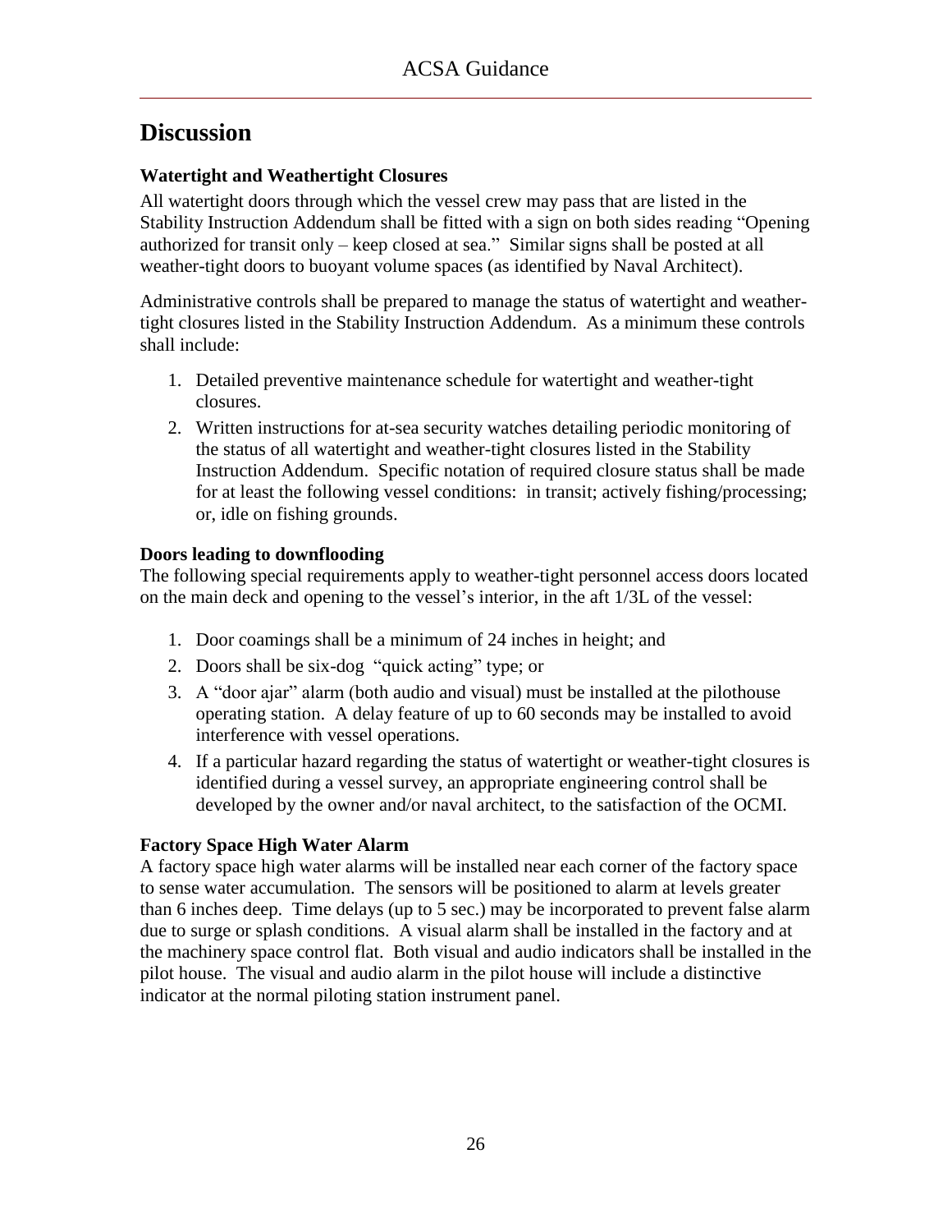# Discussion

### Watertight and Weathertight Closures

All watertight doors through which the vessel crew may pass that are listed in the Stability Instruction Addendum shall be fitted with a sign on both sides reading "Opening authorized for transit only – keep closed at sea." Similar signs shall be posted at all weather-tight doors to buoyant volume spaces (as identified by Naval Architect).

Administrative controls shall be prepared to manage the status of watertight and weather-tight closures listed in the Stability Instruction Addendum. As a minimum these controls shall include:

1. Detailed preventive maintenance schedule for watertight and weather-tight closures.
2. Written instructions for at-sea security watches detailing periodic monitoring of the status of all watertight and weather-tight closures listed in the Stability Instruction Addendum. Specific notation of required closure status shall be made for at least the following vessel conditions: in transit; actively fishing/processing; or, idle on fishing grounds.

### Doors leading to downflooding

The following special requirements apply to weather-tight personnel access doors located on the main deck and opening to the vessel's interior, in the aft 1/3L of the vessel:

1. Door coamings shall be a minimum of 24 inches in height; and
2. Doors shall be six-dog "quick acting" type; or
3. A "door ajar" alarm (both audio and visual) must be installed at the pilothouse operating station. A delay feature of up to 60 seconds may be installed to avoid interference with vessel operations.
4. If a particular hazard regarding the status of watertight or weather-tight closures is identified during a vessel survey, an appropriate engineering control shall be developed by the owner and/or naval architect, to the satisfaction of the OCMI.

### Factory Space High Water Alarm

A factory space high water alarms will be installed near each corner of the factory space to sense water accumulation. The sensors will be positioned to alarm at levels greater than 6 inches deep. Time delays (up to 5 sec.) may be incorporated to prevent false alarm due to surge or splash conditions. A visual alarm shall be installed in the factory and at the machinery space control flat. Both visual and audio indicators shall be installed in the pilot house. The visual and audio alarm in the pilot house will include a distinctive indicator at the normal piloting station instrument panel.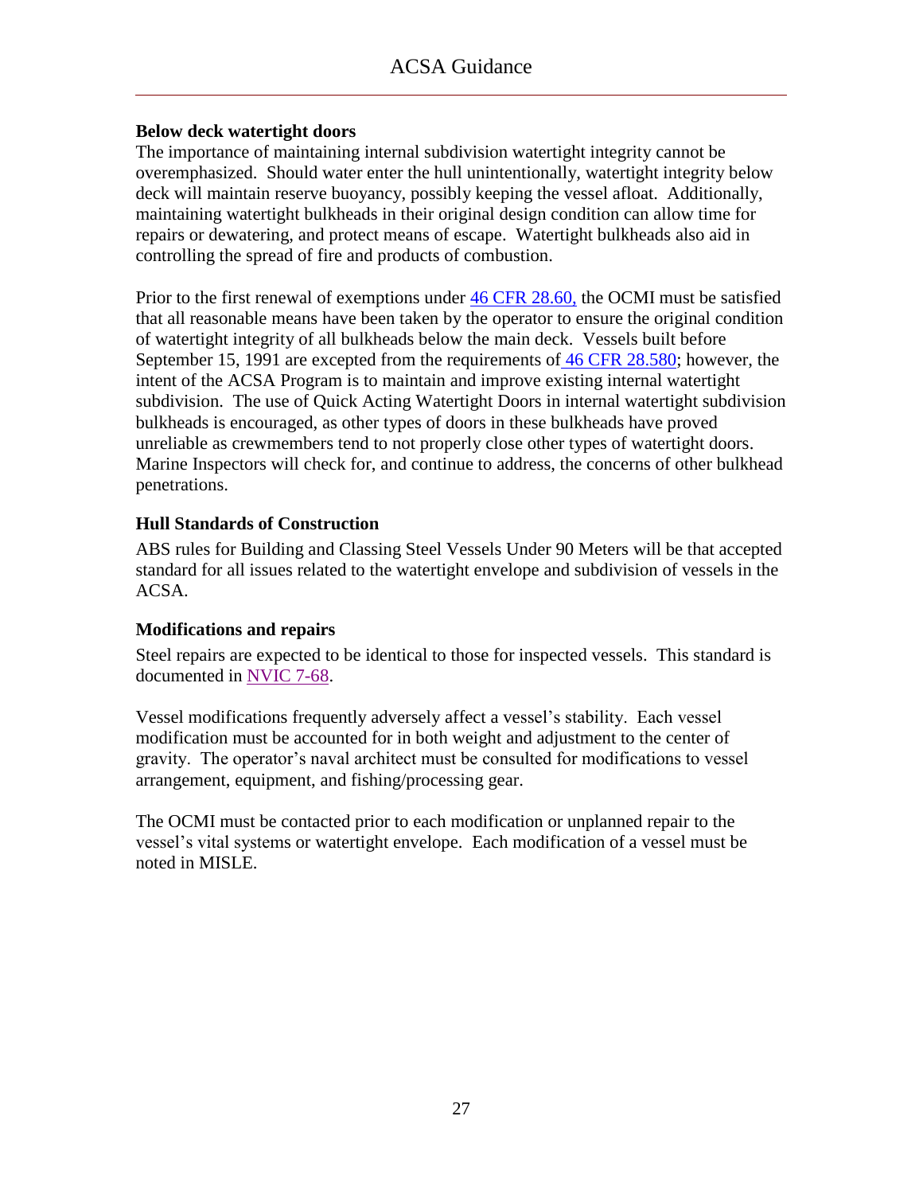### Below deck watertight doors

The importance of maintaining internal subdivision watertight integrity cannot be overemphasized. Should water enter the hull unintentionally, watertight integrity below deck will maintain reserve buoyancy, possibly keeping the vessel afloat. Additionally, maintaining watertight bulkheads in their original design condition can allow time for repairs or dewatering, and protect means of escape. Watertight bulkheads also aid in controlling the spread of fire and products of combustion.

Prior to the first renewal of exemptions under 46 CFR 28.60, the OCMI must be satisfied that all reasonable means have been taken by the operator to ensure the original condition of watertight integrity of all bulkheads below the main deck. Vessels built before September 15, 1991 are excepted from the requirements of 46 CFR 28.580; however, the intent of the ACSA Program is to maintain and improve existing internal watertight subdivision. The use of Quick Acting Watertight Doors in internal watertight subdivision bulkheads is encouraged, as other types of doors in these bulkheads have proved unreliable as crewmembers tend to not properly close other types of watertight doors. Marine Inspectors will check for, and continue to address, the concerns of other bulkhead penetrations.

### Hull Standards of Construction

ABS rules for Building and Classing Steel Vessels Under 90 Meters will be that accepted standard for all issues related to the watertight envelope and subdivision of vessels in the ACSA.

### Modifications and repairs

Steel repairs are expected to be identical to those for inspected vessels. This standard is documented in NVIC 7-68.

Vessel modifications frequently adversely affect a vessel's stability. Each vessel modification must be accounted for in both weight and adjustment to the center of gravity. The operator's naval architect must be consulted for modifications to vessel arrangement, equipment, and fishing/processing gear.

The OCMI must be contacted prior to each modification or unplanned repair to the vessel's vital systems or watertight envelope. Each modification of a vessel must be noted in MISLE.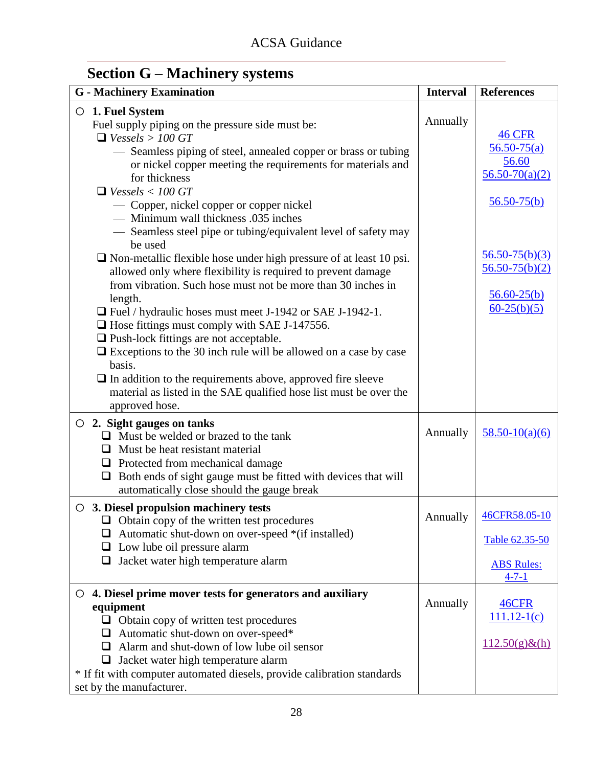## Section G – Machinery systems

| G - Machinery Examination | Interval | References |
|---|---|---|
| ○ **1. Fuel System**<br>Fuel supply piping on the pressure side must be:<br>❑ *Vessels > 100 GT*<br>— Seamless piping of steel, annealed copper or brass or tubing or nickel copper meeting the requirements for materials and for thickness<br>❑ *Vessels < 100 GT*<br>— Copper, nickel copper or copper nickel<br>— Minimum wall thickness .035 inches<br>— Seamless steel pipe or tubing/equivalent level of safety may be used<br>❑ Non-metallic flexible hose under high pressure of at least 10 psi. allowed only where flexibility is required to prevent damage from vibration. Such hose must not be more than 30 inches in length.<br>❑ Fuel / hydraulic hoses must meet J-1942 or SAE J-1942-1.<br>❑ Hose fittings must comply with SAE J-147556.<br>❑ Push-lock fittings are not acceptable.<br>❑ Exceptions to the 30 inch rule will be allowed on a case by case basis.<br>❑ In addition to the requirements above, approved fire sleeve material as listed in the SAE qualified hose list must be over the approved hose. | Annually | 46 CFR 56.50-75(a) 56.60 56.50-70(a)(2)<br><br>56.50-75(b)<br><br>56.50-75(b)(3) 56.50-75(b)(2)<br><br>56.60-25(b) 60-25(b)(5) |
| ○ **2. Sight gauges on tanks**<br>❑ Must be welded or brazed to the tank<br>❑ Must be heat resistant material<br>❑ Protected from mechanical damage<br>❑ Both ends of sight gauge must be fitted with devices that will automatically close should the gauge break | Annually | 58.50-10(a)(6) |
| ○ **3. Diesel propulsion machinery tests**<br>❑ Obtain copy of the written test procedures<br>❑ Automatic shut-down on over-speed *(if installed)<br>❑ Low lube oil pressure alarm<br>❑ Jacket water high temperature alarm | Annually | 46CFR58.05-10<br><br>Table 62.35-50<br><br>ABS Rules: 4-7-1 |
| ○ **4. Diesel prime mover tests for generators and auxiliary equipment**<br>❑ Obtain copy of written test procedures<br>❑ Automatic shut-down on over-speed*<br>❑ Alarm and shut-down of low lube oil sensor<br>❑ Jacket water high temperature alarm<br>* If fit with computer automated diesels, provide calibration standards set by the manufacturer. | Annually | 46CFR 111.12-1(c)<br><br>112.50(g)&(h) |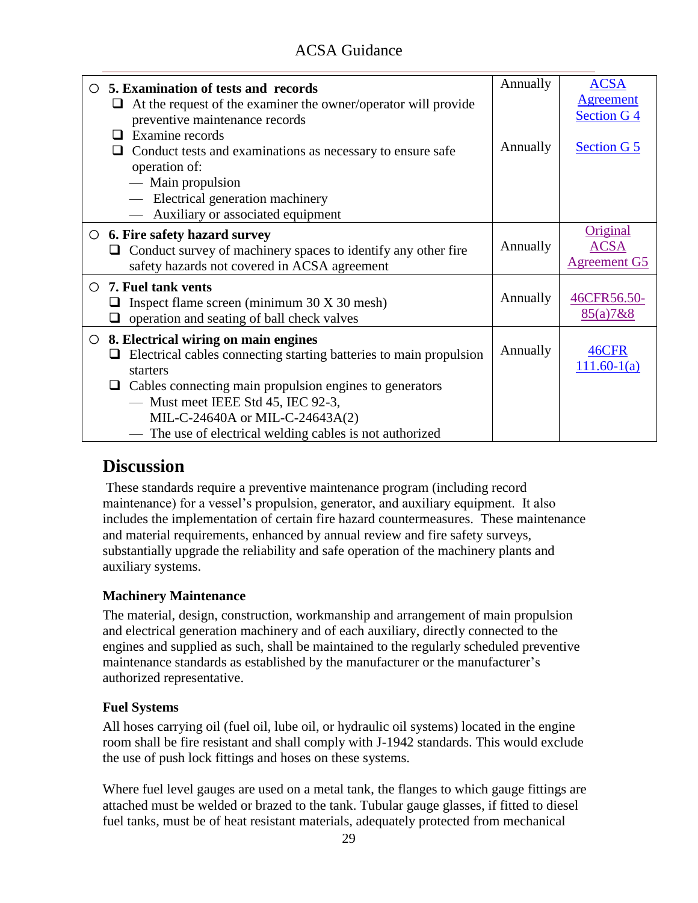| | | |
|---|---|---|
| ○ **5. Examination of tests and records**<br>❑ At the request of the examiner the owner/operator will provide preventive maintenance records<br>❑ Examine records<br>❑ Conduct tests and examinations as necessary to ensure safe operation of:<br>— Main propulsion<br>— Electrical generation machinery<br>— Auxiliary or associated equipment | Annually<br><br>Annually | ACSA Agreement Section G 4<br><br>Section G 5 |
| ○ **6. Fire safety hazard survey**<br>❑ Conduct survey of machinery spaces to identify any other fire safety hazards not covered in ACSA agreement | Annually | Original ACSA Agreement G5 |
| ○ **7. Fuel tank vents**<br>❑ Inspect flame screen (minimum 30 X 30 mesh)<br>❑ operation and seating of ball check valves | Annually | 46CFR56.50-85(a)7&8 |
| ○ **8. Electrical wiring on main engines**<br>❑ Electrical cables connecting starting batteries to main propulsion starters<br>❑ Cables connecting main propulsion engines to generators<br>— Must meet IEEE Std 45, IEC 92-3, MIL-C-24640A or MIL-C-24643A(2)<br>— The use of electrical welding cables is not authorized | Annually | 46CFR 111.60-1(a) |

## Discussion

These standards require a preventive maintenance program (including record maintenance) for a vessel's propulsion, generator, and auxiliary equipment. It also includes the implementation of certain fire hazard countermeasures. These maintenance and material requirements, enhanced by annual review and fire safety surveys, substantially upgrade the reliability and safe operation of the machinery plants and auxiliary systems.

### Machinery Maintenance

The material, design, construction, workmanship and arrangement of main propulsion and electrical generation machinery and of each auxiliary, directly connected to the engines and supplied as such, shall be maintained to the regularly scheduled preventive maintenance standards as established by the manufacturer or the manufacturer's authorized representative.

### Fuel Systems

All hoses carrying oil (fuel oil, lube oil, or hydraulic oil systems) located in the engine room shall be fire resistant and shall comply with J-1942 standards. This would exclude the use of push lock fittings and hoses on these systems.

Where fuel level gauges are used on a metal tank, the flanges to which gauge fittings are attached must be welded or brazed to the tank. Tubular gauge glasses, if fitted to diesel fuel tanks, must be of heat resistant materials, adequately protected from mechanical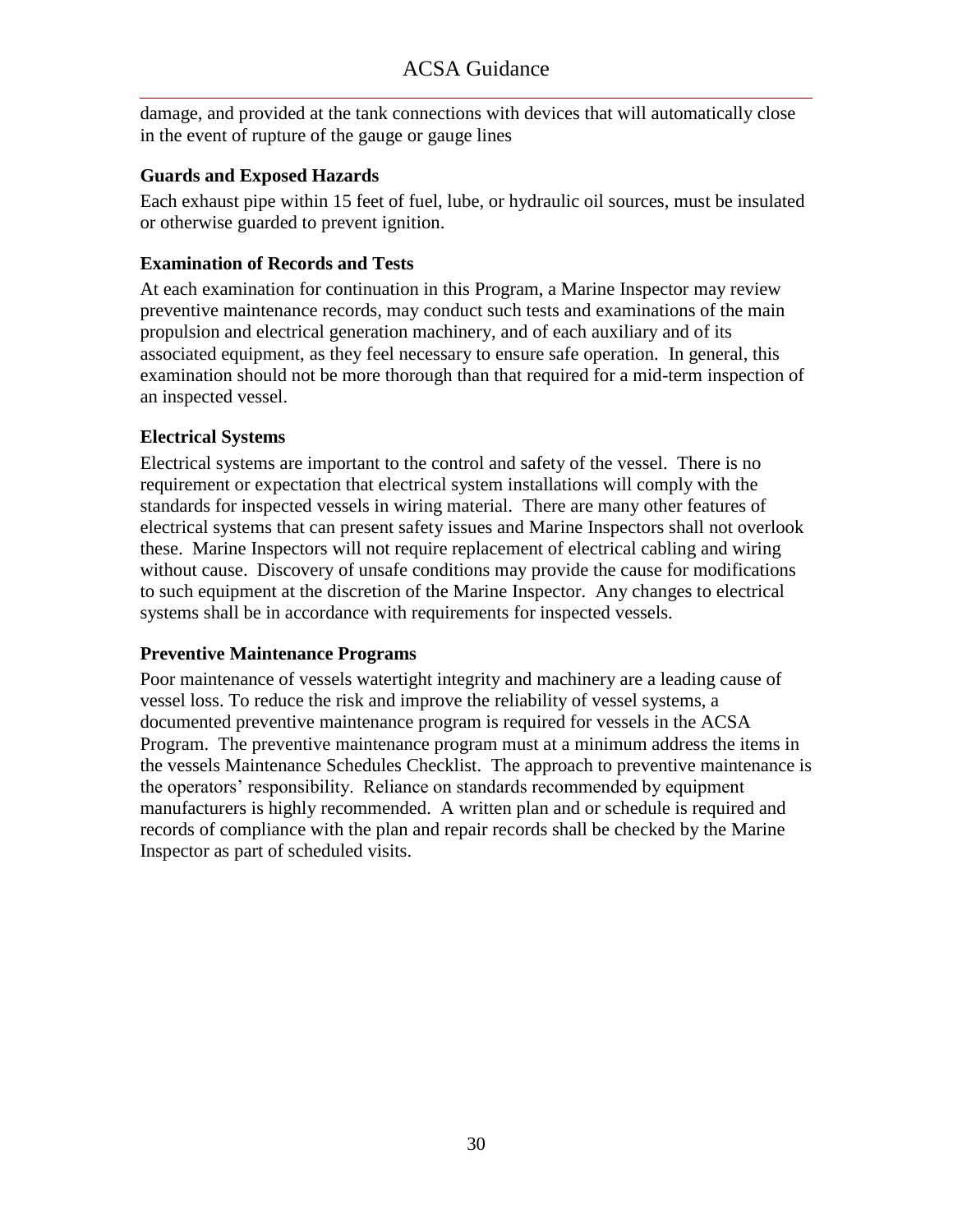damage, and provided at the tank connections with devices that will automatically close in the event of rupture of the gauge or gauge lines

### Guards and Exposed Hazards

Each exhaust pipe within 15 feet of fuel, lube, or hydraulic oil sources, must be insulated or otherwise guarded to prevent ignition.

### Examination of Records and Tests

At each examination for continuation in this Program, a Marine Inspector may review preventive maintenance records, may conduct such tests and examinations of the main propulsion and electrical generation machinery, and of each auxiliary and of its associated equipment, as they feel necessary to ensure safe operation. In general, this examination should not be more thorough than that required for a mid-term inspection of an inspected vessel.

### Electrical Systems

Electrical systems are important to the control and safety of the vessel. There is no requirement or expectation that electrical system installations will comply with the standards for inspected vessels in wiring material. There are many other features of electrical systems that can present safety issues and Marine Inspectors shall not overlook these. Marine Inspectors will not require replacement of electrical cabling and wiring without cause. Discovery of unsafe conditions may provide the cause for modifications to such equipment at the discretion of the Marine Inspector. Any changes to electrical systems shall be in accordance with requirements for inspected vessels.

### Preventive Maintenance Programs

Poor maintenance of vessels watertight integrity and machinery are a leading cause of vessel loss. To reduce the risk and improve the reliability of vessel systems, a documented preventive maintenance program is required for vessels in the ACSA Program. The preventive maintenance program must at a minimum address the items in the vessels Maintenance Schedules Checklist. The approach to preventive maintenance is the operators' responsibility. Reliance on standards recommended by equipment manufacturers is highly recommended. A written plan and or schedule is required and records of compliance with the plan and repair records shall be checked by the Marine Inspector as part of scheduled visits.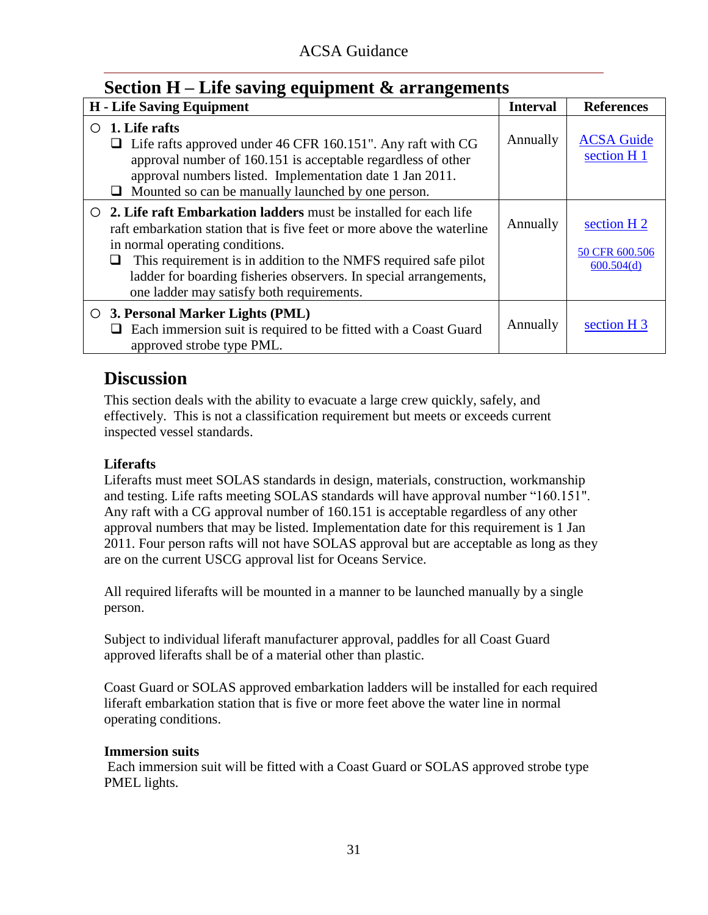## Section H – Life saving equipment & arrangements

| H - Life Saving Equipment | Interval | References |
|---|---|---|
| ○ **1. Life rafts**<br>❑ Life rafts approved under 46 CFR 160.151". Any raft with CG approval number of 160.151 is acceptable regardless of other approval numbers listed. Implementation date 1 Jan 2011.<br>❑ Mounted so can be manually launched by one person. | Annually | ACSA Guide section H 1 |
| ○ **2. Life raft Embarkation ladders** must be installed for each life raft embarkation station that is five feet or more above the waterline in normal operating conditions.<br>❑ This requirement is in addition to the NMFS required safe pilot ladder for boarding fisheries observers. In special arrangements, one ladder may satisfy both requirements. | Annually | section H 2<br>50 CFR 600.506 600.504(d) |
| ○ **3. Personal Marker Lights (PML)**<br>❑ Each immersion suit is required to be fitted with a Coast Guard approved strobe type PML. | Annually | section H 3 |

## Discussion

This section deals with the ability to evacuate a large crew quickly, safely, and effectively. This is not a classification requirement but meets or exceeds current inspected vessel standards.

**Liferafts**

Liferafts must meet SOLAS standards in design, materials, construction, workmanship and testing. Life rafts meeting SOLAS standards will have approval number "160.151". Any raft with a CG approval number of 160.151 is acceptable regardless of any other approval numbers that may be listed. Implementation date for this requirement is 1 Jan 2011. Four person rafts will not have SOLAS approval but are acceptable as long as they are on the current USCG approval list for Oceans Service.

All required liferafts will be mounted in a manner to be launched manually by a single person.

Subject to individual liferaft manufacturer approval, paddles for all Coast Guard approved liferafts shall be of a material other than plastic.

Coast Guard or SOLAS approved embarkation ladders will be installed for each required liferaft embarkation station that is five or more feet above the water line in normal operating conditions.

**Immersion suits**

Each immersion suit will be fitted with a Coast Guard or SOLAS approved strobe type PMEL lights.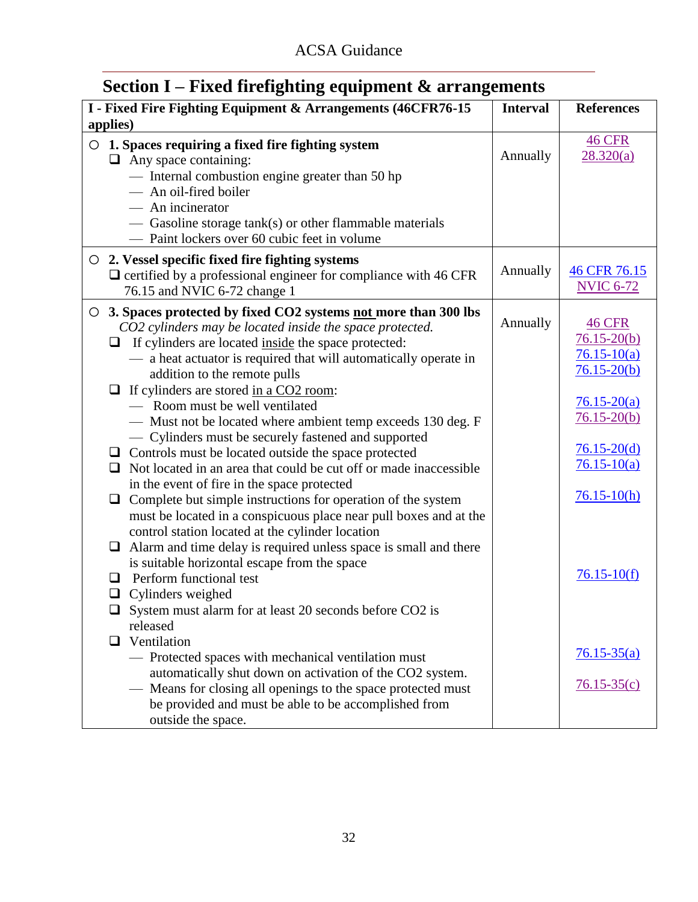## Section I – Fixed firefighting equipment & arrangements

| I - Fixed Fire Fighting Equipment & Arrangements (46CFR76-15 applies) | Interval | References |
|---|---|---|
| ○ **1. Spaces requiring a fixed fire fighting system**<br>❑ Any space containing:<br>— Internal combustion engine greater than 50 hp<br>— An oil-fired boiler<br>— An incinerator<br>— Gasoline storage tank(s) or other flammable materials<br>— Paint lockers over 60 cubic feet in volume | Annually | 46 CFR 28.320(a) |
| ○ **2. Vessel specific fixed fire fighting systems**<br>❑ certified by a professional engineer for compliance with 46 CFR 76.15 and NVIC 6-72 change 1 | Annually | 46 CFR 76.15<br>NVIC 6-72 |
| ○ **3. Spaces protected by fixed $CO_2$ systems <u>not</u> more than 300 lbs**<br>*$CO_2$ cylinders may be located inside the space protected.*<br>❑ If cylinders are located <u>inside</u> the space protected:<br>— a heat actuator is required that will automatically operate in addition to the remote pulls<br>❑ If cylinders are stored <u>in a $CO_2$ room</u>:<br>— Room must be well ventilated<br>— Must not be located where ambient temp exceeds 130 deg. F<br>— Cylinders must be securely fastened and supported<br>❑ Controls must be located outside the space protected<br>❑ Not located in an area that could be cut off or made inaccessible in the event of fire in the space protected<br>❑ Complete but simple instructions for operation of the system must be located in a conspicuous place near pull boxes and at the control station located at the cylinder location<br>❑ Alarm and time delay is required unless space is small and there is suitable horizontal escape from the space<br>❑ Perform functional test<br>❑ Cylinders weighed<br>❑ System must alarm for at least 20 seconds before $CO_2$ is released<br>❑ Ventilation<br>— Protected spaces with mechanical ventilation must automatically shut down on activation of the $CO_2$ system.<br>— Means for closing all openings to the space protected must be provided and must be able to be accomplished from outside the space. | Annually | 46 CFR 76.15-20(b)<br>76.15-10(a)<br>76.15-20(b)<br><br>76.15-20(a)<br>76.15-20(b)<br><br>76.15-20(d)<br>76.15-10(a)<br><br>76.15-10(h)<br><br>76.15-10(f)<br><br>76.15-35(a)<br><br>76.15-35(c) |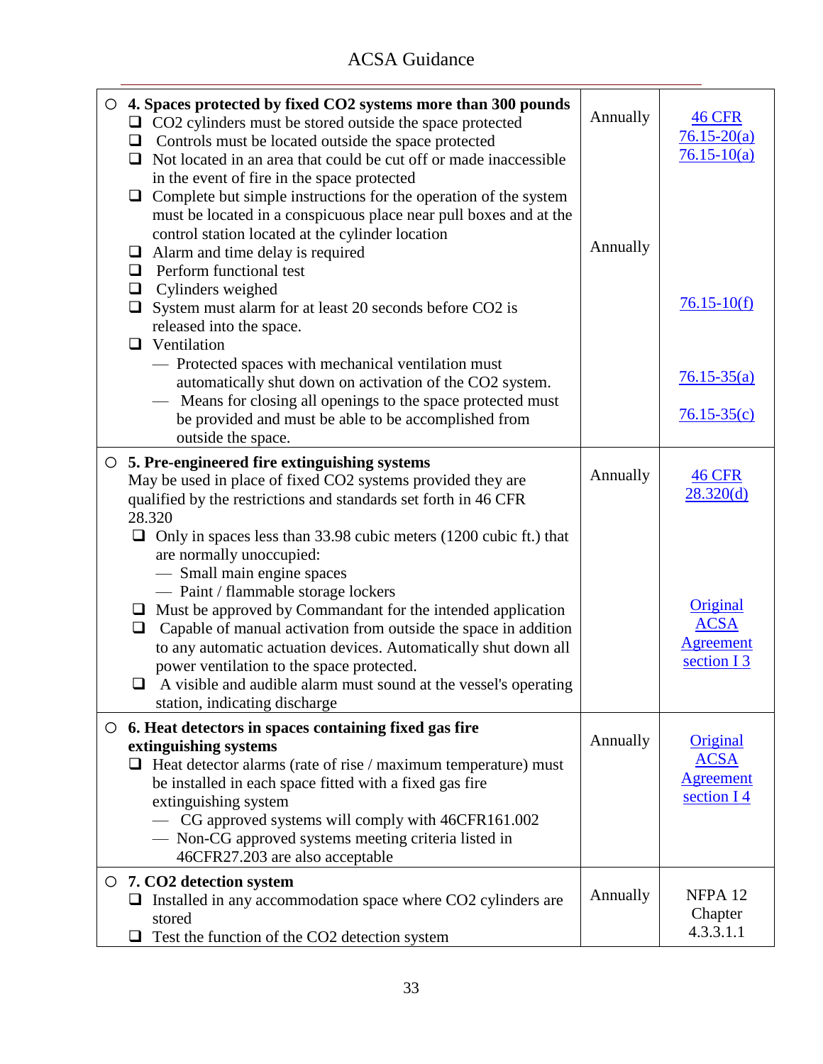| | | |
|---|---|---|
| ○ **4. Spaces protected by fixed $CO_2$ systems more than 300 pounds**<br>❑ $CO_2$ cylinders must be stored outside the space protected<br>❑ Controls must be located outside the space protected<br>❑ Not located in an area that could be cut off or made inaccessible in the event of fire in the space protected<br>❑ Complete but simple instructions for the operation of the system must be located in a conspicuous place near pull boxes and at the control station located at the cylinder location<br>❑ Alarm and time delay is required<br>❑ Perform functional test<br>❑ Cylinders weighed<br>❑ System must alarm for at least 20 seconds before $CO_2$ is released into the space.<br>❑ Ventilation<br>— Protected spaces with mechanical ventilation must automatically shut down on activation of the $CO_2$ system.<br>— Means for closing all openings to the space protected must be provided and must be able to be accomplished from outside the space. | Annually<br><br><br><br><br><br><br>Annually | 46 CFR 76.15-20(a) 76.15-10(a)<br><br><br><br><br><br><br><br>76.15-10(f)<br><br><br><br>76.15-35(a)<br><br>76.15-35(c) |
| ○ **5. Pre-engineered fire extinguishing systems**<br>May be used in place of fixed $CO_2$ systems provided they are qualified by the restrictions and standards set forth in 46 CFR 28.320<br>❑ Only in spaces less than 33.98 cubic meters (1200 cubic ft.) that are normally unoccupied:<br>— Small main engine spaces<br>— Paint / flammable storage lockers<br>❑ Must be approved by Commandant for the intended application<br>❑ Capable of manual activation from outside the space in addition to any automatic actuation devices. Automatically shut down all power ventilation to the space protected.<br>❑ A visible and audible alarm must sound at the vessel's operating station, indicating discharge | Annually | 46 CFR 28.320(d)<br><br><br><br><br><br><br>Original ACSA Agreement section I 3 |
| ○ **6. Heat detectors in spaces containing fixed gas fire extinguishing systems**<br>❑ Heat detector alarms (rate of rise / maximum temperature) must be installed in each space fitted with a fixed gas fire extinguishing system<br>— CG approved systems will comply with 46CFR161.002<br>— Non-CG approved systems meeting criteria listed in 46CFR27.203 are also acceptable | Annually | Original ACSA Agreement section I 4 |
| ○ **7. $CO_2$ detection system**<br>❑ Installed in any accommodation space where $CO_2$ cylinders are stored<br>❑ Test the function of the $CO_2$ detection system | Annually | NFPA 12 Chapter 4.3.3.1.1 |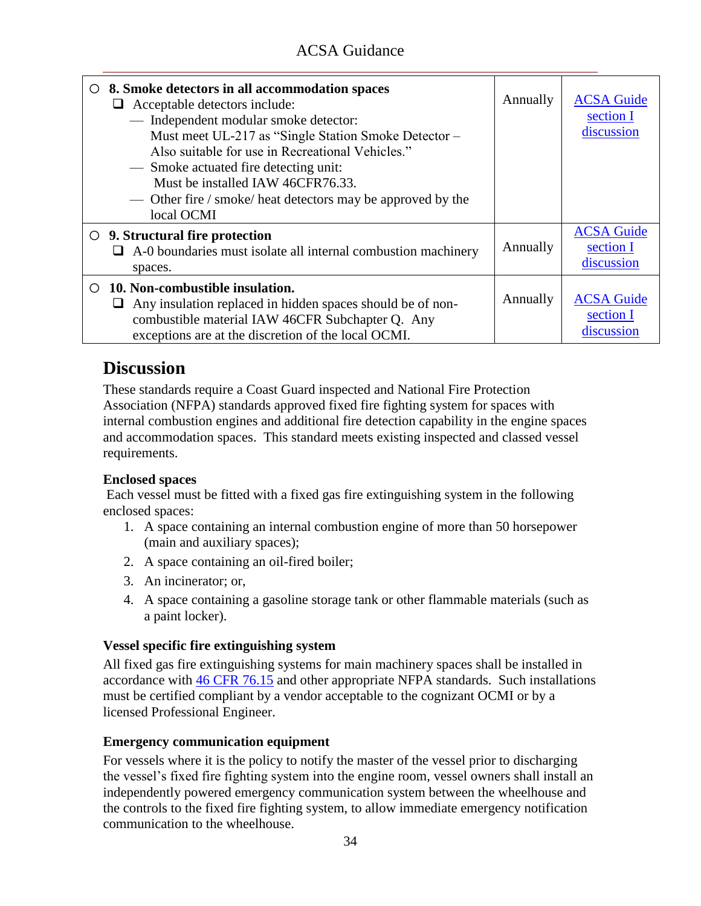| Item | Frequency | Reference |
|---|---|---|
| ○ **8. Smoke detectors in all accommodation spaces**<br>❑ Acceptable detectors include:<br>— Independent modular smoke detector: Must meet UL-217 as "Single Station Smoke Detector – Also suitable for use in Recreational Vehicles."<br>— Smoke actuated fire detecting unit: Must be installed IAW 46CFR76.33.<br>— Other fire / smoke/ heat detectors may be approved by the local OCMI | Annually | ACSA Guide section I discussion |
| ○ **9. Structural fire protection**<br>❑ A-0 boundaries must isolate all internal combustion machinery spaces. | Annually | ACSA Guide section I discussion |
| ○ **10. Non-combustible insulation.**<br>❑ Any insulation replaced in hidden spaces should be of non-combustible material IAW 46CFR Subchapter Q. Any exceptions are at the discretion of the local OCMI. | Annually | ACSA Guide section I discussion |

## Discussion

These standards require a Coast Guard inspected and National Fire Protection Association (NFPA) standards approved fixed fire fighting system for spaces with internal combustion engines and additional fire detection capability in the engine spaces and accommodation spaces. This standard meets existing inspected and classed vessel requirements.

**Enclosed spaces**

Each vessel must be fitted with a fixed gas fire extinguishing system in the following enclosed spaces:

1. A space containing an internal combustion engine of more than 50 horsepower (main and auxiliary spaces);
2. A space containing an oil-fired boiler;
3. An incinerator; or,
4. A space containing a gasoline storage tank or other flammable materials (such as a paint locker).

**Vessel specific fire extinguishing system**

All fixed gas fire extinguishing systems for main machinery spaces shall be installed in accordance with 46 CFR 76.15 and other appropriate NFPA standards. Such installations must be certified compliant by a vendor acceptable to the cognizant OCMI or by a licensed Professional Engineer.

**Emergency communication equipment**

For vessels where it is the policy to notify the master of the vessel prior to discharging the vessel's fixed fire fighting system into the engine room, vessel owners shall install an independently powered emergency communication system between the wheelhouse and the controls to the fixed fire fighting system, to allow immediate emergency notification communication to the wheelhouse.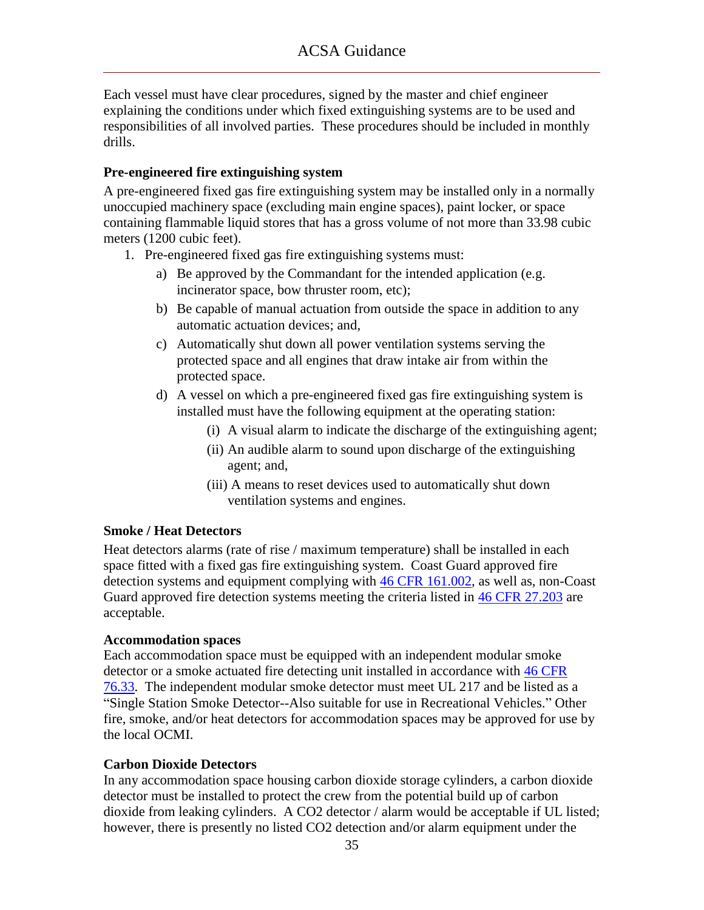Each vessel must have clear procedures, signed by the master and chief engineer explaining the conditions under which fixed extinguishing systems are to be used and responsibilities of all involved parties. These procedures should be included in monthly drills.

**Pre-engineered fire extinguishing system**

A pre-engineered fixed gas fire extinguishing system may be installed only in a normally unoccupied machinery space (excluding main engine spaces), paint locker, or space containing flammable liquid stores that has a gross volume of not more than 33.98 cubic meters (1200 cubic feet).

1. Pre-engineered fixed gas fire extinguishing systems must:
   a) Be approved by the Commandant for the intended application (e.g. incinerator space, bow thruster room, etc);
   b) Be capable of manual actuation from outside the space in addition to any automatic actuation devices; and,
   c) Automatically shut down all power ventilation systems serving the protected space and all engines that draw intake air from within the protected space.
   d) A vessel on which a pre-engineered fixed gas fire extinguishing system is installed must have the following equipment at the operating station:
      (i) A visual alarm to indicate the discharge of the extinguishing agent;
      (ii) An audible alarm to sound upon discharge of the extinguishing agent; and,
      (iii) A means to reset devices used to automatically shut down ventilation systems and engines.

**Smoke / Heat Detectors**

Heat detectors alarms (rate of rise / maximum temperature) shall be installed in each space fitted with a fixed gas fire extinguishing system. Coast Guard approved fire detection systems and equipment complying with 46 CFR 161.002, as well as, non-Coast Guard approved fire detection systems meeting the criteria listed in 46 CFR 27.203 are acceptable.

**Accommodation spaces**

Each accommodation space must be equipped with an independent modular smoke detector or a smoke actuated fire detecting unit installed in accordance with 46 CFR 76.33. The independent modular smoke detector must meet UL 217 and be listed as a "Single Station Smoke Detector--Also suitable for use in Recreational Vehicles." Other fire, smoke, and/or heat detectors for accommodation spaces may be approved for use by the local OCMI.

**Carbon Dioxide Detectors**

In any accommodation space housing carbon dioxide storage cylinders, a carbon dioxide detector must be installed to protect the crew from the potential build up of carbon dioxide from leaking cylinders. A $CO_2$ detector / alarm would be acceptable if UL listed; however, there is presently no listed $CO_2$ detection and/or alarm equipment under the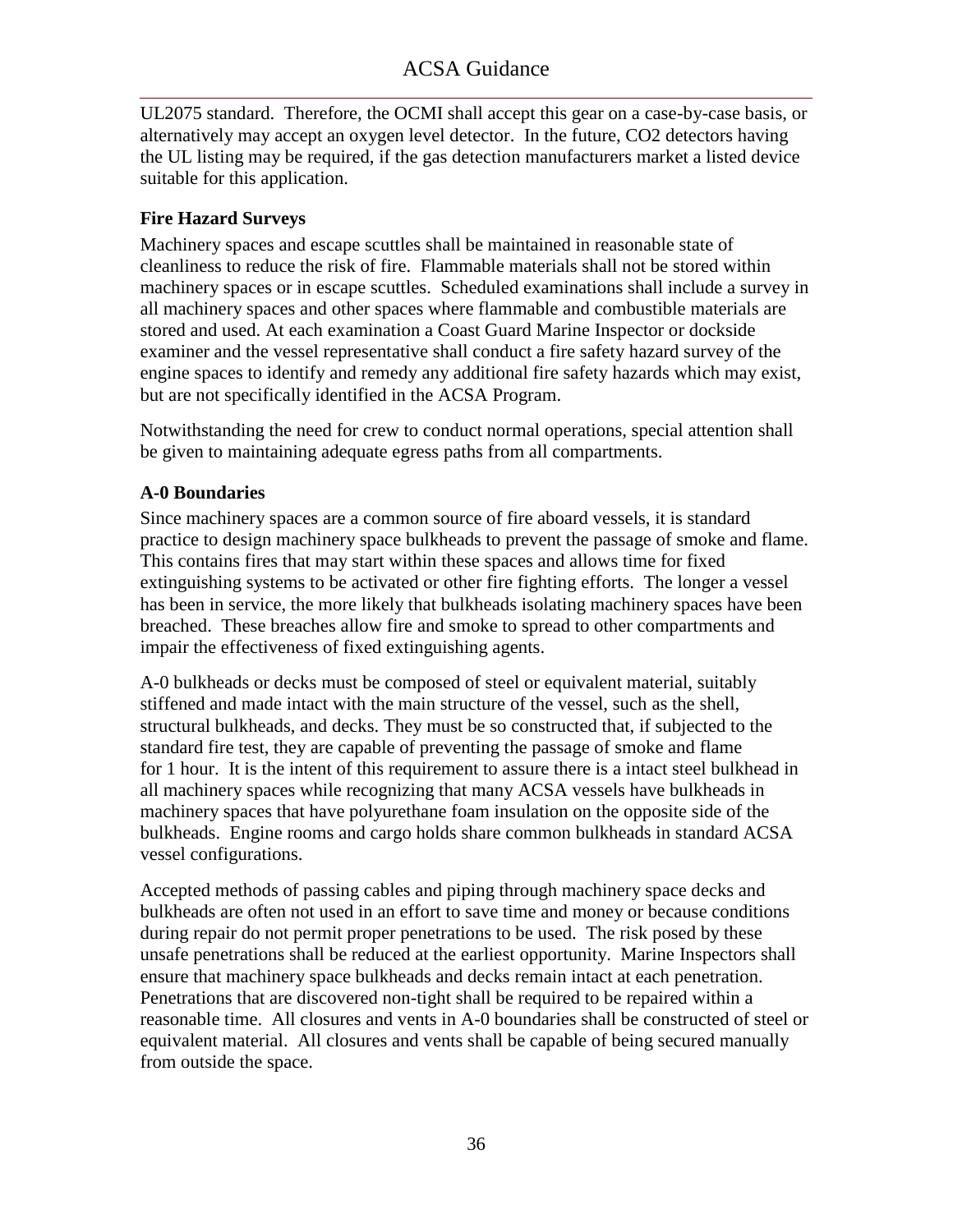UL2075 standard. Therefore, the OCMI shall accept this gear on a case-by-case basis, or alternatively may accept an oxygen level detector. In the future, $CO_2$ detectors having the UL listing may be required, if the gas detection manufacturers market a listed device suitable for this application.

**Fire Hazard Surveys**

Machinery spaces and escape scuttles shall be maintained in reasonable state of cleanliness to reduce the risk of fire. Flammable materials shall not be stored within machinery spaces or in escape scuttles. Scheduled examinations shall include a survey in all machinery spaces and other spaces where flammable and combustible materials are stored and used. At each examination a Coast Guard Marine Inspector or dockside examiner and the vessel representative shall conduct a fire safety hazard survey of the engine spaces to identify and remedy any additional fire safety hazards which may exist, but are not specifically identified in the ACSA Program.

Notwithstanding the need for crew to conduct normal operations, special attention shall be given to maintaining adequate egress paths from all compartments.

**A-0 Boundaries**

Since machinery spaces are a common source of fire aboard vessels, it is standard practice to design machinery space bulkheads to prevent the passage of smoke and flame. This contains fires that may start within these spaces and allows time for fixed extinguishing systems to be activated or other fire fighting efforts. The longer a vessel has been in service, the more likely that bulkheads isolating machinery spaces have been breached. These breaches allow fire and smoke to spread to other compartments and impair the effectiveness of fixed extinguishing agents.

A-0 bulkheads or decks must be composed of steel or equivalent material, suitably stiffened and made intact with the main structure of the vessel, such as the shell, structural bulkheads, and decks. They must be so constructed that, if subjected to the standard fire test, they are capable of preventing the passage of smoke and flame for 1 hour. It is the intent of this requirement to assure there is a intact steel bulkhead in all machinery spaces while recognizing that many ACSA vessels have bulkheads in machinery spaces that have polyurethane foam insulation on the opposite side of the bulkheads. Engine rooms and cargo holds share common bulkheads in standard ACSA vessel configurations.

Accepted methods of passing cables and piping through machinery space decks and bulkheads are often not used in an effort to save time and money or because conditions during repair do not permit proper penetrations to be used. The risk posed by these unsafe penetrations shall be reduced at the earliest opportunity. Marine Inspectors shall ensure that machinery space bulkheads and decks remain intact at each penetration. Penetrations that are discovered non-tight shall be required to be repaired within a reasonable time. All closures and vents in A-0 boundaries shall be constructed of steel or equivalent material. All closures and vents shall be capable of being secured manually from outside the space.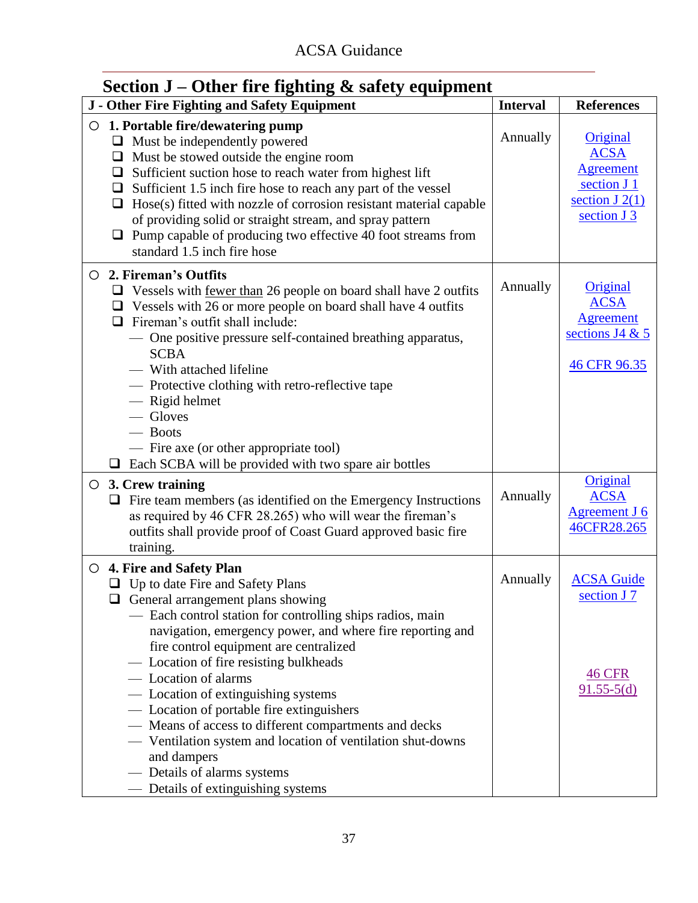## Section J – Other fire fighting & safety equipment

| J - Other Fire Fighting and Safety Equipment | Interval | References |
|---|---|---|
| ○ **1. Portable fire/dewatering pump**<br>❑ Must be independently powered<br>❑ Must be stowed outside the engine room<br>❑ Sufficient suction hose to reach water from highest lift<br>❑ Sufficient 1.5 inch fire hose to reach any part of the vessel<br>❑ Hose(s) fitted with nozzle of corrosion resistant material capable of providing solid or straight stream, and spray pattern<br>❑ Pump capable of producing two effective 40 foot streams from standard 1.5 inch fire hose | Annually | Original ACSA Agreement section J 1<br>section J 2(1)<br>section J 3 |
| ○ **2. Fireman's Outfits**<br>❑ Vessels with fewer than 26 people on board shall have 2 outfits<br>❑ Vessels with 26 or more people on board shall have 4 outfits<br>❑ Fireman's outfit shall include:<br>— One positive pressure self-contained breathing apparatus, SCBA<br>— With attached lifeline<br>— Protective clothing with retro-reflective tape<br>— Rigid helmet<br>— Gloves<br>— Boots<br>— Fire axe (or other appropriate tool)<br>❑ Each SCBA will be provided with two spare air bottles | Annually | Original ACSA Agreement sections J4 & 5<br><br>46 CFR 96.35 |
| ○ **3. Crew training**<br>❑ Fire team members (as identified on the Emergency Instructions as required by 46 CFR 28.265) who will wear the fireman's outfits shall provide proof of Coast Guard approved basic fire training. | Annually | Original ACSA Agreement J 6<br>46CFR28.265 |
| ○ **4. Fire and Safety Plan**<br>❑ Up to date Fire and Safety Plans<br>❑ General arrangement plans showing<br>— Each control station for controlling ships radios, main navigation, emergency power, and where fire reporting and fire control equipment are centralized<br>— Location of fire resisting bulkheads<br>— Location of alarms<br>— Location of extinguishing systems<br>— Location of portable fire extinguishers<br>— Means of access to different compartments and decks<br>— Ventilation system and location of ventilation shut-downs and dampers<br>— Details of alarms systems<br>— Details of extinguishing systems | Annually | ACSA Guide section J 7<br><br>46 CFR 91.55-5(d) |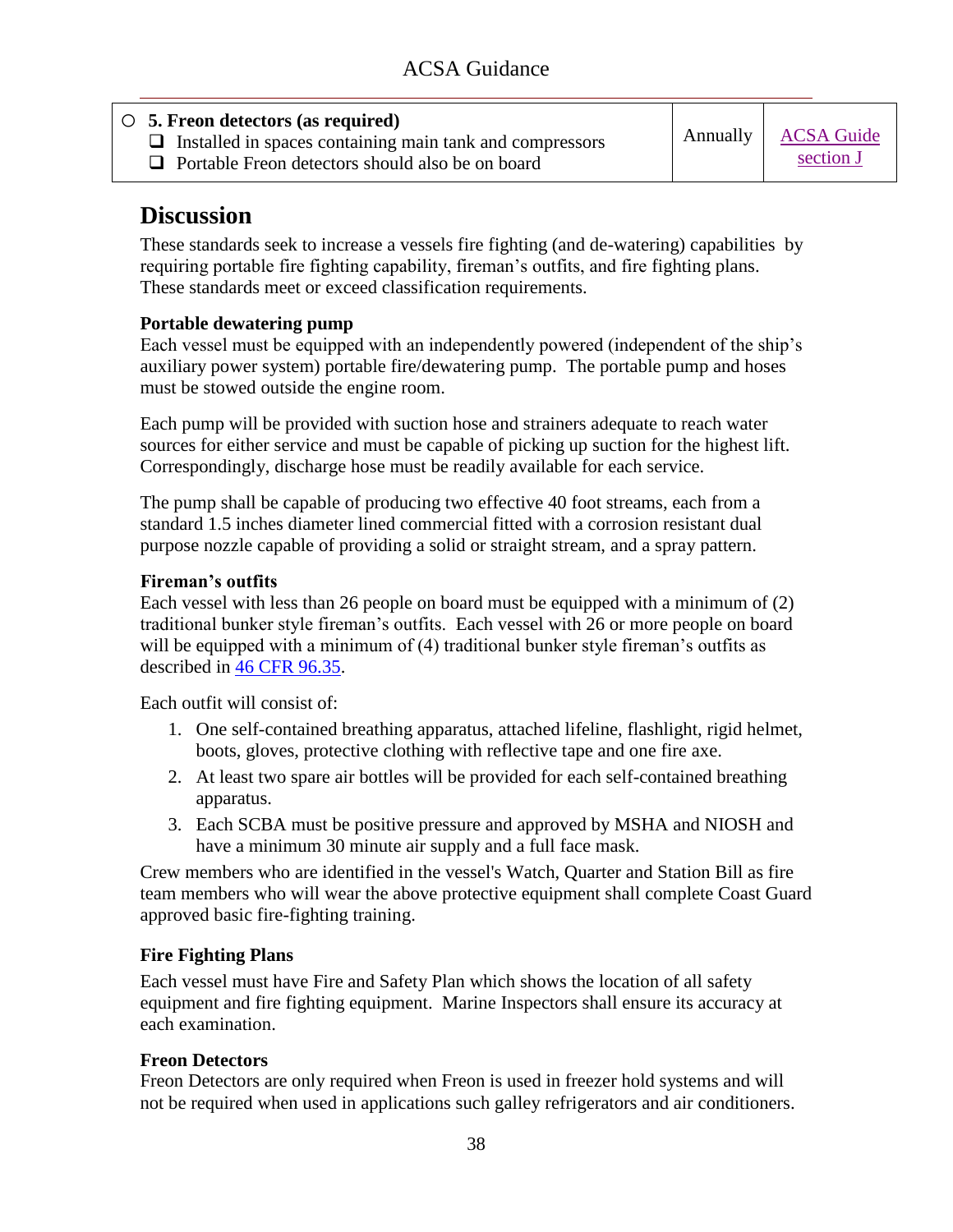| ○ **5. Freon detectors (as required)**<br>❑ Installed in spaces containing main tank and compressors<br>❑ Portable Freon detectors should also be on board | Annually | ACSA Guide section J |
|---|---|---|

## Discussion

These standards seek to increase a vessels fire fighting (and de-watering) capabilities by requiring portable fire fighting capability, fireman's outfits, and fire fighting plans. These standards meet or exceed classification requirements.

**Portable dewatering pump**

Each vessel must be equipped with an independently powered (independent of the ship's auxiliary power system) portable fire/dewatering pump. The portable pump and hoses must be stowed outside the engine room.

Each pump will be provided with suction hose and strainers adequate to reach water sources for either service and must be capable of picking up suction for the highest lift. Correspondingly, discharge hose must be readily available for each service.

The pump shall be capable of producing two effective 40 foot streams, each from a standard 1.5 inches diameter lined commercial fitted with a corrosion resistant dual purpose nozzle capable of providing a solid or straight stream, and a spray pattern.

**Fireman's outfits**

Each vessel with less than 26 people on board must be equipped with a minimum of (2) traditional bunker style fireman's outfits. Each vessel with 26 or more people on board will be equipped with a minimum of (4) traditional bunker style fireman's outfits as described in 46 CFR 96.35.

Each outfit will consist of:

1. One self-contained breathing apparatus, attached lifeline, flashlight, rigid helmet, boots, gloves, protective clothing with reflective tape and one fire axe.
2. At least two spare air bottles will be provided for each self-contained breathing apparatus.
3. Each SCBA must be positive pressure and approved by MSHA and NIOSH and have a minimum 30 minute air supply and a full face mask.

Crew members who are identified in the vessel's Watch, Quarter and Station Bill as fire team members who will wear the above protective equipment shall complete Coast Guard approved basic fire-fighting training.

**Fire Fighting Plans**

Each vessel must have Fire and Safety Plan which shows the location of all safety equipment and fire fighting equipment. Marine Inspectors shall ensure its accuracy at each examination.

**Freon Detectors**

Freon Detectors are only required when Freon is used in freezer hold systems and will not be required when used in applications such galley refrigerators and air conditioners.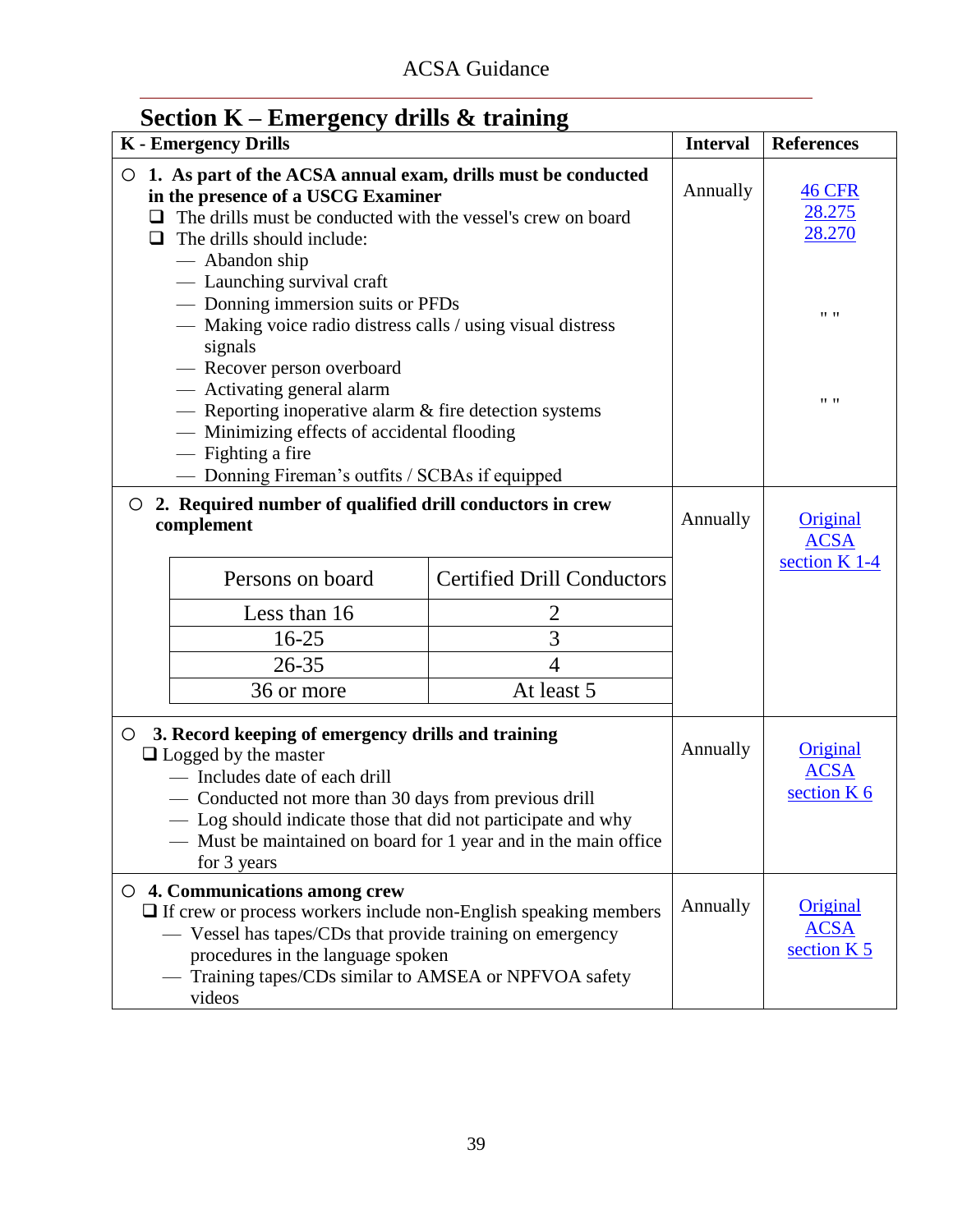## Section K – Emergency drills & training

| K - Emergency Drills | Interval | References |
|---|---|---|
| ○ **1. As part of the ACSA annual exam, drills must be conducted in the presence of a USCG Examiner**<br>❑ The drills must be conducted with the vessel's crew on board<br>❑ The drills should include:<br>— Abandon ship<br>— Launching survival craft<br>— Donning immersion suits or PFDs<br>— Making voice radio distress calls / using visual distress signals<br>— Recover person overboard<br>— Activating general alarm<br>— Reporting inoperative alarm & fire detection systems<br>— Minimizing effects of accidental flooding<br>— Fighting a fire<br>— Donning Fireman's outfits / SCBAs if equipped | Annually | 46 CFR 28.275<br>28.270<br><br>" "<br><br>" " |
| ○ **2. Required number of qualified drill conductors in crew complement**<br>Persons on board / Certified Drill Conductors:<br>Less than 16 — 2<br>16-25 — 3<br>26-35 — 4<br>36 or more — At least 5 | Annually | Original ACSA section K 1-4 |
| ○ **3. Record keeping of emergency drills and training**<br>❑ Logged by the master<br>— Includes date of each drill<br>— Conducted not more than 30 days from previous drill<br>— Log should indicate those that did not participate and why<br>— Must be maintained on board for 1 year and in the main office for 3 years | Annually | Original ACSA section K 6 |
| ○ **4. Communications among crew**<br>❑ If crew or process workers include non-English speaking members<br>— Vessel has tapes/CDs that provide training on emergency procedures in the language spoken<br>— Training tapes/CDs similar to AMSEA or NPFVOA safety videos | Annually | Original ACSA section K 5 |

| Persons on board | Certified Drill Conductors |
|---|---|
| Less than 16 | 2 |
| 16-25 | 3 |
| 26-35 | 4 |
| 36 or more | At least 5 |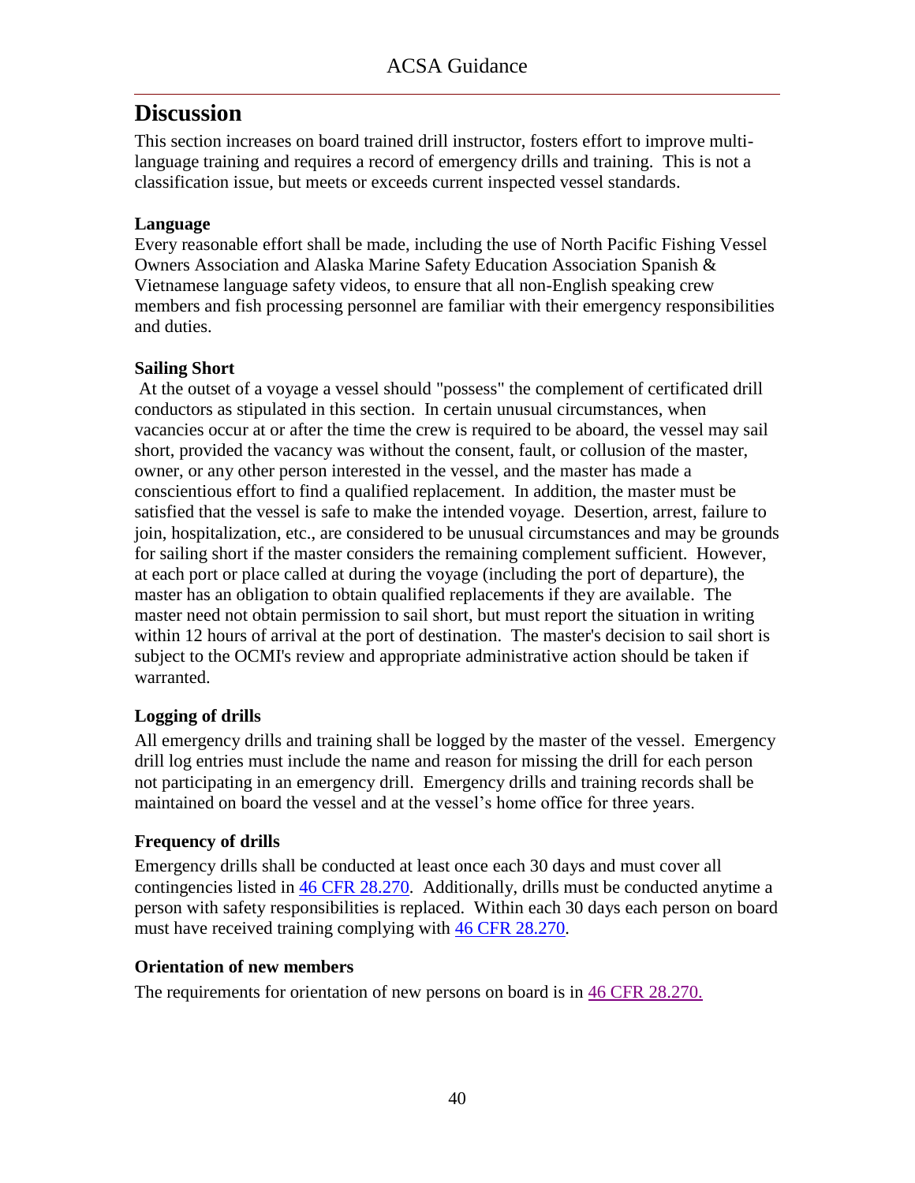## Discussion

This section increases on board trained drill instructor, fosters effort to improve multi-language training and requires a record of emergency drills and training. This is not a classification issue, but meets or exceeds current inspected vessel standards.

**Language**

Every reasonable effort shall be made, including the use of North Pacific Fishing Vessel Owners Association and Alaska Marine Safety Education Association Spanish & Vietnamese language safety videos, to ensure that all non-English speaking crew members and fish processing personnel are familiar with their emergency responsibilities and duties.

**Sailing Short**

At the outset of a voyage a vessel should "possess" the complement of certificated drill conductors as stipulated in this section. In certain unusual circumstances, when vacancies occur at or after the time the crew is required to be aboard, the vessel may sail short, provided the vacancy was without the consent, fault, or collusion of the master, owner, or any other person interested in the vessel, and the master has made a conscientious effort to find a qualified replacement. In addition, the master must be satisfied that the vessel is safe to make the intended voyage. Desertion, arrest, failure to join, hospitalization, etc., are considered to be unusual circumstances and may be grounds for sailing short if the master considers the remaining complement sufficient. However, at each port or place called at during the voyage (including the port of departure), the master has an obligation to obtain qualified replacements if they are available. The master need not obtain permission to sail short, but must report the situation in writing within 12 hours of arrival at the port of destination. The master's decision to sail short is subject to the OCMI's review and appropriate administrative action should be taken if warranted.

**Logging of drills**

All emergency drills and training shall be logged by the master of the vessel. Emergency drill log entries must include the name and reason for missing the drill for each person not participating in an emergency drill. Emergency drills and training records shall be maintained on board the vessel and at the vessel's home office for three years.

**Frequency of drills**

Emergency drills shall be conducted at least once each 30 days and must cover all contingencies listed in 46 CFR 28.270. Additionally, drills must be conducted anytime a person with safety responsibilities is replaced. Within each 30 days each person on board must have received training complying with 46 CFR 28.270.

**Orientation of new members**

The requirements for orientation of new persons on board is in 46 CFR 28.270.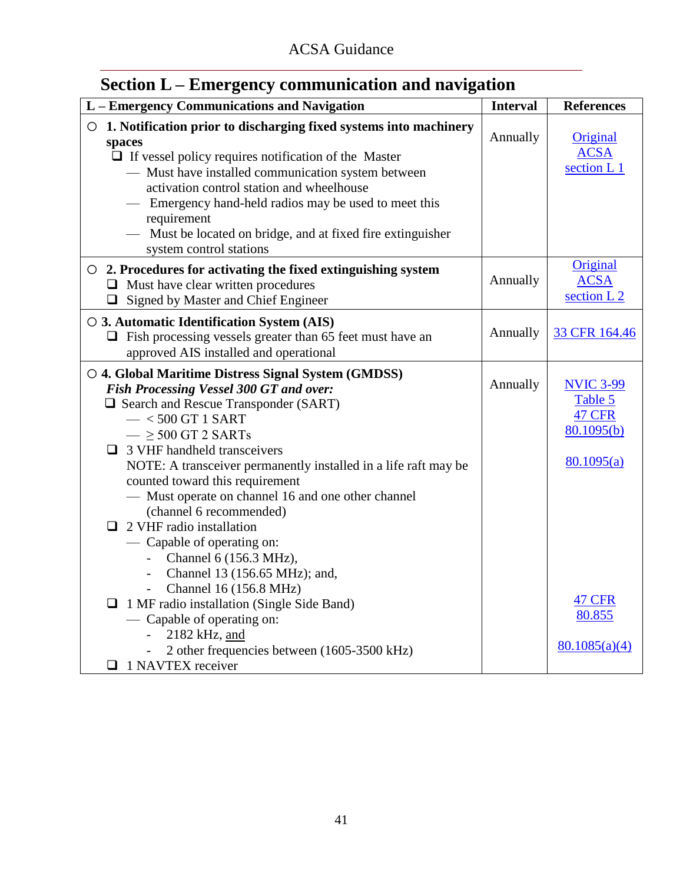## Section L – Emergency communication and navigation

| L – Emergency Communications and Navigation | Interval | References |
|---|---|---|
| ○ **1. Notification prior to discharging fixed systems into machinery spaces**<br>❑ If vessel policy requires notification of the Master<br>— Must have installed communication system between activation control station and wheelhouse<br>— Emergency hand-held radios may be used to meet this requirement<br>— Must be located on bridge, and at fixed fire extinguisher system control stations | Annually | Original ACSA section L 1 |
| ○ **2. Procedures for activating the fixed extinguishing system**<br>❑ Must have clear written procedures<br>❑ Signed by Master and Chief Engineer | Annually | Original ACSA section L 2 |
| ○ **3. Automatic Identification System (AIS)**<br>❑ Fish processing vessels greater than 65 feet must have an approved AIS installed and operational | Annually | 33 CFR 164.46 |
| ○ **4. Global Maritime Distress Signal System (GMDSS)**<br>***Fish Processing Vessel 300 GT and over:***<br>❑ Search and Rescue Transponder (SART)<br>— < 500 GT 1 SART<br>— ≥ 500 GT 2 SARTs<br>❑ 3 VHF handheld transceivers<br>NOTE: A transceiver permanently installed in a life raft may be counted toward this requirement<br>— Must operate on channel 16 and one other channel (channel 6 recommended)<br>❑ 2 VHF radio installation<br>— Capable of operating on:<br>- Channel 6 (156.3 MHz),<br>- Channel 13 (156.65 MHz); and,<br>- Channel 16 (156.8 MHz)<br>❑ 1 MF radio installation (Single Side Band)<br>— Capable of operating on:<br>- 2182 kHz, and<br>- 2 other frequencies between (1605-3500 kHz)<br>❑ 1 NAVTEX receiver | Annually | NVIC 3-99 Table 5<br>47 CFR 80.1095(b)<br><br>80.1095(a)<br><br>47 CFR 80.855<br><br>80.1085(a)(4) |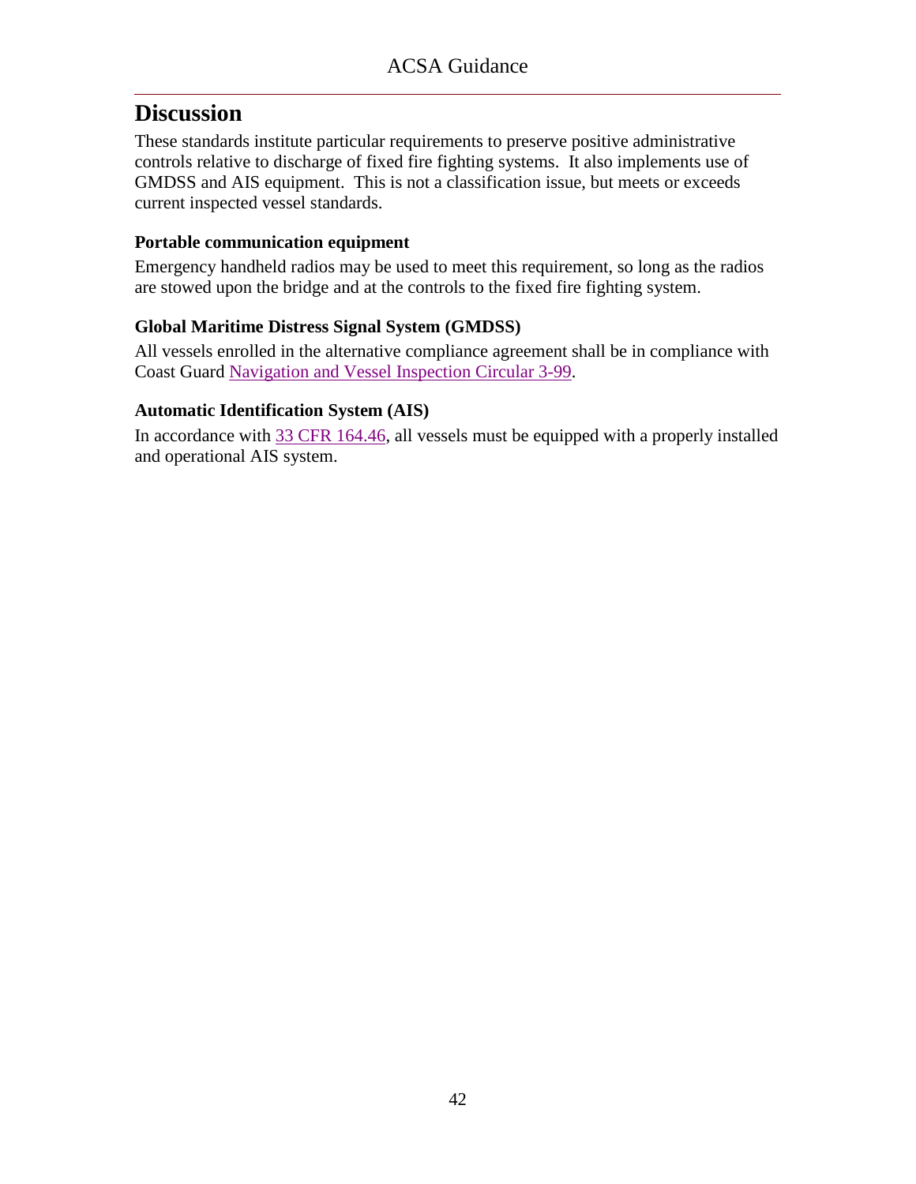## Discussion

These standards institute particular requirements to preserve positive administrative controls relative to discharge of fixed fire fighting systems. It also implements use of GMDSS and AIS equipment. This is not a classification issue, but meets or exceeds current inspected vessel standards.

### Portable communication equipment

Emergency handheld radios may be used to meet this requirement, so long as the radios are stowed upon the bridge and at the controls to the fixed fire fighting system.

### Global Maritime Distress Signal System (GMDSS)

All vessels enrolled in the alternative compliance agreement shall be in compliance with Coast Guard Navigation and Vessel Inspection Circular 3-99.

### Automatic Identification System (AIS)

In accordance with 33 CFR 164.46, all vessels must be equipped with a properly installed and operational AIS system.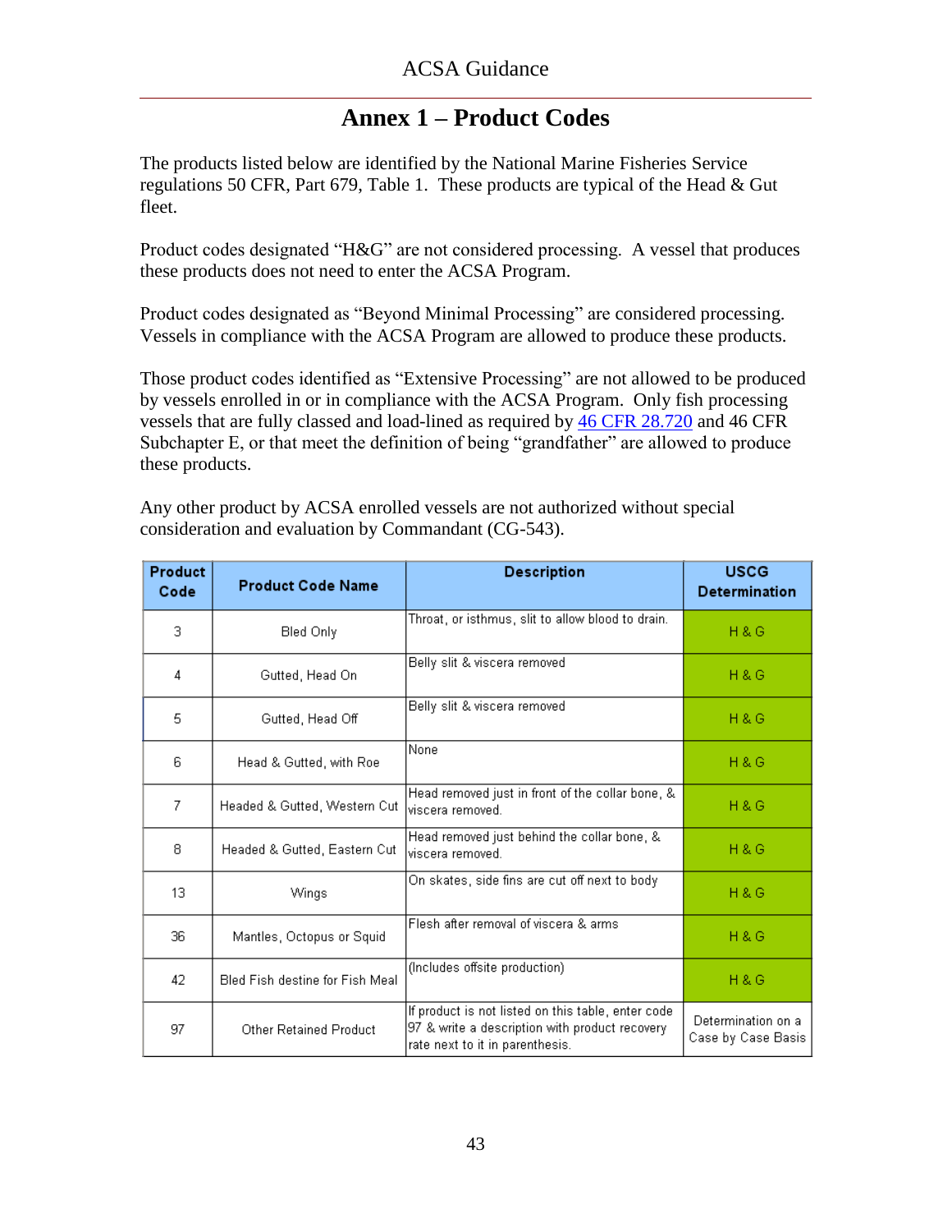# Annex 1 – Product Codes

The products listed below are identified by the National Marine Fisheries Service regulations 50 CFR, Part 679, Table 1. These products are typical of the Head & Gut fleet.

Product codes designated "H&G" are not considered processing. A vessel that produces these products does not need to enter the ACSA Program.

Product codes designated as "Beyond Minimal Processing" are considered processing. Vessels in compliance with the ACSA Program are allowed to produce these products.

Those product codes identified as "Extensive Processing" are not allowed to be produced by vessels enrolled in or in compliance with the ACSA Program. Only fish processing vessels that are fully classed and load-lined as required by 46 CFR 28.720 and 46 CFR Subchapter E, or that meet the definition of being "grandfather" are allowed to produce these products.

Any other product by ACSA enrolled vessels are not authorized without special consideration and evaluation by Commandant (CG-543).

| Product Code | Product Code Name | Description | USCG Determination |
|---|---|---|---|
| 3 | Bled Only | Throat, or isthmus, slit to allow blood to drain. | H & G |
| 4 | Gutted, Head On | Belly slit & viscera removed | H & G |
| 5 | Gutted, Head Off | Belly slit & viscera removed | H & G |
| 6 | Head & Gutted, with Roe | None | H & G |
| 7 | Headed & Gutted, Western Cut | Head removed just in front of the collar bone, & viscera removed. | H & G |
| 8 | Headed & Gutted, Eastern Cut | Head removed just behind the collar bone, & viscera removed. | H & G |
| 13 | Wings | On skates, side fins are cut off next to body | H & G |
| 36 | Mantles, Octopus or Squid | Flesh after removal of viscera & arms | H & G |
| 42 | Bled Fish destine for Fish Meal | (Includes offsite production) | H & G |
| 97 | Other Retained Product | If product is not listed on this table, enter code 97 & write a description with product recovery rate next to it in parenthesis. | Determination on a Case by Case Basis |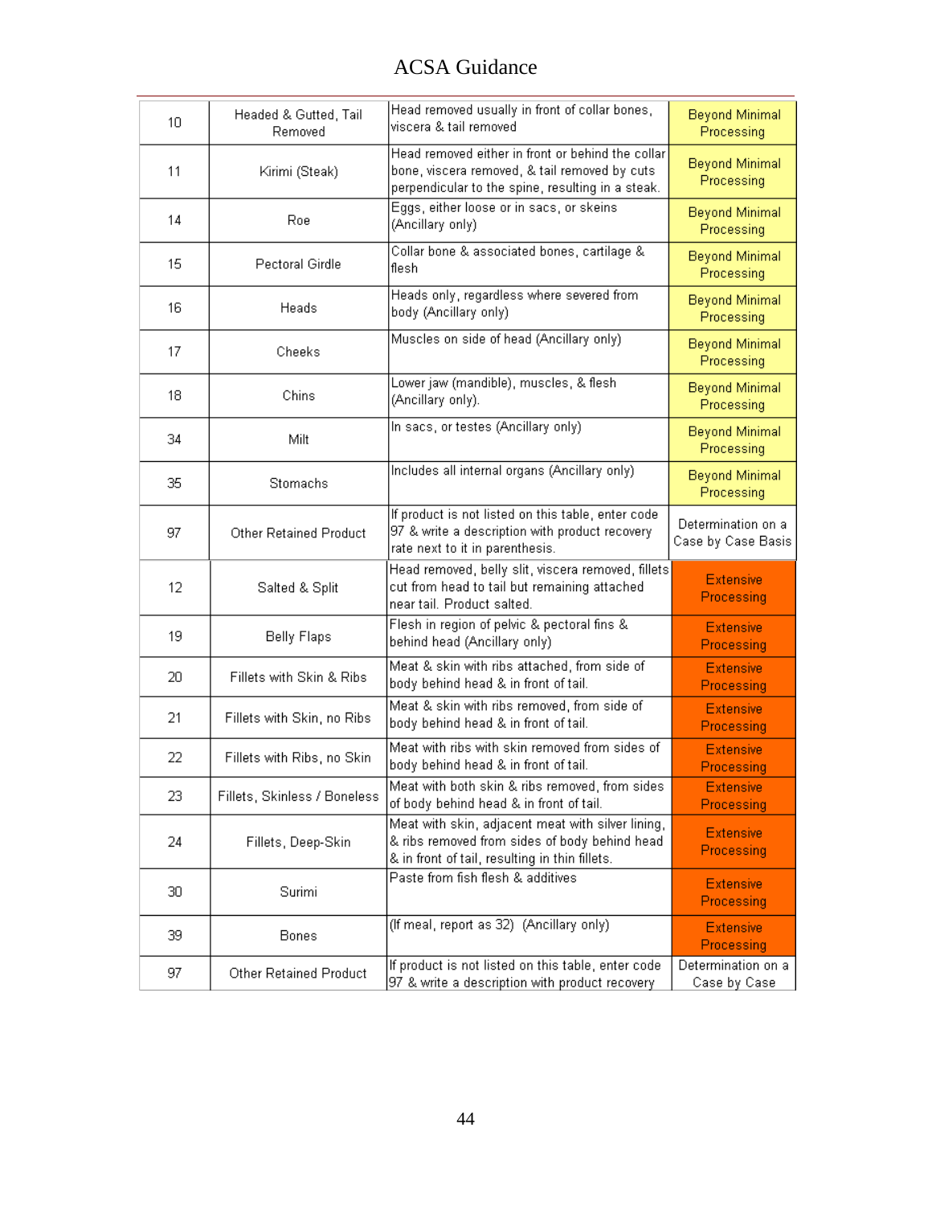| | | | |
|---|---|---|---|
| 10 | Headed & Gutted, Tail Removed | Head removed usually in front of collar bones, viscera & tail removed | Beyond Minimal Processing |
| 11 | Kirimi (Steak) | Head removed either in front or behind the collar bone, viscera removed, & tail removed by cuts perpendicular to the spine, resulting in a steak. | Beyond Minimal Processing |
| 14 | Roe | Eggs, either loose or in sacs, or skeins (Ancillary only) | Beyond Minimal Processing |
| 15 | Pectoral Girdle | Collar bone & associated bones, cartilage & flesh | Beyond Minimal Processing |
| 16 | Heads | Heads only, regardless where severed from body (Ancillary only) | Beyond Minimal Processing |
| 17 | Cheeks | Muscles on side of head (Ancillary only) | Beyond Minimal Processing |
| 18 | Chins | Lower jaw (mandible), muscles, & flesh (Ancillary only). | Beyond Minimal Processing |
| 34 | Milt | In sacs, or testes (Ancillary only) | Beyond Minimal Processing |
| 35 | Stomachs | Includes all internal organs (Ancillary only) | Beyond Minimal Processing |
| 97 | Other Retained Product | If product is not listed on this table, enter code 97 & write a description with product recovery rate next to it in parenthesis. | Determination on a Case by Case Basis |
| 12 | Salted & Split | Head removed, belly slit, viscera removed, fillets cut from head to tail but remaining attached near tail. Product salted. | Extensive Processing |
| 19 | Belly Flaps | Flesh in region of pelvic & pectoral fins & behind head (Ancillary only) | Extensive Processing |
| 20 | Fillets with Skin & Ribs | Meat & skin with ribs attached, from side of body behind head & in front of tail. | Extensive Processing |
| 21 | Fillets with Skin, no Ribs | Meat & skin with ribs removed, from side of body behind head & in front of tail. | Extensive Processing |
| 22 | Fillets with Ribs, no Skin | Meat with ribs with skin removed from sides of body behind head & in front of tail. | Extensive Processing |
| 23 | Fillets, Skinless / Boneless | Meat with both skin & ribs removed, from sides of body behind head & in front of tail. | Extensive Processing |
| 24 | Fillets, Deep-Skin | Meat with skin, adjacent meat with silver lining, & ribs removed from sides of body behind head & in front of tail, resulting in thin fillets. | Extensive Processing |
| 30 | Surimi | Paste from fish flesh & additives | Extensive Processing |
| 39 | Bones | (If meal, report as 32) (Ancillary only) | Extensive Processing |
| 97 | Other Retained Product | If product is not listed on this table, enter code 97 & write a description with product recovery | Determination on a Case by Case |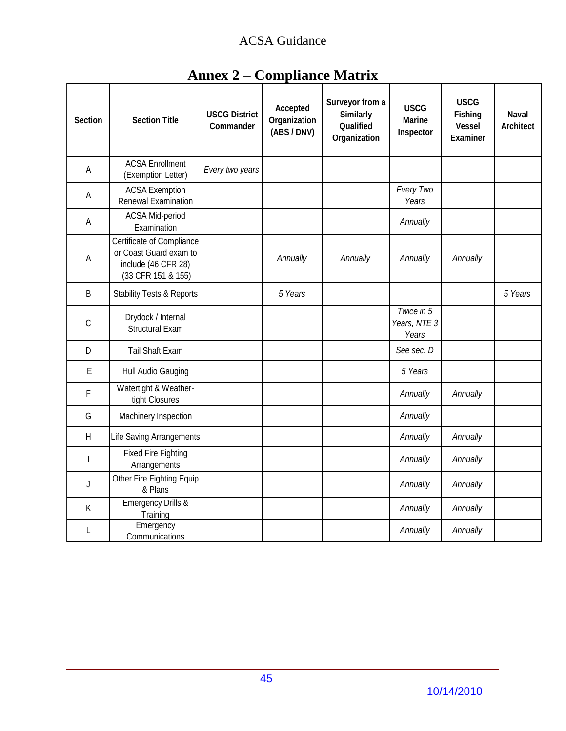# Annex 2 – Compliance Matrix

| Section | Section Title | USCG District Commander | Accepted Organization (ABS / DNV) | Surveyor from a Similarly Qualified Organization | USCG Marine Inspector | USCG Fishing Vessel Examiner | Naval Architect |
|---|---|---|---|---|---|---|---|
| A | ACSA Enrollment (Exemption Letter) | *Every two years* | | | | | |
| A | ACSA Exemption Renewal Examination | | | | *Every Two Years* | | |
| A | ACSA Mid-period Examination | | | | *Annually* | | |
| A | Certificate of Compliance or Coast Guard exam to include (46 CFR 28) (33 CFR 151 & 155) | | *Annually* | *Annually* | *Annually* | *Annually* | |
| B | Stability Tests & Reports | | *5 Years* | | | | *5 Years* |
| C | Drydock / Internal Structural Exam | | | | *Twice in 5 Years, NTE 3 Years* | | |
| D | Tail Shaft Exam | | | | *See sec. D* | | |
| E | Hull Audio Gauging | | | | *5 Years* | | |
| F | Watertight & Weather-tight Closures | | | | *Annually* | *Annually* | |
| G | Machinery Inspection | | | | *Annually* | | |
| H | Life Saving Arrangements | | | | *Annually* | *Annually* | |
| I | Fixed Fire Fighting Arrangements | | | | *Annually* | *Annually* | |
| J | Other Fire Fighting Equip & Plans | | | | *Annually* | *Annually* | |
| K | Emergency Drills & Training | | | | *Annually* | *Annually* | |
| L | Emergency Communications | | | | *Annually* | *Annually* | |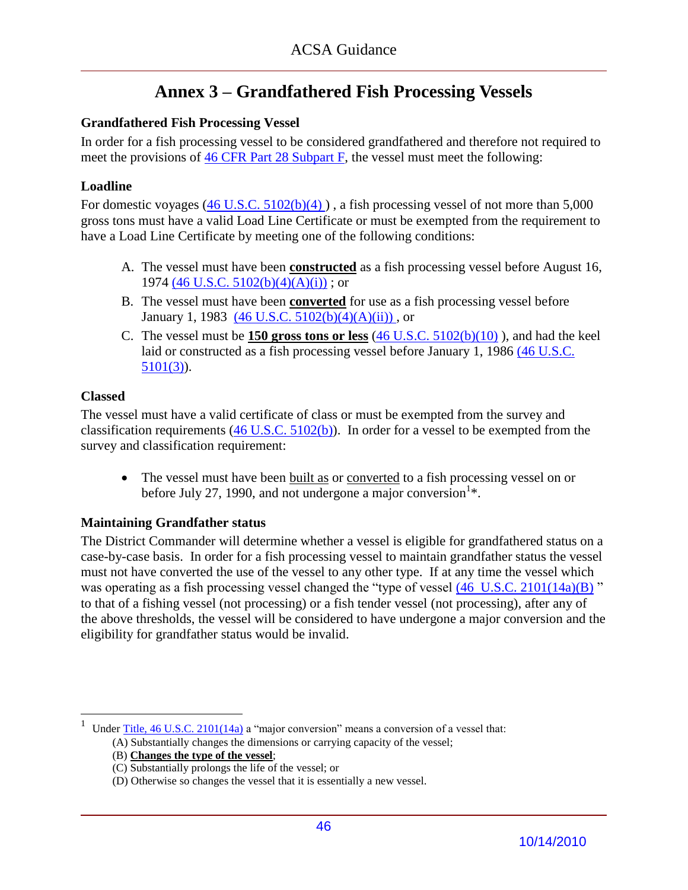# Annex 3 – Grandfathered Fish Processing Vessels

### Grandfathered Fish Processing Vessel

In order for a fish processing vessel to be considered grandfathered and therefore not required to meet the provisions of 46 CFR Part 28 Subpart F, the vessel must meet the following:

### Loadline

For domestic voyages (46 U.S.C. 5102(b)(4) ) , a fish processing vessel of not more than 5,000 gross tons must have a valid Load Line Certificate or must be exempted from the requirement to have a Load Line Certificate by meeting one of the following conditions:

A. The vessel must have been **constructed** as a fish processing vessel before August 16, 1974 (46 U.S.C. 5102(b)(4)(A)(i)) ; or
B. The vessel must have been **converted** for use as a fish processing vessel before January 1, 1983 (46 U.S.C. 5102(b)(4)(A)(ii)) , or
C. The vessel must be **150 gross tons or less** (46 U.S.C. 5102(b)(10) ), and had the keel laid or constructed as a fish processing vessel before January 1, 1986 (46 U.S.C. 5101(3)).

### Classed

The vessel must have a valid certificate of class or must be exempted from the survey and classification requirements (46 U.S.C. 5102(b)). In order for a vessel to be exempted from the survey and classification requirement:

- The vessel must have been built as or converted to a fish processing vessel on or before July 27, 1990, and not undergone a major conversion[1]*.

### Maintaining Grandfather status

The District Commander will determine whether a vessel is eligible for grandfathered status on a case-by-case basis. In order for a fish processing vessel to maintain grandfather status the vessel must not have converted the use of the vessel to any other type. If at any time the vessel which was operating as a fish processing vessel changed the "type of vessel (46 U.S.C. 2101(14a)(B) " to that of a fishing vessel (not processing) or a fish tender vessel (not processing), after any of the above thresholds, the vessel will be considered to have undergone a major conversion and the eligibility for grandfather status would be invalid.

---

[1] Under Title, 46 U.S.C. 2101(14a) a "major conversion" means a conversion of a vessel that:
(A) Substantially changes the dimensions or carrying capacity of the vessel;
(B) **Changes the type of the vessel**;
(C) Substantially prolongs the life of the vessel; or
(D) Otherwise so changes the vessel that it is essentially a new vessel.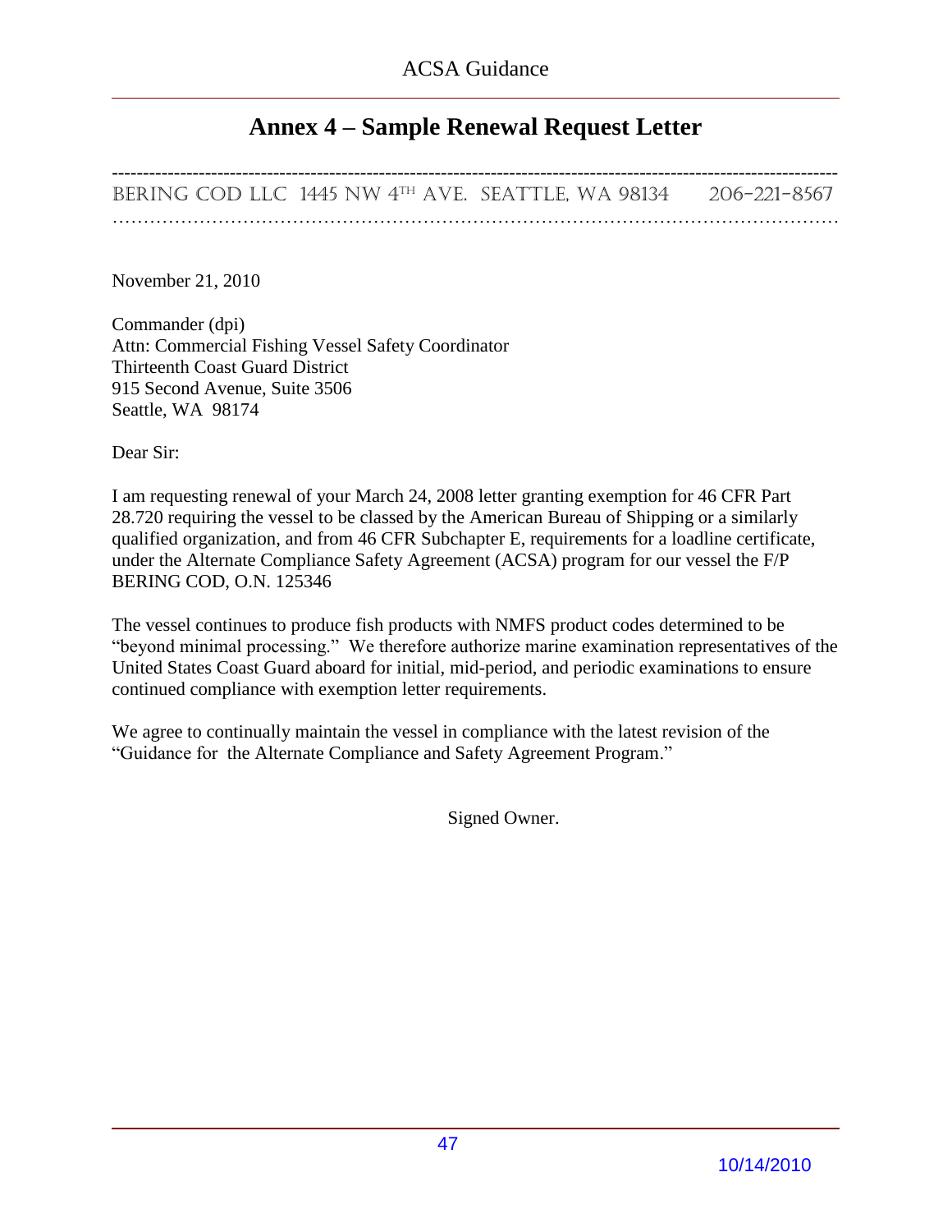## Annex 4 – Sample Renewal Request Letter

---

BERING COD LLC 1445 NW 4$^{TH}$ AVE. SEATTLE, WA 98134 206-221-8567

---

November 21, 2010

Commander (dpi)
Attn: Commercial Fishing Vessel Safety Coordinator
Thirteenth Coast Guard District
915 Second Avenue, Suite 3506
Seattle, WA 98174

Dear Sir:

I am requesting renewal of your March 24, 2008 letter granting exemption for 46 CFR Part 28.720 requiring the vessel to be classed by the American Bureau of Shipping or a similarly qualified organization, and from 46 CFR Subchapter E, requirements for a loadline certificate, under the Alternate Compliance Safety Agreement (ACSA) program for our vessel the F/P BERING COD, O.N. 125346

The vessel continues to produce fish products with NMFS product codes determined to be "beyond minimal processing." We therefore authorize marine examination representatives of the United States Coast Guard aboard for initial, mid-period, and periodic examinations to ensure continued compliance with exemption letter requirements.

We agree to continually maintain the vessel in compliance with the latest revision of the "Guidance for the Alternate Compliance and Safety Agreement Program."

Signed Owner.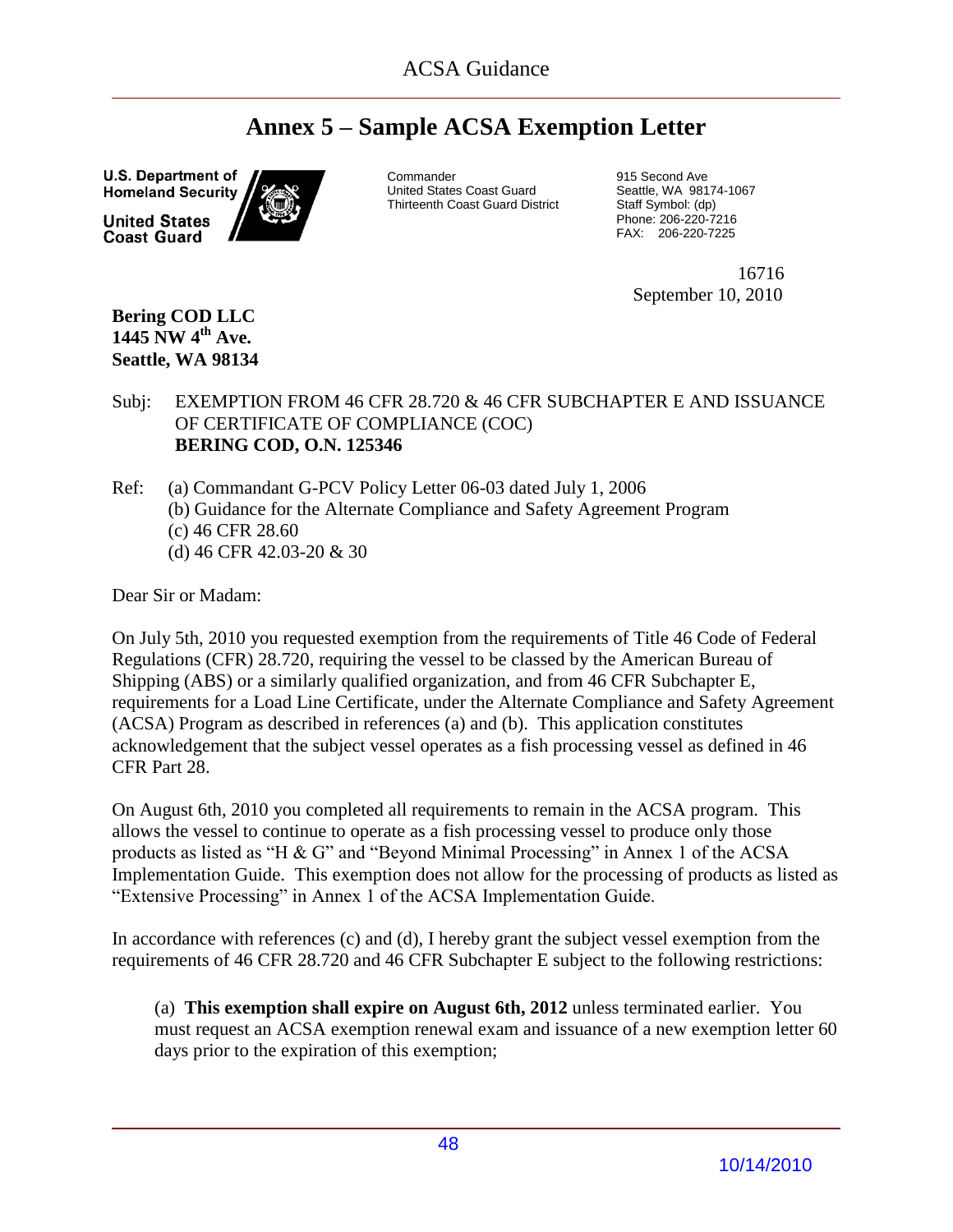# Annex 5 – Sample ACSA Exemption Letter

U.S. Department of Homeland Security
United States Coast Guard

Commander
United States Coast Guard
Thirteenth Coast Guard District

915 Second Ave
Seattle, WA 98174-1067
Staff Symbol: (dp)
Phone: 206-220-7216
FAX: 206-220-7225

16716
September 10, 2010

**Bering COD LLC**
**1445 NW 4th Ave.**
**Seattle, WA 98134**

Subj: EXEMPTION FROM 46 CFR 28.720 & 46 CFR SUBCHAPTER E AND ISSUANCE OF CERTIFICATE OF COMPLIANCE (COC)
**BERING COD, O.N. 125346**

Ref: (a) Commandant G-PCV Policy Letter 06-03 dated July 1, 2006
(b) Guidance for the Alternate Compliance and Safety Agreement Program
(c) 46 CFR 28.60
(d) 46 CFR 42.03-20 & 30

Dear Sir or Madam:

On July 5th, 2010 you requested exemption from the requirements of Title 46 Code of Federal Regulations (CFR) 28.720, requiring the vessel to be classed by the American Bureau of Shipping (ABS) or a similarly qualified organization, and from 46 CFR Subchapter E, requirements for a Load Line Certificate, under the Alternate Compliance and Safety Agreement (ACSA) Program as described in references (a) and (b). This application constitutes acknowledgement that the subject vessel operates as a fish processing vessel as defined in 46 CFR Part 28.

On August 6th, 2010 you completed all requirements to remain in the ACSA program. This allows the vessel to continue to operate as a fish processing vessel to produce only those products as listed as "H & G" and "Beyond Minimal Processing" in Annex 1 of the ACSA Implementation Guide. This exemption does not allow for the processing of products as listed as "Extensive Processing" in Annex 1 of the ACSA Implementation Guide.

In accordance with references (c) and (d), I hereby grant the subject vessel exemption from the requirements of 46 CFR 28.720 and 46 CFR Subchapter E subject to the following restrictions:

(a) **This exemption shall expire on August 6th, 2012** unless terminated earlier. You must request an ACSA exemption renewal exam and issuance of a new exemption letter 60 days prior to the expiration of this exemption;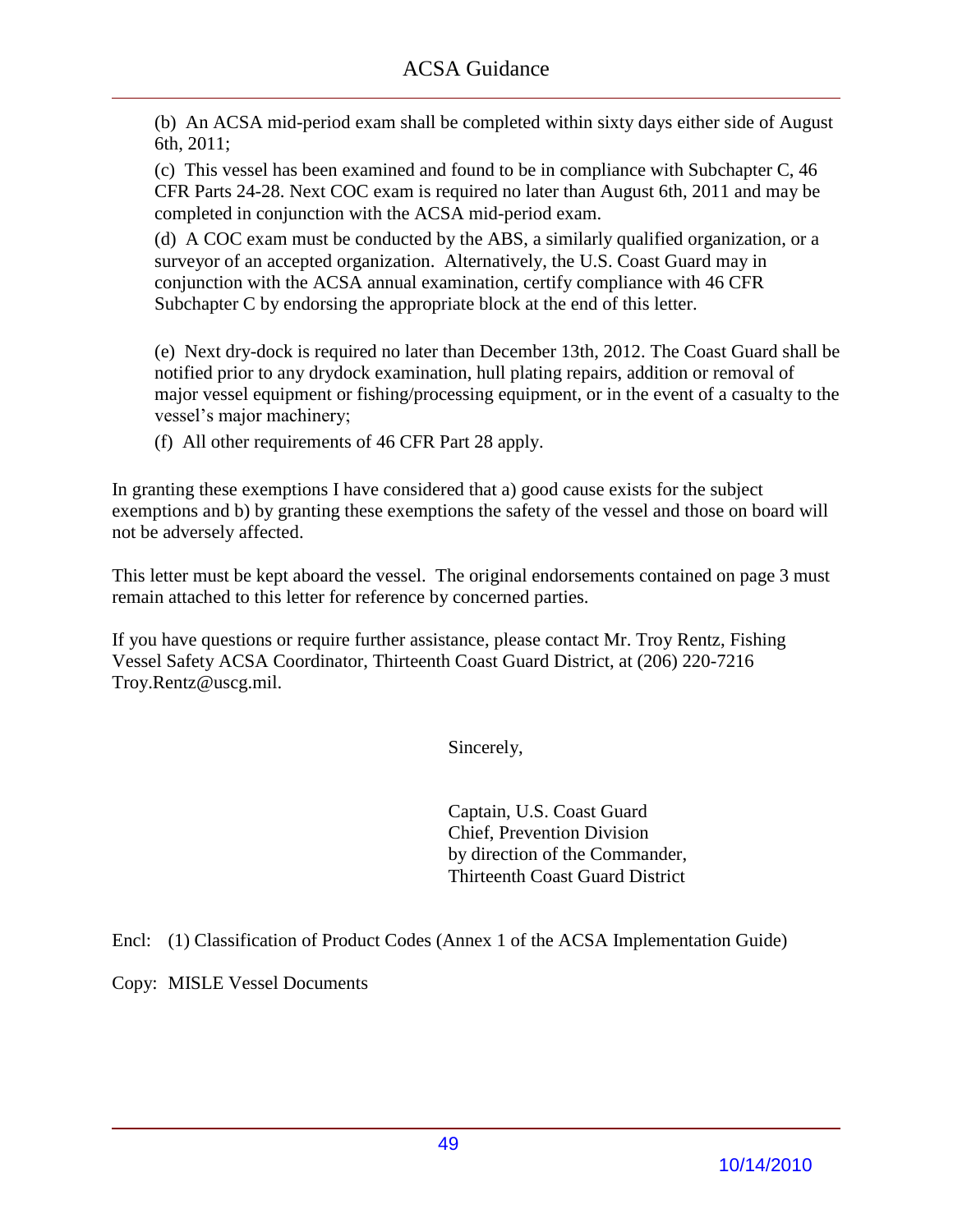(b) An ACSA mid-period exam shall be completed within sixty days either side of August 6th, 2011;

(c) This vessel has been examined and found to be in compliance with Subchapter C, 46 CFR Parts 24-28. Next COC exam is required no later than August 6th, 2011 and may be completed in conjunction with the ACSA mid-period exam.

(d) A COC exam must be conducted by the ABS, a similarly qualified organization, or a surveyor of an accepted organization. Alternatively, the U.S. Coast Guard may in conjunction with the ACSA annual examination, certify compliance with 46 CFR Subchapter C by endorsing the appropriate block at the end of this letter.

(e) Next dry-dock is required no later than December 13th, 2012. The Coast Guard shall be notified prior to any drydock examination, hull plating repairs, addition or removal of major vessel equipment or fishing/processing equipment, or in the event of a casualty to the vessel's major machinery;

(f) All other requirements of 46 CFR Part 28 apply.

In granting these exemptions I have considered that a) good cause exists for the subject exemptions and b) by granting these exemptions the safety of the vessel and those on board will not be adversely affected.

This letter must be kept aboard the vessel. The original endorsements contained on page 3 must remain attached to this letter for reference by concerned parties.

If you have questions or require further assistance, please contact Mr. Troy Rentz, Fishing Vessel Safety ACSA Coordinator, Thirteenth Coast Guard District, at (206) 220-7216 Troy.Rentz@uscg.mil.

Sincerely,

Captain, U.S. Coast Guard
Chief, Prevention Division
by direction of the Commander,
Thirteenth Coast Guard District

Encl: (1) Classification of Product Codes (Annex 1 of the ACSA Implementation Guide)

Copy: MISLE Vessel Documents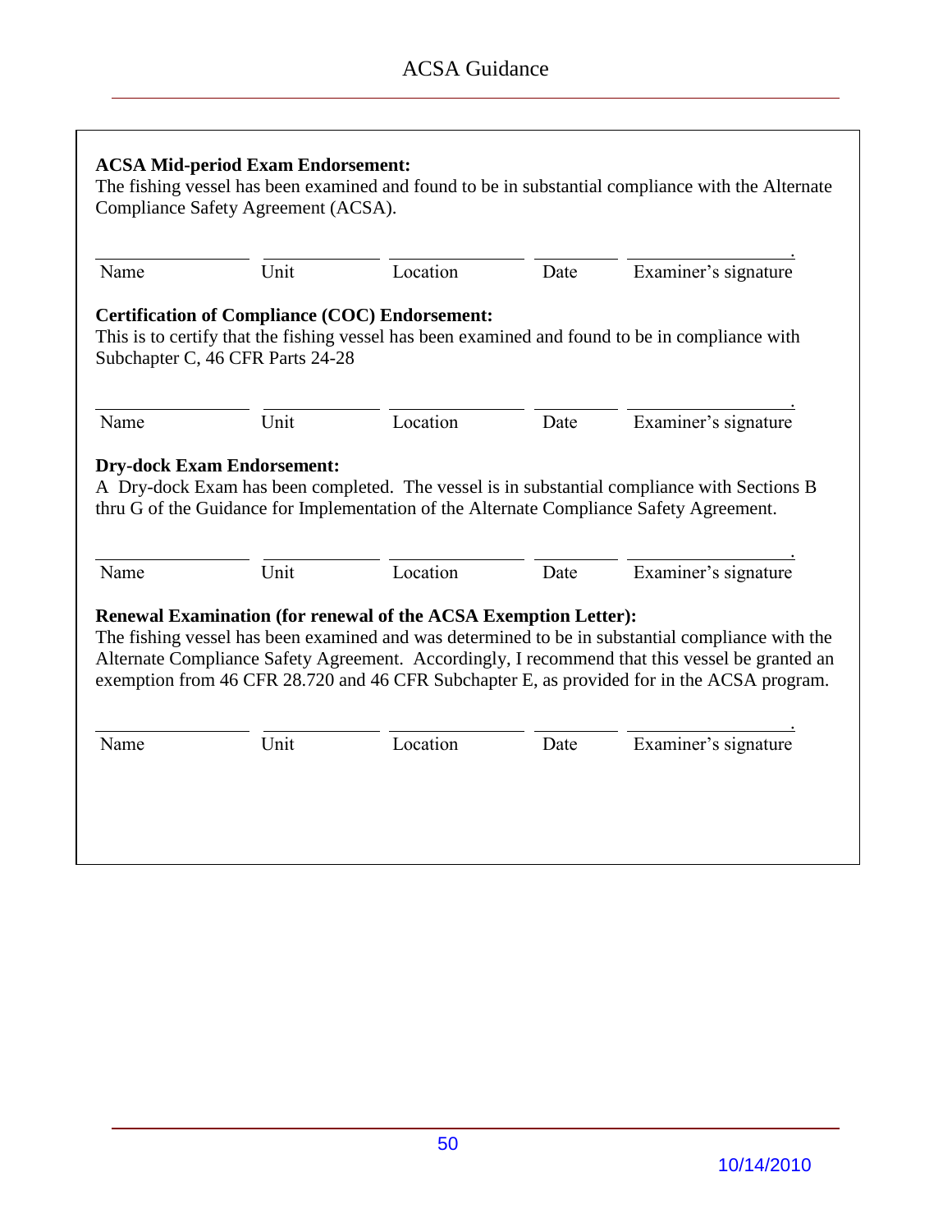**ACSA Mid-period Exam Endorsement:**
The fishing vessel has been examined and found to be in substantial compliance with the Alternate Compliance Safety Agreement (ACSA).

| | | | | |
|---|---|---|---|---|
| Name | Unit | Location | Date | Examiner's signature |

**Certification of Compliance (COC) Endorsement:**
This is to certify that the fishing vessel has been examined and found to be in compliance with Subchapter C, 46 CFR Parts 24-28

| | | | | |
|---|---|---|---|---|
| Name | Unit | Location | Date | Examiner's signature |

**Dry-dock Exam Endorsement:**
A Dry-dock Exam has been completed. The vessel is in substantial compliance with Sections B thru G of the Guidance for Implementation of the Alternate Compliance Safety Agreement.

| | | | | |
|---|---|---|---|---|
| Name | Unit | Location | Date | Examiner's signature |

**Renewal Examination (for renewal of the ACSA Exemption Letter):**
The fishing vessel has been examined and was determined to be in substantial compliance with the Alternate Compliance Safety Agreement. Accordingly, I recommend that this vessel be granted an exemption from 46 CFR 28.720 and 46 CFR Subchapter E, as provided for in the ACSA program.

| | | | | |
|---|---|---|---|---|
| Name | Unit | Location | Date | Examiner's signature |